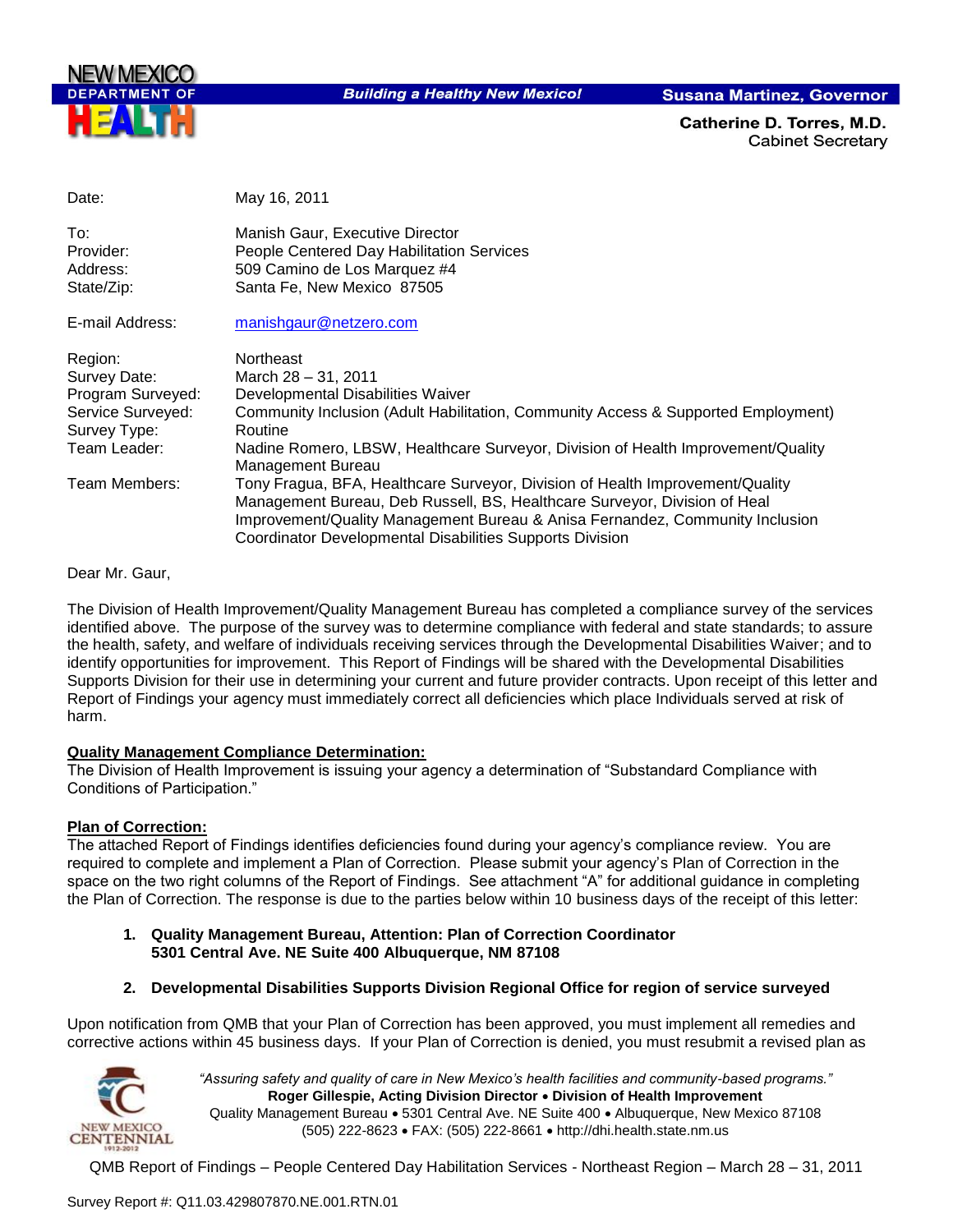NEW MEXICO
DEPARTMENT OF
HEALTH

**Building a Healthy New Mexico!**

**Susana Martinez, Governor**

**Catherine D. Torres, M.D.**
Cabinet Secretary

| | |
|---|---|
| Date: | May 16, 2011 |
| To: | Manish Gaur, Executive Director |
| Provider: | People Centered Day Habilitation Services |
| Address: | 509 Camino de Los Marquez #4 |
| State/Zip: | Santa Fe, New Mexico 87505 |
| E-mail Address: | manishgaur@netzero.com |
| Region: | Northeast |
| Survey Date: | March 28 – 31, 2011 |
| Program Surveyed: | Developmental Disabilities Waiver |
| Service Surveyed: | Community Inclusion (Adult Habilitation, Community Access & Supported Employment) |
| Survey Type: | Routine |
| Team Leader: | Nadine Romero, LBSW, Healthcare Surveyor, Division of Health Improvement/Quality Management Bureau |
| Team Members: | Tony Fragua, BFA, Healthcare Surveyor, Division of Health Improvement/Quality Management Bureau, Deb Russell, BS, Healthcare Surveyor, Division of Heal Improvement/Quality Management Bureau & Anisa Fernandez, Community Inclusion Coordinator Developmental Disabilities Supports Division |

Dear Mr. Gaur,

The Division of Health Improvement/Quality Management Bureau has completed a compliance survey of the services identified above. The purpose of the survey was to determine compliance with federal and state standards; to assure the health, safety, and welfare of individuals receiving services through the Developmental Disabilities Waiver; and to identify opportunities for improvement. This Report of Findings will be shared with the Developmental Disabilities Supports Division for their use in determining your current and future provider contracts. Upon receipt of this letter and Report of Findings your agency must immediately correct all deficiencies which place Individuals served at risk of harm.

**Quality Management Compliance Determination:**
The Division of Health Improvement is issuing your agency a determination of "Substandard Compliance with Conditions of Participation."

**Plan of Correction:**
The attached Report of Findings identifies deficiencies found during your agency's compliance review. You are required to complete and implement a Plan of Correction. Please submit your agency's Plan of Correction in the space on the two right columns of the Report of Findings. See attachment "A" for additional guidance in completing the Plan of Correction. The response is due to the parties below within 10 business days of the receipt of this letter:

1. **Quality Management Bureau, Attention: Plan of Correction Coordinator**
   **5301 Central Ave. NE Suite 400 Albuquerque, NM 87108**

2. **Developmental Disabilities Supports Division Regional Office for region of service surveyed**

Upon notification from QMB that your Plan of Correction has been approved, you must implement all remedies and corrective actions within 45 business days. If your Plan of Correction is denied, you must resubmit a revised plan as

*"Assuring safety and quality of care in New Mexico's health facilities and community-based programs."*
**Roger Gillespie, Acting Division Director • Division of Health Improvement**
Quality Management Bureau • 5301 Central Ave. NE Suite 400 • Albuquerque, New Mexico 87108
(505) 222-8623 • FAX: (505) 222-8661 • http://dhi.health.state.nm.us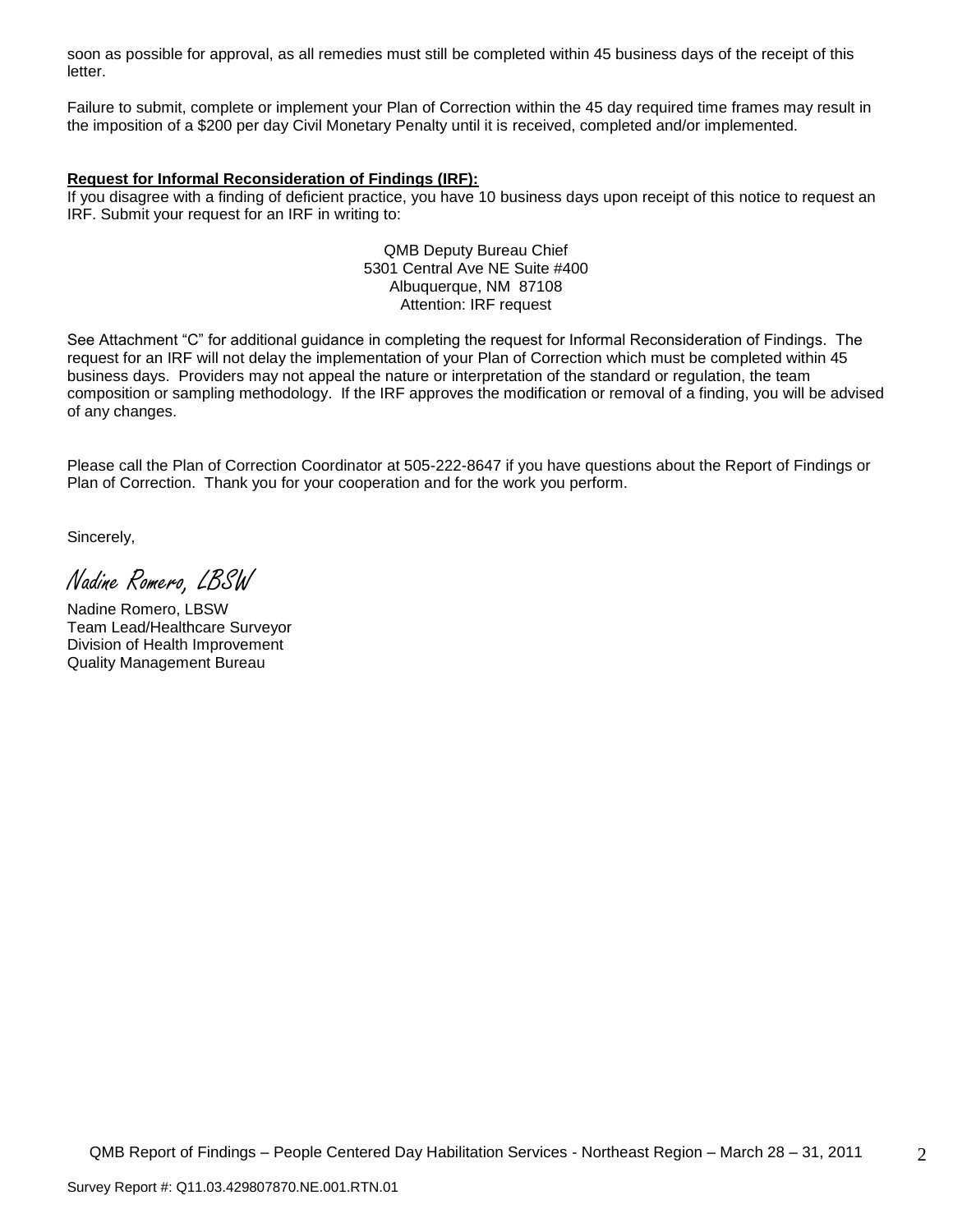soon as possible for approval, as all remedies must still be completed within 45 business days of the receipt of this letter.

Failure to submit, complete or implement your Plan of Correction within the 45 day required time frames may result in the imposition of a $200 per day Civil Monetary Penalty until it is received, completed and/or implemented.

**Request for Informal Reconsideration of Findings (IRF):**
If you disagree with a finding of deficient practice, you have 10 business days upon receipt of this notice to request an IRF. Submit your request for an IRF in writing to:

QMB Deputy Bureau Chief
5301 Central Ave NE Suite #400
Albuquerque, NM 87108
Attention: IRF request

See Attachment "C" for additional guidance in completing the request for Informal Reconsideration of Findings. The request for an IRF will not delay the implementation of your Plan of Correction which must be completed within 45 business days. Providers may not appeal the nature or interpretation of the standard or regulation, the team composition or sampling methodology. If the IRF approves the modification or removal of a finding, you will be advised of any changes.

Please call the Plan of Correction Coordinator at 505-222-8647 if you have questions about the Report of Findings or Plan of Correction. Thank you for your cooperation and for the work you perform.

Sincerely,

*Nadine Romero, LBSW*

Nadine Romero, LBSW
Team Lead/Healthcare Surveyor
Division of Health Improvement
Quality Management Bureau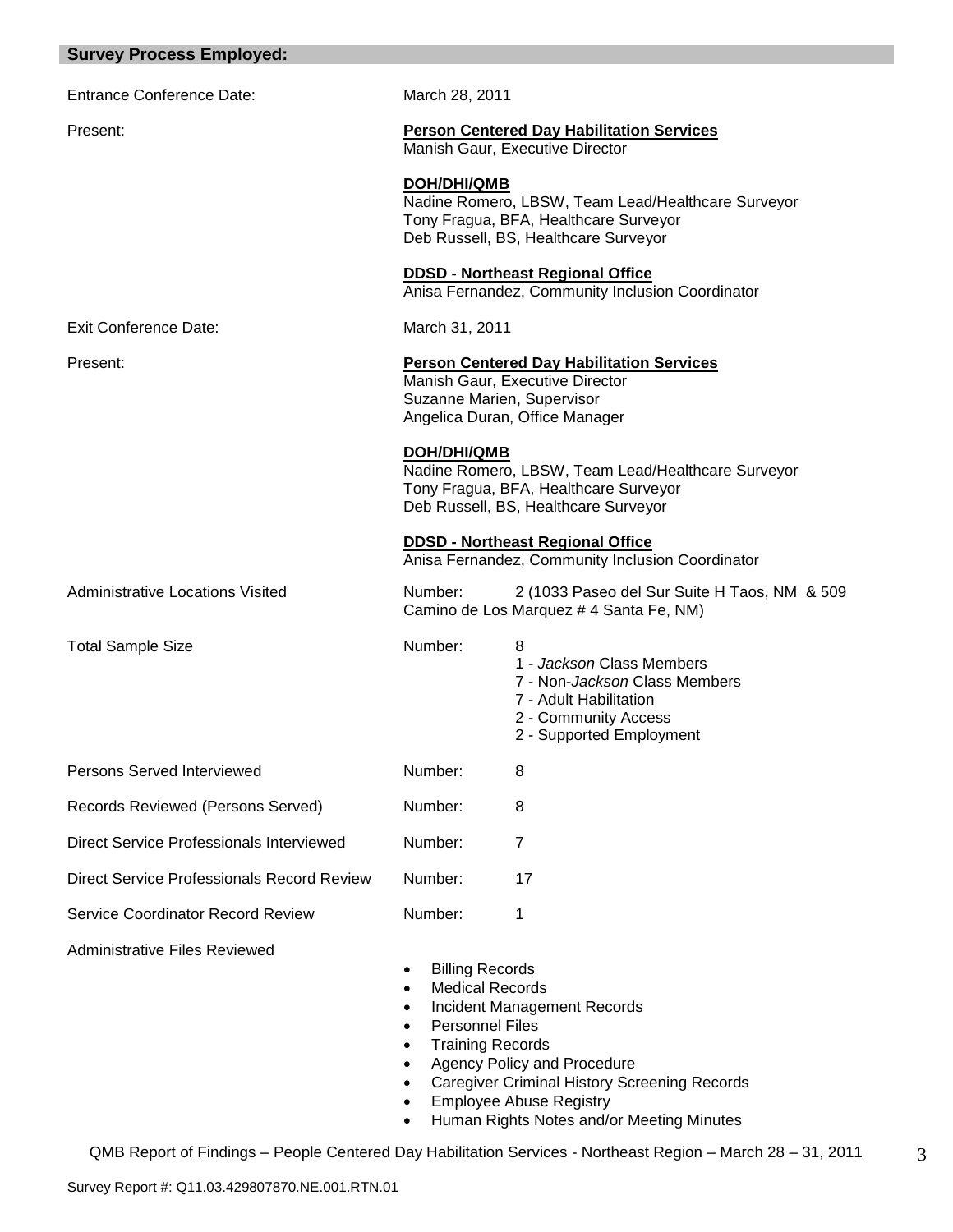## Survey Process Employed:

| | |
|---|---|
| Entrance Conference Date: | March 28, 2011 |
| Present: | **Person Centered Day Habilitation Services**<br>Manish Gaur, Executive Director<br><br>**DOH/DHI/QMB**<br>Nadine Romero, LBSW, Team Lead/Healthcare Surveyor<br>Tony Fragua, BFA, Healthcare Surveyor<br>Deb Russell, BS, Healthcare Surveyor<br><br>**DDSD - Northeast Regional Office**<br>Anisa Fernandez, Community Inclusion Coordinator |
| Exit Conference Date: | March 31, 2011 |
| Present: | **Person Centered Day Habilitation Services**<br>Manish Gaur, Executive Director<br>Suzanne Marien, Supervisor<br>Angelica Duran, Office Manager<br><br>**DOH/DHI/QMB**<br>Nadine Romero, LBSW, Team Lead/Healthcare Surveyor<br>Tony Fragua, BFA, Healthcare Surveyor<br>Deb Russell, BS, Healthcare Surveyor<br><br>**DDSD - Northeast Regional Office**<br>Anisa Fernandez, Community Inclusion Coordinator |
| Administrative Locations Visited | Number: 2 (1033 Paseo del Sur Suite H Taos, NM & 509 Camino de Los Marquez # 4 Santa Fe, NM) |
| Total Sample Size | Number: 8<br>1 - *Jackson* Class Members<br>7 - Non-*Jackson* Class Members<br>7 - Adult Habilitation<br>2 - Community Access<br>2 - Supported Employment |
| Persons Served Interviewed | Number: 8 |
| Records Reviewed (Persons Served) | Number: 8 |
| Direct Service Professionals Interviewed | Number: 7 |
| Direct Service Professionals Record Review | Number: 17 |
| Service Coordinator Record Review | Number: 1 |

Administrative Files Reviewed

- Billing Records
- Medical Records
- Incident Management Records
- Personnel Files
- Training Records
- Agency Policy and Procedure
- Caregiver Criminal History Screening Records
- Employee Abuse Registry
- Human Rights Notes and/or Meeting Minutes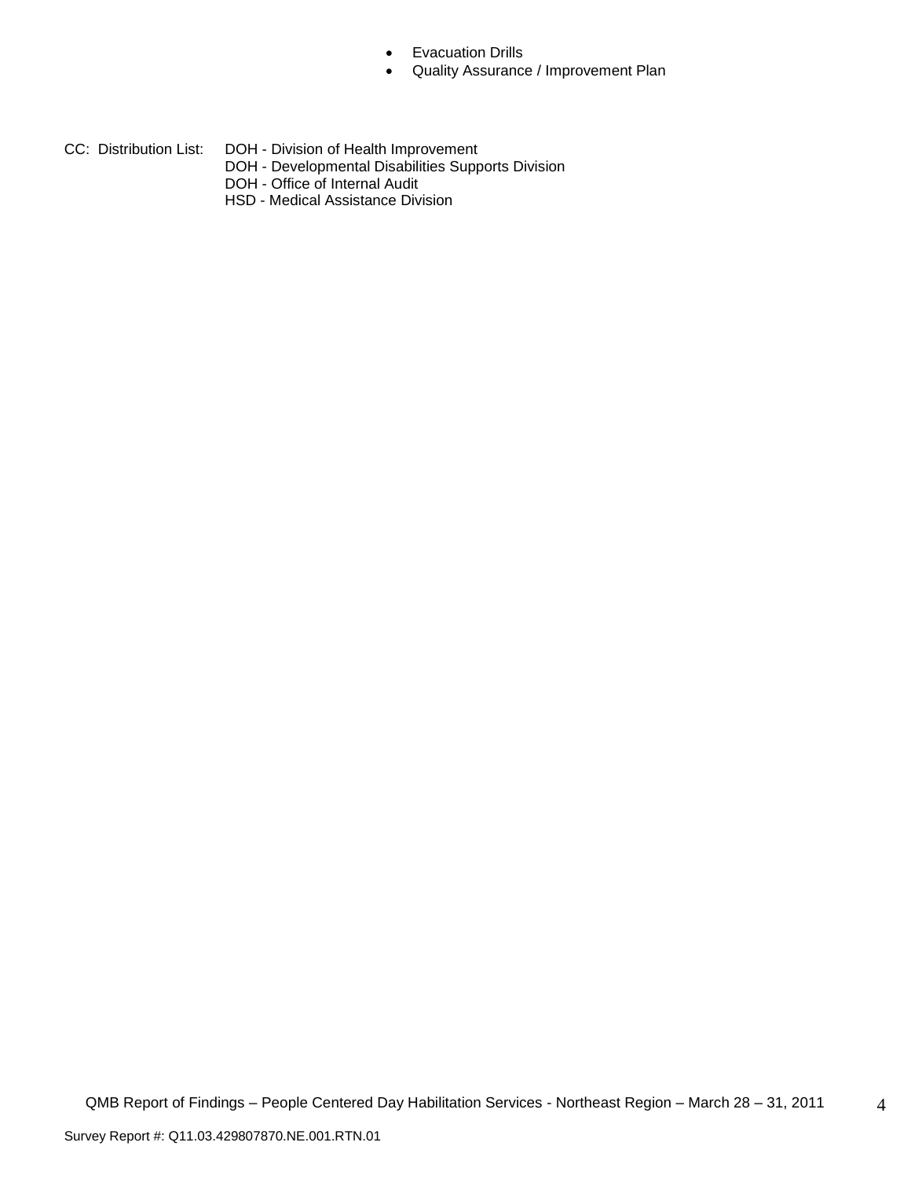- Evacuation Drills
- Quality Assurance / Improvement Plan

CC: Distribution List:
DOH - Division of Health Improvement
DOH - Developmental Disabilities Supports Division
DOH - Office of Internal Audit
HSD - Medical Assistance Division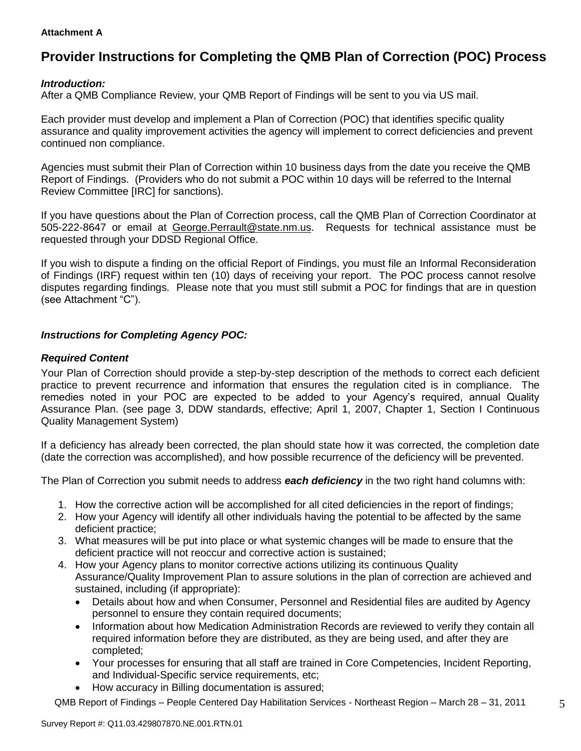**Attachment A**

# Provider Instructions for Completing the QMB Plan of Correction (POC) Process

***Introduction:***
After a QMB Compliance Review, your QMB Report of Findings will be sent to you via US mail.

Each provider must develop and implement a Plan of Correction (POC) that identifies specific quality assurance and quality improvement activities the agency will implement to correct deficiencies and prevent continued non compliance.

Agencies must submit their Plan of Correction within 10 business days from the date you receive the QMB Report of Findings. (Providers who do not submit a POC within 10 days will be referred to the Internal Review Committee [IRC] for sanctions).

If you have questions about the Plan of Correction process, call the QMB Plan of Correction Coordinator at 505-222-8647 or email at George.Perrault@state.nm.us. Requests for technical assistance must be requested through your DDSD Regional Office.

If you wish to dispute a finding on the official Report of Findings, you must file an Informal Reconsideration of Findings (IRF) request within ten (10) days of receiving your report. The POC process cannot resolve disputes regarding findings. Please note that you must still submit a POC for findings that are in question (see Attachment "C").

***Instructions for Completing Agency POC:***

***Required Content***

Your Plan of Correction should provide a step-by-step description of the methods to correct each deficient practice to prevent recurrence and information that ensures the regulation cited is in compliance. The remedies noted in your POC are expected to be added to your Agency's required, annual Quality Assurance Plan. (see page 3, DDW standards, effective; April 1, 2007, Chapter 1, Section I Continuous Quality Management System)

If a deficiency has already been corrected, the plan should state how it was corrected, the completion date (date the correction was accomplished), and how possible recurrence of the deficiency will be prevented.

The Plan of Correction you submit needs to address ***each deficiency*** in the two right hand columns with:

1. How the corrective action will be accomplished for all cited deficiencies in the report of findings;
2. How your Agency will identify all other individuals having the potential to be affected by the same deficient practice;
3. What measures will be put into place or what systemic changes will be made to ensure that the deficient practice will not reoccur and corrective action is sustained;
4. How your Agency plans to monitor corrective actions utilizing its continuous Quality Assurance/Quality Improvement Plan to assure solutions in the plan of correction are achieved and sustained, including (if appropriate):
   - Details about how and when Consumer, Personnel and Residential files are audited by Agency personnel to ensure they contain required documents;
   - Information about how Medication Administration Records are reviewed to verify they contain all required information before they are distributed, as they are being used, and after they are completed;
   - Your processes for ensuring that all staff are trained in Core Competencies, Incident Reporting, and Individual-Specific service requirements, etc;
   - How accuracy in Billing documentation is assured;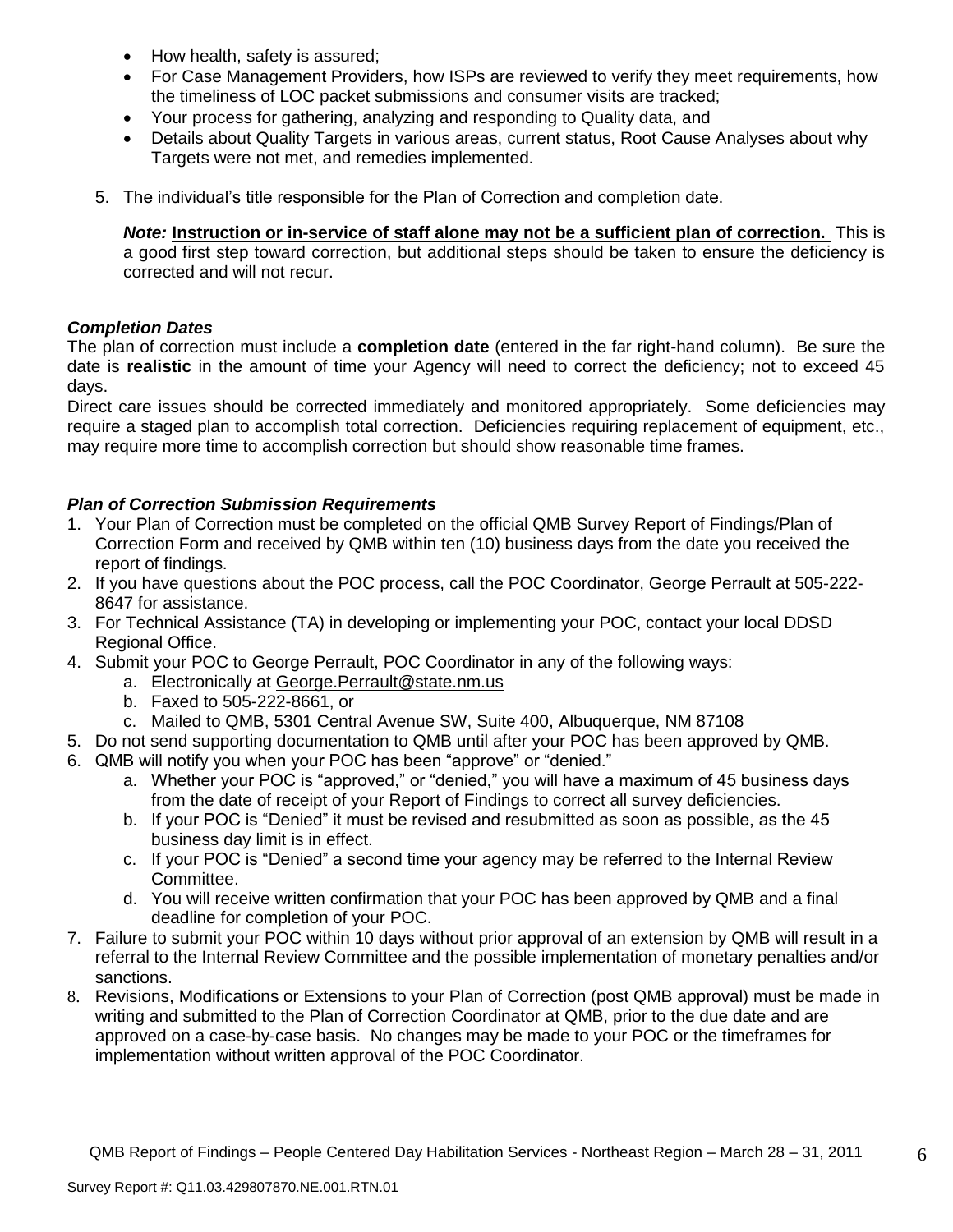- How health, safety is assured;
- For Case Management Providers, how ISPs are reviewed to verify they meet requirements, how the timeliness of LOC packet submissions and consumer visits are tracked;
- Your process for gathering, analyzing and responding to Quality data, and
- Details about Quality Targets in various areas, current status, Root Cause Analyses about why Targets were not met, and remedies implemented.

5. The individual's title responsible for the Plan of Correction and completion date.

   ***Note:*** **Instruction or in-service of staff alone may not be a sufficient plan of correction.** This is a good first step toward correction, but additional steps should be taken to ensure the deficiency is corrected and will not recur.

### *Completion Dates*

The plan of correction must include a **completion date** (entered in the far right-hand column). Be sure the date is **realistic** in the amount of time your Agency will need to correct the deficiency; not to exceed 45 days.

Direct care issues should be corrected immediately and monitored appropriately. Some deficiencies may require a staged plan to accomplish total correction. Deficiencies requiring replacement of equipment, etc., may require more time to accomplish correction but should show reasonable time frames.

### *Plan of Correction Submission Requirements*

1. Your Plan of Correction must be completed on the official QMB Survey Report of Findings/Plan of Correction Form and received by QMB within ten (10) business days from the date you received the report of findings.
2. If you have questions about the POC process, call the POC Coordinator, George Perrault at 505-222-8647 for assistance.
3. For Technical Assistance (TA) in developing or implementing your POC, contact your local DDSD Regional Office.
4. Submit your POC to George Perrault, POC Coordinator in any of the following ways:
   a. Electronically at George.Perrault@state.nm.us
   b. Faxed to 505-222-8661, or
   c. Mailed to QMB, 5301 Central Avenue SW, Suite 400, Albuquerque, NM 87108
5. Do not send supporting documentation to QMB until after your POC has been approved by QMB.
6. QMB will notify you when your POC has been "approve" or "denied."
   a. Whether your POC is "approved," or "denied," you will have a maximum of 45 business days from the date of receipt of your Report of Findings to correct all survey deficiencies.
   b. If your POC is "Denied" it must be revised and resubmitted as soon as possible, as the 45 business day limit is in effect.
   c. If your POC is "Denied" a second time your agency may be referred to the Internal Review Committee.
   d. You will receive written confirmation that your POC has been approved by QMB and a final deadline for completion of your POC.
7. Failure to submit your POC within 10 days without prior approval of an extension by QMB will result in a referral to the Internal Review Committee and the possible implementation of monetary penalties and/or sanctions.
8. Revisions, Modifications or Extensions to your Plan of Correction (post QMB approval) must be made in writing and submitted to the Plan of Correction Coordinator at QMB, prior to the due date and are approved on a case-by-case basis. No changes may be made to your POC or the timeframes for implementation without written approval of the POC Coordinator.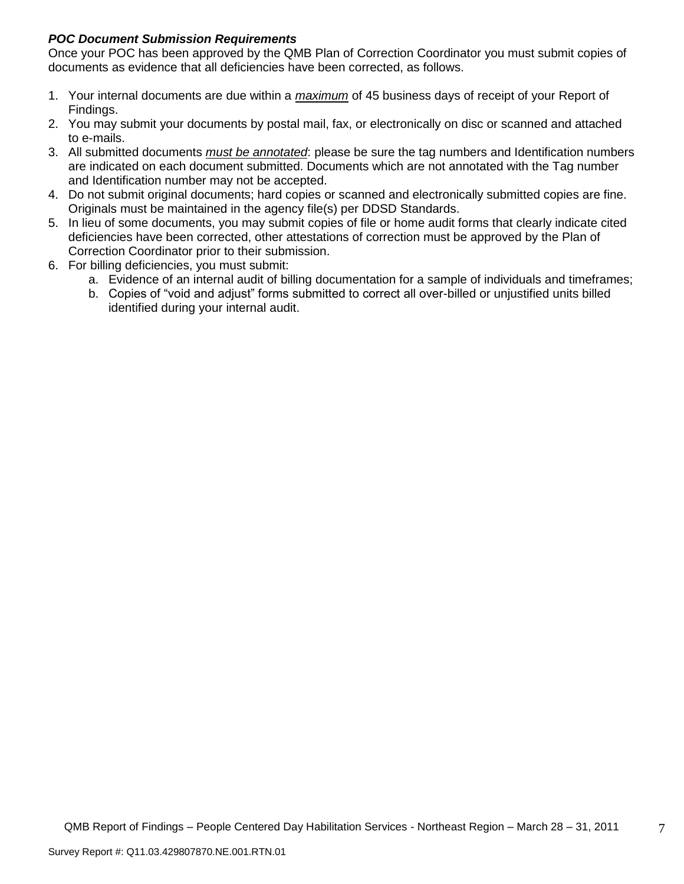***POC Document Submission Requirements***

Once your POC has been approved by the QMB Plan of Correction Coordinator you must submit copies of documents as evidence that all deficiencies have been corrected, as follows.

1. Your internal documents are due within a ***maximum*** of 45 business days of receipt of your Report of Findings.
2. You may submit your documents by postal mail, fax, or electronically on disc or scanned and attached to e-mails.
3. All submitted documents *must be annotated*: please be sure the tag numbers and Identification numbers are indicated on each document submitted. Documents which are not annotated with the Tag number and Identification number may not be accepted.
4. Do not submit original documents; hard copies or scanned and electronically submitted copies are fine. Originals must be maintained in the agency file(s) per DDSD Standards.
5. In lieu of some documents, you may submit copies of file or home audit forms that clearly indicate cited deficiencies have been corrected, other attestations of correction must be approved by the Plan of Correction Coordinator prior to their submission.
6. For billing deficiencies, you must submit:
   a. Evidence of an internal audit of billing documentation for a sample of individuals and timeframes;
   b. Copies of "void and adjust" forms submitted to correct all over-billed or unjustified units billed identified during your internal audit.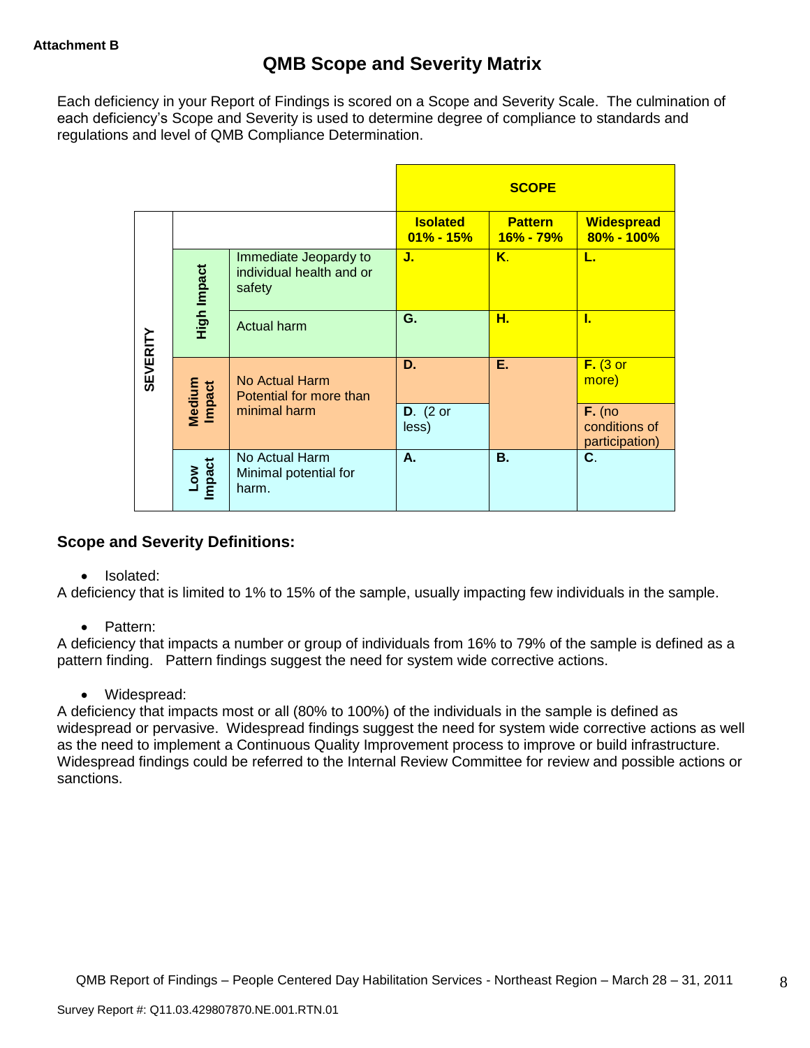**Attachment B**

# QMB Scope and Severity Matrix

Each deficiency in your Report of Findings is scored on a Scope and Severity Scale. The culmination of each deficiency's Scope and Severity is used to determine degree of compliance to standards and regulations and level of QMB Compliance Determination.

| | | | SCOPE | | |
|---|---|---|---|---|---|
| | | | **Isolated 01% - 15%** | **Pattern 16% - 79%** | **Widespread 80% - 100%** |
| **SEVERITY** | **High Impact** | Immediate Jeopardy to individual health and or safety | **J.** | **K.** | **L.** |
| | | Actual harm | **G.** | **H.** | **I.** |
| | **Medium Impact** | No Actual Harm Potential for more than minimal harm | **D.** | **E.** | **F.** (3 or more) |
| | | | **D.** (2 or less) | | **F.** (no conditions of participation) |
| | **Low Impact** | No Actual Harm Minimal potential for harm. | **A.** | **B.** | **C.** |

## Scope and Severity Definitions:

- Isolated:

A deficiency that is limited to 1% to 15% of the sample, usually impacting few individuals in the sample.

- Pattern:

A deficiency that impacts a number or group of individuals from 16% to 79% of the sample is defined as a pattern finding. Pattern findings suggest the need for system wide corrective actions.

- Widespread:

A deficiency that impacts most or all (80% to 100%) of the individuals in the sample is defined as widespread or pervasive. Widespread findings suggest the need for system wide corrective actions as well as the need to implement a Continuous Quality Improvement process to improve or build infrastructure. Widespread findings could be referred to the Internal Review Committee for review and possible actions or sanctions.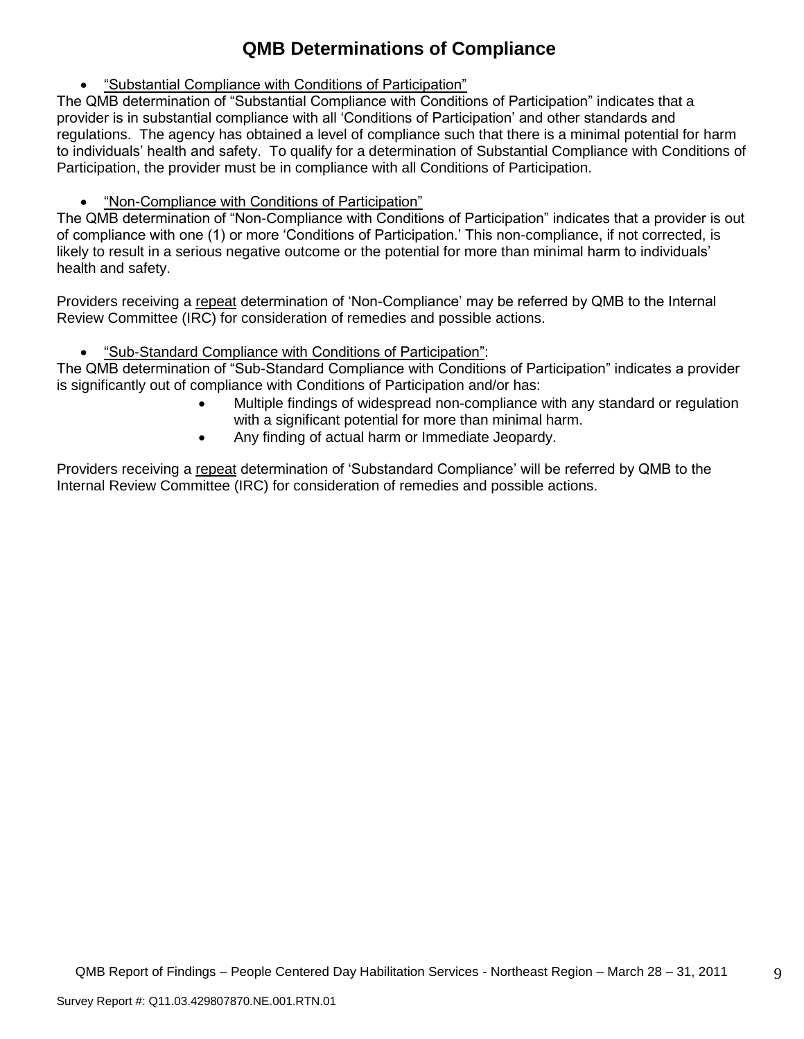# QMB Determinations of Compliance

- "Substantial Compliance with Conditions of Participation"

The QMB determination of "Substantial Compliance with Conditions of Participation" indicates that a provider is in substantial compliance with all 'Conditions of Participation' and other standards and regulations. The agency has obtained a level of compliance such that there is a minimal potential for harm to individuals' health and safety. To qualify for a determination of Substantial Compliance with Conditions of Participation, the provider must be in compliance with all Conditions of Participation.

- "Non-Compliance with Conditions of Participation"

The QMB determination of "Non-Compliance with Conditions of Participation" indicates that a provider is out of compliance with one (1) or more 'Conditions of Participation.' This non-compliance, if not corrected, is likely to result in a serious negative outcome or the potential for more than minimal harm to individuals' health and safety.

Providers receiving a repeat determination of 'Non-Compliance' may be referred by QMB to the Internal Review Committee (IRC) for consideration of remedies and possible actions.

- "Sub-Standard Compliance with Conditions of Participation":

The QMB determination of "Sub-Standard Compliance with Conditions of Participation" indicates a provider is significantly out of compliance with Conditions of Participation and/or has:

- Multiple findings of widespread non-compliance with any standard or regulation with a significant potential for more than minimal harm.
- Any finding of actual harm or Immediate Jeopardy.

Providers receiving a repeat determination of 'Substandard Compliance' will be referred by QMB to the Internal Review Committee (IRC) for consideration of remedies and possible actions.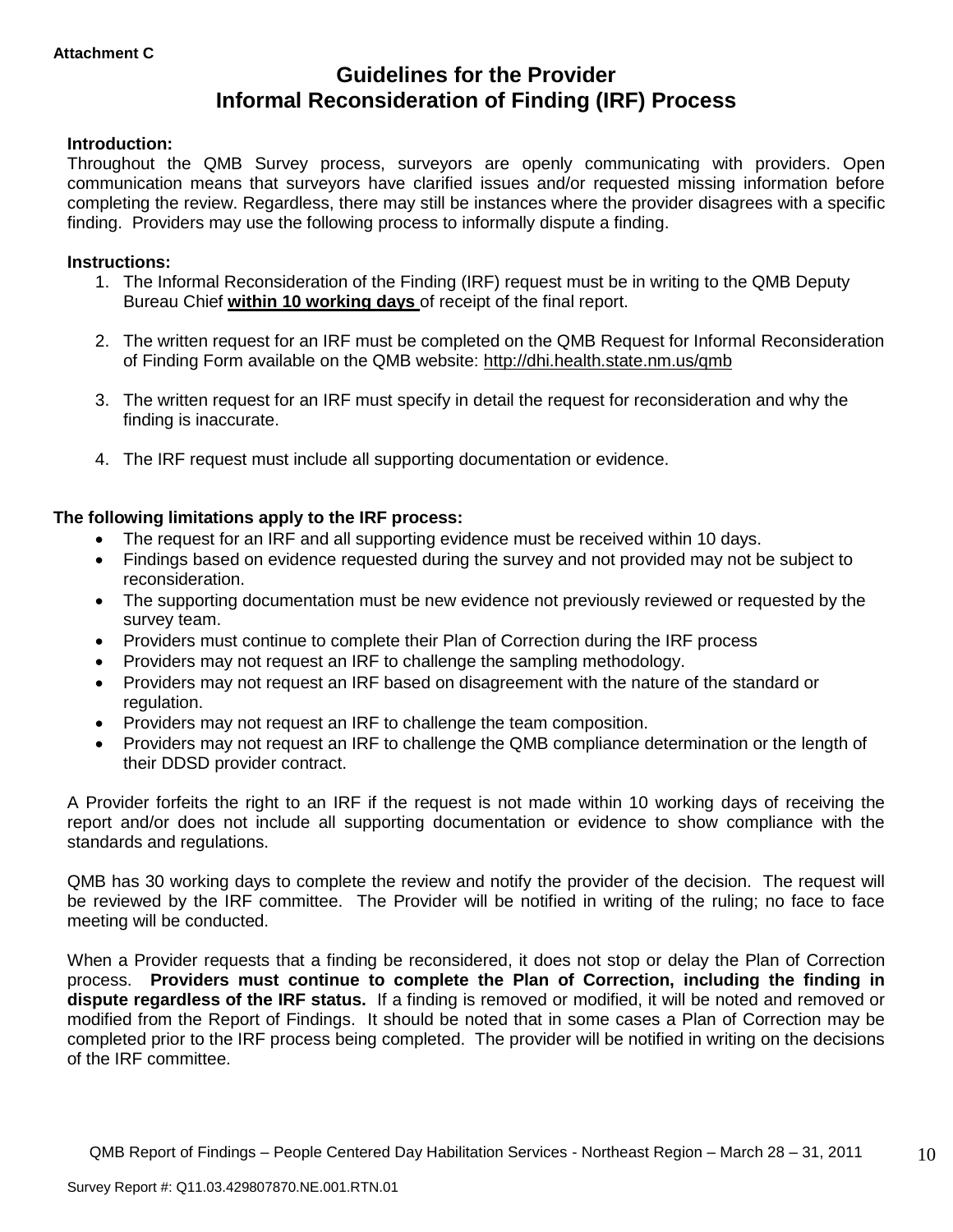**Attachment C**

# Guidelines for the Provider
# Informal Reconsideration of Finding (IRF) Process

**Introduction:**
Throughout the QMB Survey process, surveyors are openly communicating with providers. Open communication means that surveyors have clarified issues and/or requested missing information before completing the review. Regardless, there may still be instances where the provider disagrees with a specific finding. Providers may use the following process to informally dispute a finding.

**Instructions:**

1. The Informal Reconsideration of the Finding (IRF) request must be in writing to the QMB Deputy Bureau Chief **within 10 working days** of receipt of the final report.

2. The written request for an IRF must be completed on the QMB Request for Informal Reconsideration of Finding Form available on the QMB website: http://dhi.health.state.nm.us/qmb

3. The written request for an IRF must specify in detail the request for reconsideration and why the finding is inaccurate.

4. The IRF request must include all supporting documentation or evidence.

**The following limitations apply to the IRF process:**

- The request for an IRF and all supporting evidence must be received within 10 days.
- Findings based on evidence requested during the survey and not provided may not be subject to reconsideration.
- The supporting documentation must be new evidence not previously reviewed or requested by the survey team.
- Providers must continue to complete their Plan of Correction during the IRF process
- Providers may not request an IRF to challenge the sampling methodology.
- Providers may not request an IRF based on disagreement with the nature of the standard or regulation.
- Providers may not request an IRF to challenge the team composition.
- Providers may not request an IRF to challenge the QMB compliance determination or the length of their DDSD provider contract.

A Provider forfeits the right to an IRF if the request is not made within 10 working days of receiving the report and/or does not include all supporting documentation or evidence to show compliance with the standards and regulations.

QMB has 30 working days to complete the review and notify the provider of the decision. The request will be reviewed by the IRF committee. The Provider will be notified in writing of the ruling; no face to face meeting will be conducted.

When a Provider requests that a finding be reconsidered, it does not stop or delay the Plan of Correction process. **Providers must continue to complete the Plan of Correction, including the finding in dispute regardless of the IRF status.** If a finding is removed or modified, it will be noted and removed or modified from the Report of Findings. It should be noted that in some cases a Plan of Correction may be completed prior to the IRF process being completed. The provider will be notified in writing on the decisions of the IRF committee.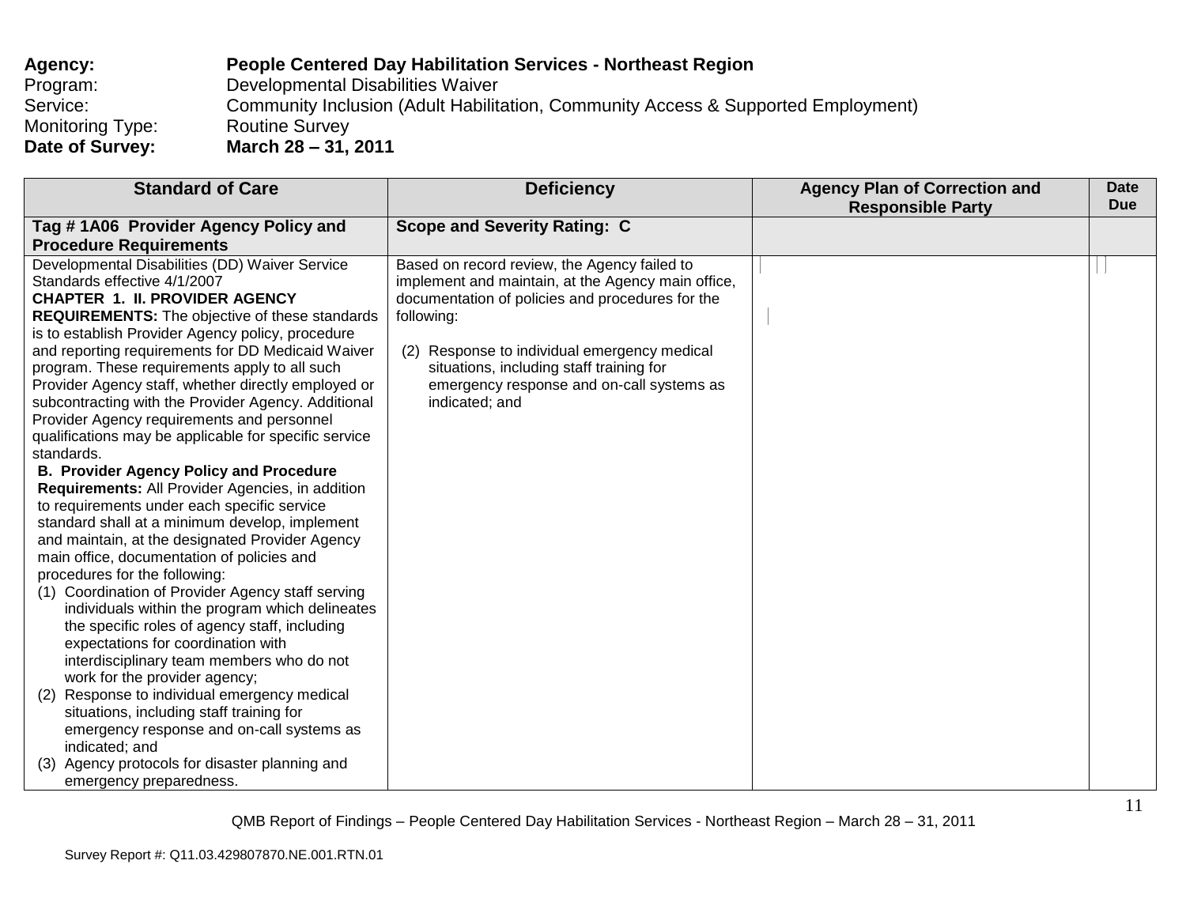**Agency:** **People Centered Day Habilitation Services - Northeast Region**
Program: Developmental Disabilities Waiver
Service: Community Inclusion (Adult Habilitation, Community Access & Supported Employment)
Monitoring Type: Routine Survey
**Date of Survey:** **March 28 – 31, 2011**

| Standard of Care | Deficiency | Agency Plan of Correction and Responsible Party | Date Due |
|---|---|---|---|
| **Tag # 1A06 Provider Agency Policy and Procedure Requirements** | **Scope and Severity Rating: C** | | |
| Developmental Disabilities (DD) Waiver Service Standards effective 4/1/2007<br>**CHAPTER 1. II. PROVIDER AGENCY REQUIREMENTS:** The objective of these standards is to establish Provider Agency policy, procedure and reporting requirements for DD Medicaid Waiver program. These requirements apply to all such Provider Agency staff, whether directly employed or subcontracting with the Provider Agency. Additional Provider Agency requirements and personnel qualifications may be applicable for specific service standards.<br>**B. Provider Agency Policy and Procedure Requirements:** All Provider Agencies, in addition to requirements under each specific service standard shall at a minimum develop, implement and maintain, at the designated Provider Agency main office, documentation of policies and procedures for the following:<br>(1) Coordination of Provider Agency staff serving individuals within the program which delineates the specific roles of agency staff, including expectations for coordination with interdisciplinary team members who do not work for the provider agency;<br>(2) Response to individual emergency medical situations, including staff training for emergency response and on-call systems as indicated; and<br>(3) Agency protocols for disaster planning and emergency preparedness. | Based on record review, the Agency failed to implement and maintain, at the Agency main office, documentation of policies and procedures for the following:<br><br>(2) Response to individual emergency medical situations, including staff training for emergency response and on-call systems as indicated; and | | |

QMB Report of Findings – People Centered Day Habilitation Services - Northeast Region – March 28 – 31, 2011

Survey Report #: Q11.03.429807870.NE.001.RTN.01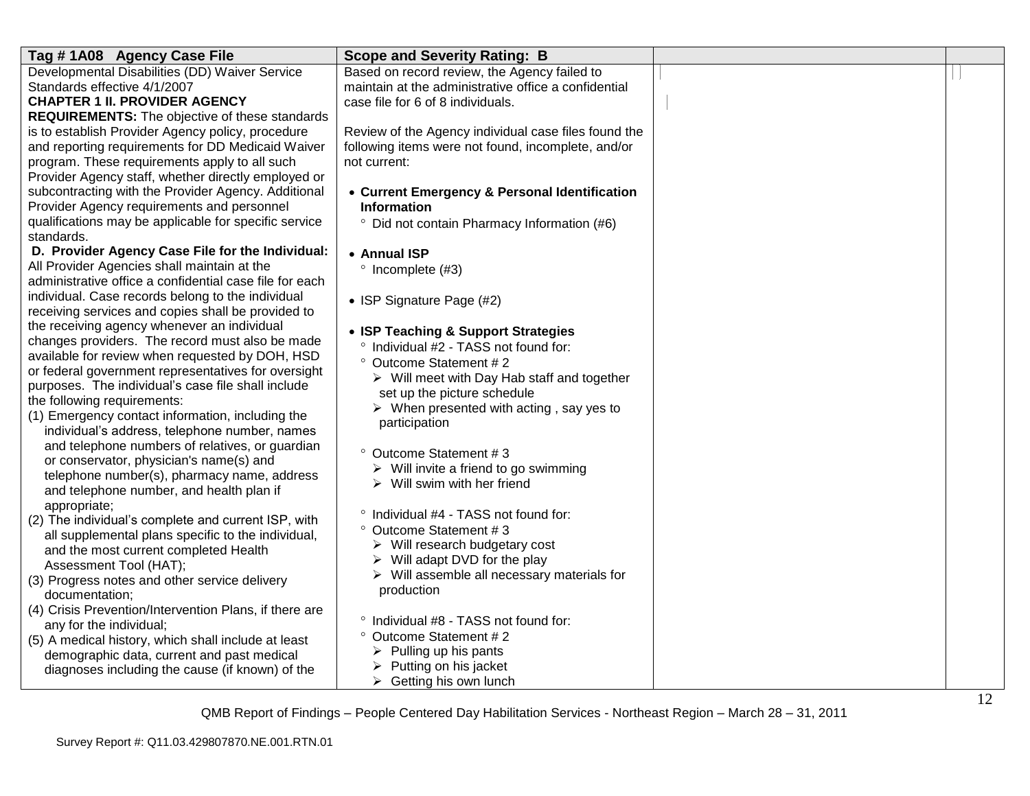| Tag # 1A08 Agency Case File | Scope and Severity Rating: B | | |
|---|---|---|---|
| Developmental Disabilities (DD) Waiver Service Standards effective 4/1/2007<br>**CHAPTER 1 II. PROVIDER AGENCY REQUIREMENTS:** The objective of these standards is to establish Provider Agency policy, procedure and reporting requirements for DD Medicaid Waiver program. These requirements apply to all such Provider Agency staff, whether directly employed or subcontracting with the Provider Agency. Additional Provider Agency requirements and personnel qualifications may be applicable for specific service standards.<br>**D. Provider Agency Case File for the Individual:** All Provider Agencies shall maintain at the administrative office a confidential case file for each individual. Case records belong to the individual receiving services and copies shall be provided to the receiving agency whenever an individual changes providers. The record must also be made available for review when requested by DOH, HSD or federal government representatives for oversight purposes. The individual's case file shall include the following requirements:<br>(1) Emergency contact information, including the individual's address, telephone number, names and telephone numbers of relatives, or guardian or conservator, physician's name(s) and telephone number(s), pharmacy name, address and telephone number, and health plan if appropriate;<br>(2) The individual's complete and current ISP, with all supplemental plans specific to the individual, and the most current completed Health Assessment Tool (HAT);<br>(3) Progress notes and other service delivery documentation;<br>(4) Crisis Prevention/Intervention Plans, if there are any for the individual;<br>(5) A medical history, which shall include at least demographic data, current and past medical diagnoses including the cause (if known) of the | Based on record review, the Agency failed to maintain at the administrative office a confidential case file for 6 of 8 individuals.<br><br>Review of the Agency individual case files found the following items were not found, incomplete, and/or not current:<br><br>• **Current Emergency & Personal Identification Information**<br>° Did not contain Pharmacy Information (#6)<br><br>• **Annual ISP**<br>° Incomplete (#3)<br><br>• ISP Signature Page (#2)<br><br>• **ISP Teaching & Support Strategies**<br>° Individual #2 - TASS not found for:<br>° Outcome Statement # 2<br>➢ Will meet with Day Hab staff and together set up the picture schedule<br>➢ When presented with acting , say yes to participation<br><br>° Outcome Statement # 3<br>➢ Will invite a friend to go swimming<br>➢ Will swim with her friend<br><br>° Individual #4 - TASS not found for:<br>° Outcome Statement # 3<br>➢ Will research budgetary cost<br>➢ Will adapt DVD for the play<br>➢ Will assemble all necessary materials for production<br><br>° Individual #8 - TASS not found for:<br>° Outcome Statement # 2<br>➢ Pulling up his pants<br>➢ Putting on his jacket<br>➢ Getting his own lunch | | |

QMB Report of Findings – People Centered Day Habilitation Services - Northeast Region – March 28 – 31, 2011

Survey Report #: Q11.03.429807870.NE.001.RTN.01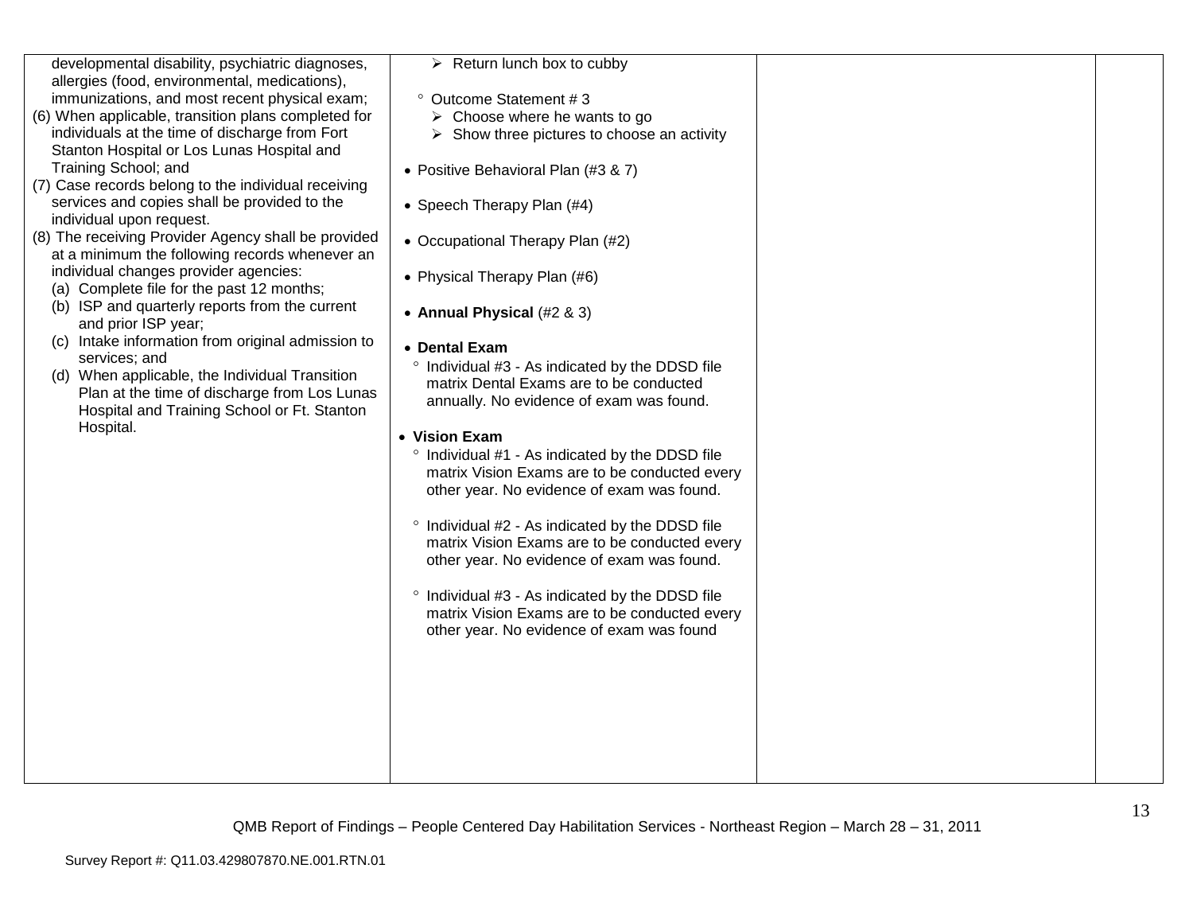| | | | |
|---|---|---|---|
| developmental disability, psychiatric diagnoses, allergies (food, environmental, medications), immunizations, and most recent physical exam;<br>(6) When applicable, transition plans completed for individuals at the time of discharge from Fort Stanton Hospital or Los Lunas Hospital and Training School; and<br>(7) Case records belong to the individual receiving services and copies shall be provided to the individual upon request.<br>(8) The receiving Provider Agency shall be provided at a minimum the following records whenever an individual changes provider agencies:<br>(a) Complete file for the past 12 months;<br>(b) ISP and quarterly reports from the current and prior ISP year;<br>(c) Intake information from original admission to services; and<br>(d) When applicable, the Individual Transition Plan at the time of discharge from Los Lunas Hospital and Training School or Ft. Stanton Hospital. | ➢ Return lunch box to cubby<br><br>° Outcome Statement # 3<br>➢ Choose where he wants to go<br>➢ Show three pictures to choose an activity<br><br>• Positive Behavioral Plan (#3 & 7)<br><br>• Speech Therapy Plan (#4)<br><br>• Occupational Therapy Plan (#2)<br><br>• Physical Therapy Plan (#6)<br><br>• **Annual Physical** (#2 & 3)<br><br>• **Dental Exam**<br>° Individual #3 - As indicated by the DDSD file matrix Dental Exams are to be conducted annually. No evidence of exam was found.<br><br>• **Vision Exam**<br>° Individual #1 - As indicated by the DDSD file matrix Vision Exams are to be conducted every other year. No evidence of exam was found.<br><br>° Individual #2 - As indicated by the DDSD file matrix Vision Exams are to be conducted every other year. No evidence of exam was found.<br><br>° Individual #3 - As indicated by the DDSD file matrix Vision Exams are to be conducted every other year. No evidence of exam was found | | |

QMB Report of Findings – People Centered Day Habilitation Services - Northeast Region – March 28 – 31, 2011

Survey Report #: Q11.03.429807870.NE.001.RTN.01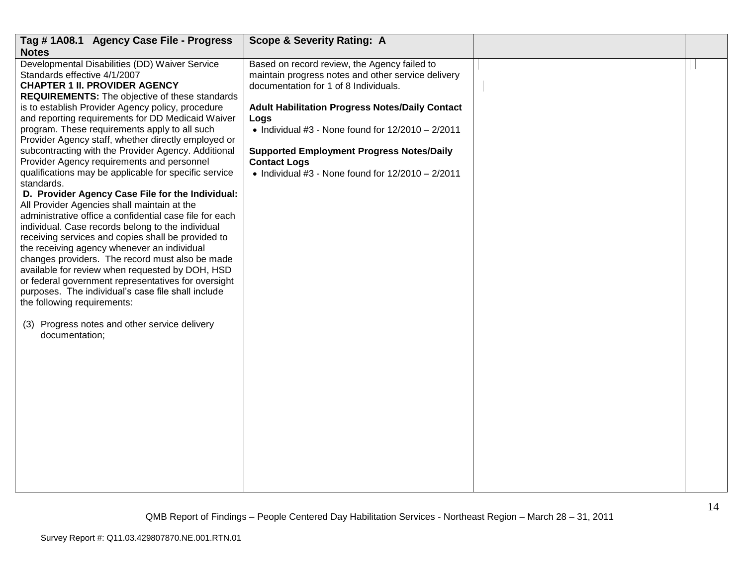| Tag # 1A08.1 Agency Case File - Progress Notes | Scope & Severity Rating: A | | |
|---|---|---|---|
| Developmental Disabilities (DD) Waiver Service Standards effective 4/1/2007<br>**CHAPTER 1 II. PROVIDER AGENCY REQUIREMENTS:** The objective of these standards is to establish Provider Agency policy, procedure and reporting requirements for DD Medicaid Waiver program. These requirements apply to all such Provider Agency staff, whether directly employed or subcontracting with the Provider Agency. Additional Provider Agency requirements and personnel qualifications may be applicable for specific service standards.<br>**D. Provider Agency Case File for the Individual:** All Provider Agencies shall maintain at the administrative office a confidential case file for each individual. Case records belong to the individual receiving services and copies shall be provided to the receiving agency whenever an individual changes providers. The record must also be made available for review when requested by DOH, HSD or federal government representatives for oversight purposes. The individual's case file shall include the following requirements:<br><br>(3) Progress notes and other service delivery documentation; | Based on record review, the Agency failed to maintain progress notes and other service delivery documentation for 1 of 8 Individuals.<br><br>**Adult Habilitation Progress Notes/Daily Contact Logs**<br>• Individual #3 - None found for 12/2010 – 2/2011<br><br>**Supported Employment Progress Notes/Daily Contact Logs**<br>• Individual #3 - None found for 12/2010 – 2/2011 | | |

QMB Report of Findings – People Centered Day Habilitation Services - Northeast Region – March 28 – 31, 2011

Survey Report #: Q11.03.429807870.NE.001.RTN.01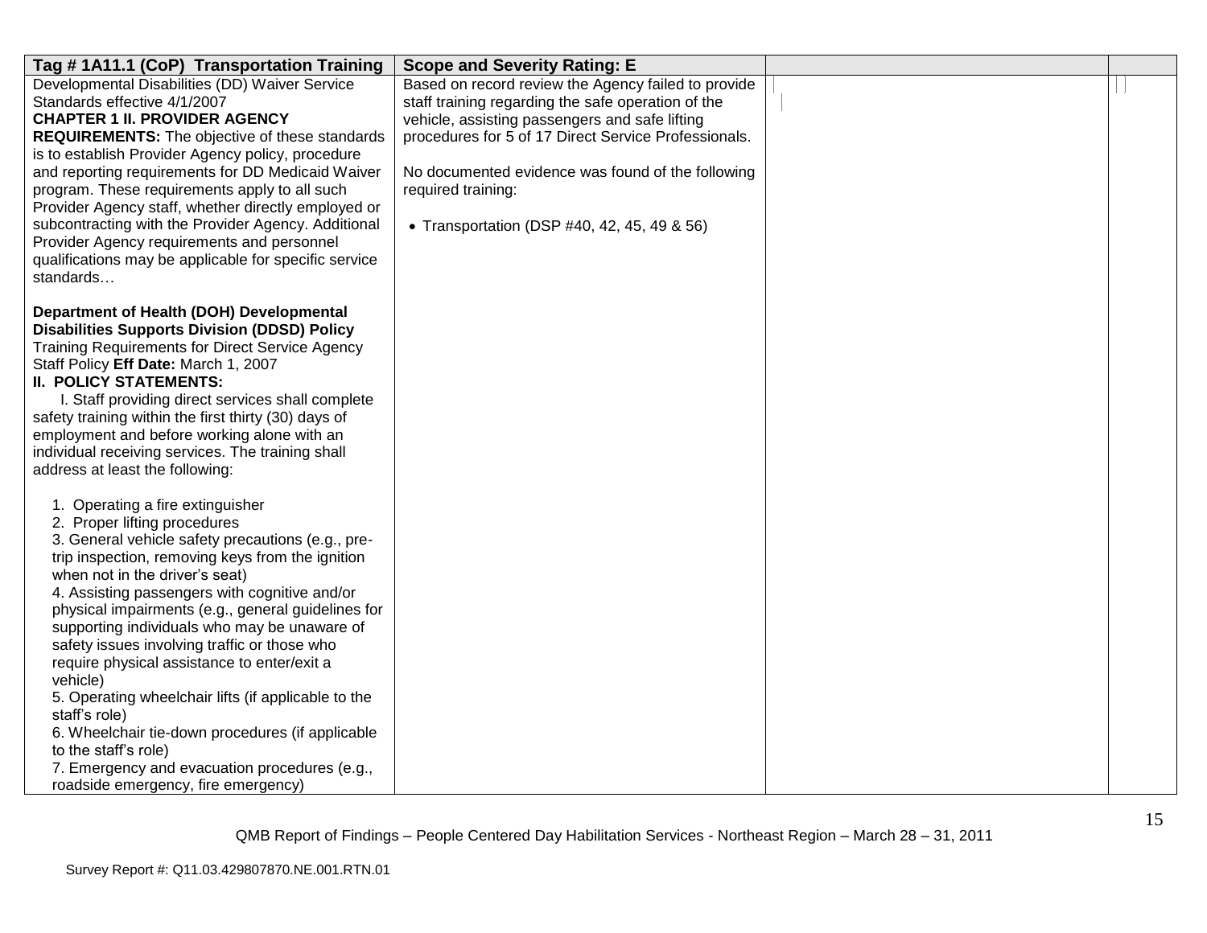| Tag # 1A11.1 (CoP) Transportation Training | Scope and Severity Rating: E | | |
|---|---|---|---|
| Developmental Disabilities (DD) Waiver Service Standards effective 4/1/2007<br>**CHAPTER 1 II. PROVIDER AGENCY REQUIREMENTS:** The objective of these standards is to establish Provider Agency policy, procedure and reporting requirements for DD Medicaid Waiver program. These requirements apply to all such Provider Agency staff, whether directly employed or subcontracting with the Provider Agency. Additional Provider Agency requirements and personnel qualifications may be applicable for specific service standards…<br><br>**Department of Health (DOH) Developmental Disabilities Supports Division (DDSD) Policy** Training Requirements for Direct Service Agency Staff Policy **Eff Date:** March 1, 2007<br>**II. POLICY STATEMENTS:**<br>I. Staff providing direct services shall complete safety training within the first thirty (30) days of employment and before working alone with an individual receiving services. The training shall address at least the following:<br><br>1. Operating a fire extinguisher<br>2. Proper lifting procedures<br>3. General vehicle safety precautions (e.g., pre-trip inspection, removing keys from the ignition when not in the driver's seat)<br>4. Assisting passengers with cognitive and/or physical impairments (e.g., general guidelines for supporting individuals who may be unaware of safety issues involving traffic or those who require physical assistance to enter/exit a vehicle)<br>5. Operating wheelchair lifts (if applicable to the staff's role)<br>6. Wheelchair tie-down procedures (if applicable to the staff's role)<br>7. Emergency and evacuation procedures (e.g., roadside emergency, fire emergency) | Based on record review the Agency failed to provide staff training regarding the safe operation of the vehicle, assisting passengers and safe lifting procedures for 5 of 17 Direct Service Professionals.<br><br>No documented evidence was found of the following required training:<br><br>• Transportation (DSP #40, 42, 45, 49 & 56) | | |

QMB Report of Findings – People Centered Day Habilitation Services - Northeast Region – March 28 – 31, 2011

Survey Report #: Q11.03.429807870.NE.001.RTN.01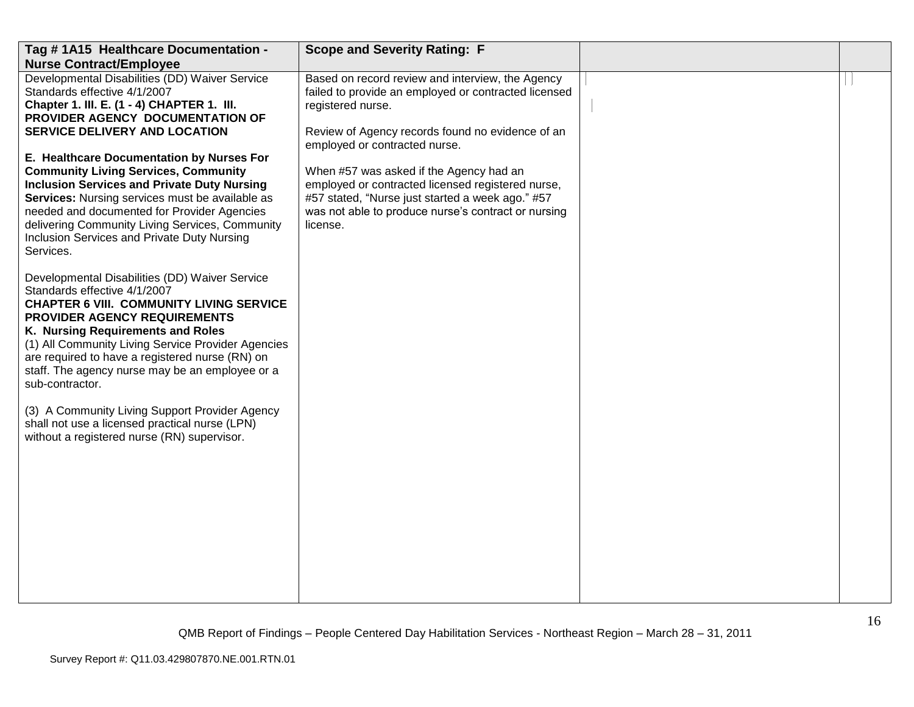| Tag # 1A15 Healthcare Documentation - Nurse Contract/Employee | Scope and Severity Rating: F | | |
|---|---|---|---|
| Developmental Disabilities (DD) Waiver Service Standards effective 4/1/2007<br>**Chapter 1. III. E. (1 - 4) CHAPTER 1. III. PROVIDER AGENCY DOCUMENTATION OF SERVICE DELIVERY AND LOCATION**<br><br>**E. Healthcare Documentation by Nurses For Community Living Services, Community Inclusion Services and Private Duty Nursing Services:** Nursing services must be available as needed and documented for Provider Agencies delivering Community Living Services, Community Inclusion Services and Private Duty Nursing Services.<br><br>Developmental Disabilities (DD) Waiver Service Standards effective 4/1/2007<br>**CHAPTER 6 VIII. COMMUNITY LIVING SERVICE PROVIDER AGENCY REQUIREMENTS**<br>**K. Nursing Requirements and Roles**<br>(1) All Community Living Service Provider Agencies are required to have a registered nurse (RN) on staff. The agency nurse may be an employee or a sub-contractor.<br><br>(3) A Community Living Support Provider Agency shall not use a licensed practical nurse (LPN) without a registered nurse (RN) supervisor. | Based on record review and interview, the Agency failed to provide an employed or contracted licensed registered nurse.<br><br>Review of Agency records found no evidence of an employed or contracted nurse.<br><br>When #57 was asked if the Agency had an employed or contracted licensed registered nurse, #57 stated, "Nurse just started a week ago." #57 was not able to produce nurse's contract or nursing license. | | |

QMB Report of Findings – People Centered Day Habilitation Services - Northeast Region – March 28 – 31, 2011

Survey Report #: Q11.03.429807870.NE.001.RTN.01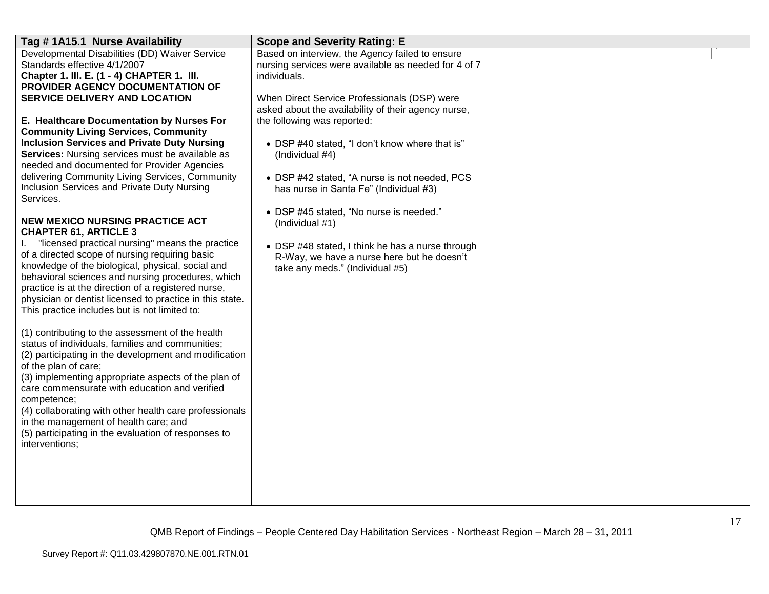| Tag # 1A15.1 Nurse Availability | Scope and Severity Rating: E | | |
|---|---|---|---|
| Developmental Disabilities (DD) Waiver Service Standards effective 4/1/2007<br>**Chapter 1. III. E. (1 - 4) CHAPTER 1. III. PROVIDER AGENCY DOCUMENTATION OF SERVICE DELIVERY AND LOCATION**<br><br>**E. Healthcare Documentation by Nurses For Community Living Services, Community Inclusion Services and Private Duty Nursing Services:** Nursing services must be available as needed and documented for Provider Agencies delivering Community Living Services, Community Inclusion Services and Private Duty Nursing Services.<br><br>**NEW MEXICO NURSING PRACTICE ACT CHAPTER 61, ARTICLE 3**<br>I. "licensed practical nursing" means the practice of a directed scope of nursing requiring basic knowledge of the biological, physical, social and behavioral sciences and nursing procedures, which practice is at the direction of a registered nurse, physician or dentist licensed to practice in this state. This practice includes but is not limited to:<br><br>(1) contributing to the assessment of the health status of individuals, families and communities;<br>(2) participating in the development and modification of the plan of care;<br>(3) implementing appropriate aspects of the plan of care commensurate with education and verified competence;<br>(4) collaborating with other health care professionals in the management of health care; and<br>(5) participating in the evaluation of responses to interventions; | Based on interview, the Agency failed to ensure nursing services were available as needed for 4 of 7 individuals.<br><br>When Direct Service Professionals (DSP) were asked about the availability of their agency nurse, the following was reported:<br><br>• DSP #40 stated, "I don't know where that is" (Individual #4)<br><br>• DSP #42 stated, "A nurse is not needed, PCS has nurse in Santa Fe" (Individual #3)<br><br>• DSP #45 stated, "No nurse is needed." (Individual #1)<br><br>• DSP #48 stated, I think he has a nurse through R-Way, we have a nurse here but he doesn't take any meds." (Individual #5) | | |

QMB Report of Findings – People Centered Day Habilitation Services - Northeast Region – March 28 – 31, 2011

Survey Report #: Q11.03.429807870.NE.001.RTN.01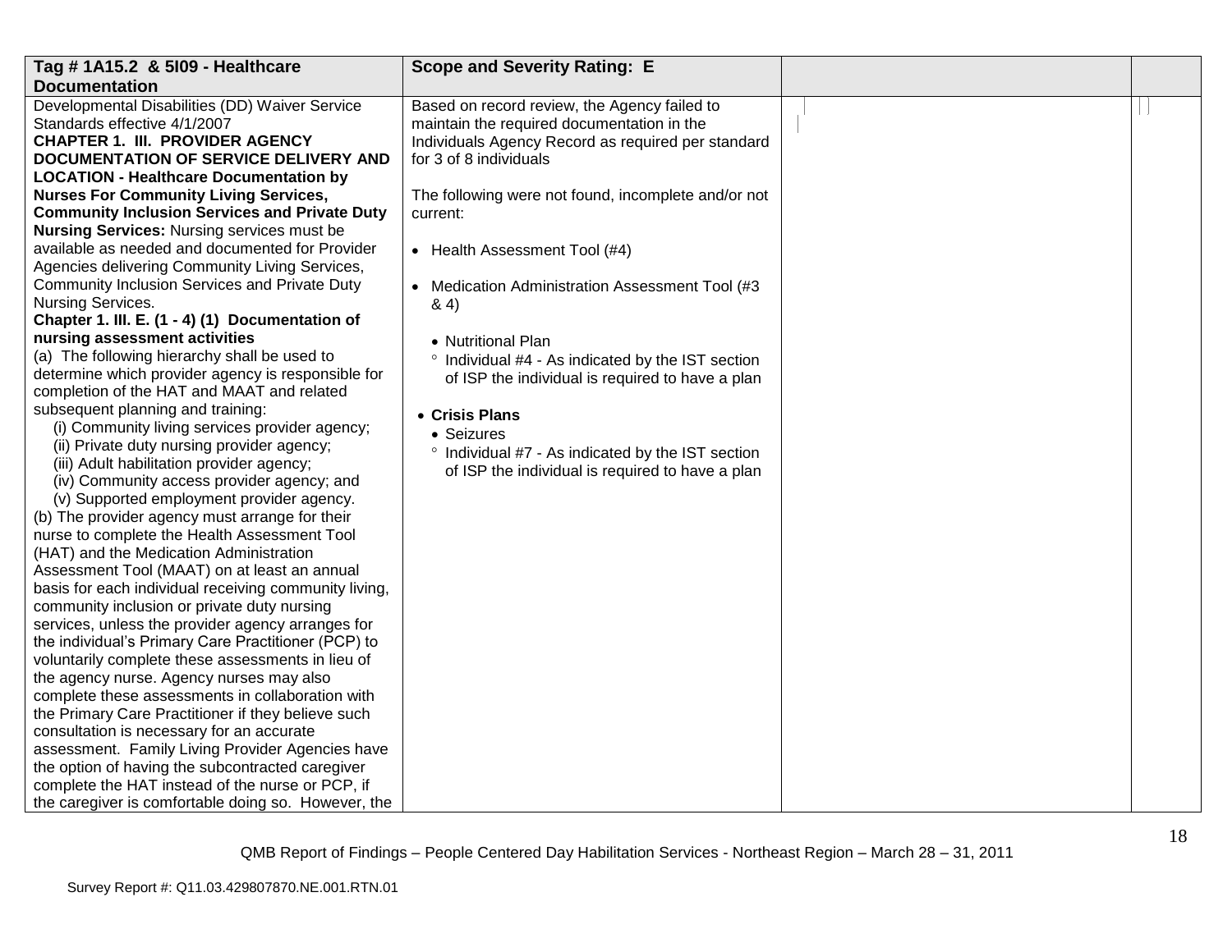| Tag # 1A15.2 & 5I09 - Healthcare Documentation | Scope and Severity Rating: E | | |
|---|---|---|---|
| Developmental Disabilities (DD) Waiver Service Standards effective 4/1/2007<br>**CHAPTER 1. III. PROVIDER AGENCY DOCUMENTATION OF SERVICE DELIVERY AND LOCATION - Healthcare Documentation by Nurses For Community Living Services, Community Inclusion Services and Private Duty Nursing Services:** Nursing services must be available as needed and documented for Provider Agencies delivering Community Living Services, Community Inclusion Services and Private Duty Nursing Services.<br>**Chapter 1. III. E. (1 - 4) (1) Documentation of nursing assessment activities**<br>(a) The following hierarchy shall be used to determine which provider agency is responsible for completion of the HAT and MAAT and related subsequent planning and training:<br>(i) Community living services provider agency;<br>(ii) Private duty nursing provider agency;<br>(iii) Adult habilitation provider agency;<br>(iv) Community access provider agency; and<br>(v) Supported employment provider agency.<br>(b) The provider agency must arrange for their nurse to complete the Health Assessment Tool (HAT) and the Medication Administration Assessment Tool (MAAT) on at least an annual basis for each individual receiving community living, community inclusion or private duty nursing services, unless the provider agency arranges for the individual's Primary Care Practitioner (PCP) to voluntarily complete these assessments in lieu of the agency nurse. Agency nurses may also complete these assessments in collaboration with the Primary Care Practitioner if they believe such consultation is necessary for an accurate assessment. Family Living Provider Agencies have the option of having the subcontracted caregiver complete the HAT instead of the nurse or PCP, if the caregiver is comfortable doing so. However, the | Based on record review, the Agency failed to maintain the required documentation in the Individuals Agency Record as required per standard for 3 of 8 individuals<br><br>The following were not found, incomplete and/or not current:<br><br>• Health Assessment Tool (#4)<br><br>• Medication Administration Assessment Tool (#3 & 4)<br><br>• Nutritional Plan<br>° Individual #4 - As indicated by the IST section of ISP the individual is required to have a plan<br><br>• **Crisis Plans**<br>• Seizures<br>° Individual #7 - As indicated by the IST section of ISP the individual is required to have a plan | | |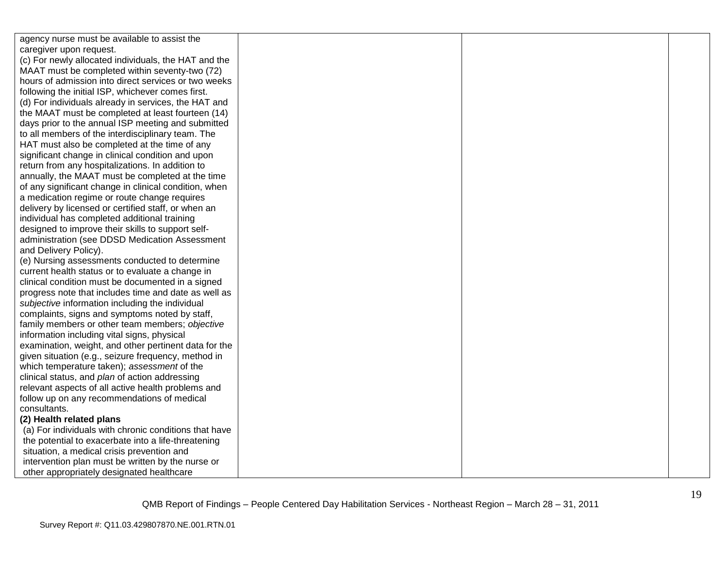| | | | |
|---|---|---|---|
| agency nurse must be available to assist the caregiver upon request.<br>(c) For newly allocated individuals, the HAT and the MAAT must be completed within seventy-two (72) hours of admission into direct services or two weeks following the initial ISP, whichever comes first.<br>(d) For individuals already in services, the HAT and the MAAT must be completed at least fourteen (14) days prior to the annual ISP meeting and submitted to all members of the interdisciplinary team. The HAT must also be completed at the time of any significant change in clinical condition and upon return from any hospitalizations. In addition to annually, the MAAT must be completed at the time of any significant change in clinical condition, when a medication regime or route change requires delivery by licensed or certified staff, or when an individual has completed additional training designed to improve their skills to support self-administration (see DDSD Medication Assessment and Delivery Policy).<br>(e) Nursing assessments conducted to determine current health status or to evaluate a change in clinical condition must be documented in a signed progress note that includes time and date as well as *subjective* information including the individual complaints, signs and symptoms noted by staff, family members or other team members; *objective* information including vital signs, physical examination, weight, and other pertinent data for the given situation (e.g., seizure frequency, method in which temperature taken); *assessment* of the clinical status, and *plan* of action addressing relevant aspects of all active health problems and follow up on any recommendations of medical consultants.<br>**(2) Health related plans**<br>(a) For individuals with chronic conditions that have the potential to exacerbate into a life-threatening situation, a medical crisis prevention and intervention plan must be written by the nurse or other appropriately designated healthcare | | | |

QMB Report of Findings – People Centered Day Habilitation Services - Northeast Region – March 28 – 31, 2011

Survey Report #: Q11.03.429807870.NE.001.RTN.01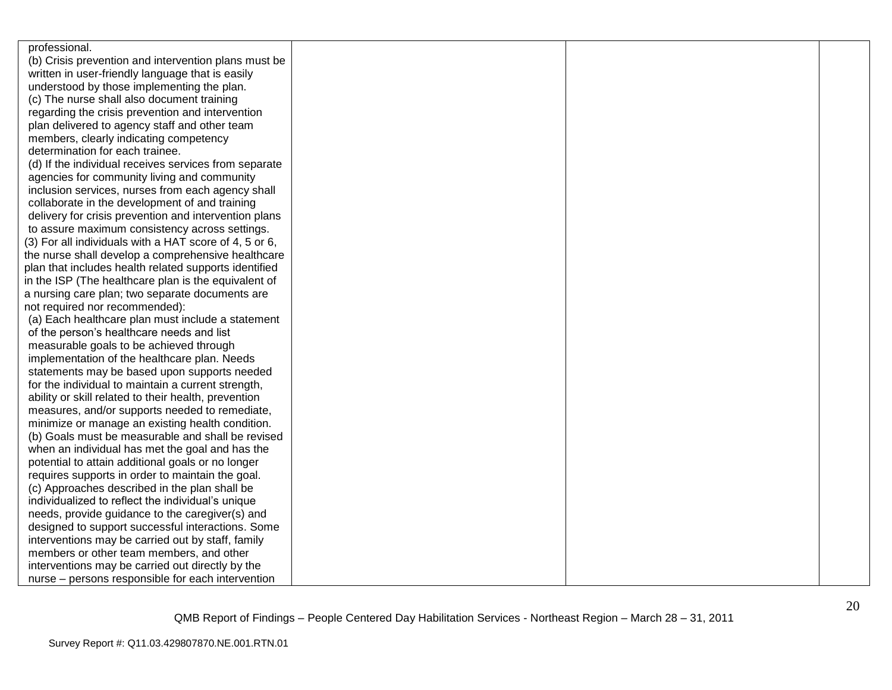| | | | |
|---|---|---|---|
| professional.<br>(b) Crisis prevention and intervention plans must be written in user-friendly language that is easily understood by those implementing the plan.<br>(c) The nurse shall also document training regarding the crisis prevention and intervention plan delivered to agency staff and other team members, clearly indicating competency determination for each trainee.<br>(d) If the individual receives services from separate agencies for community living and community inclusion services, nurses from each agency shall collaborate in the development of and training delivery for crisis prevention and intervention plans to assure maximum consistency across settings.<br>(3) For all individuals with a HAT score of 4, 5 or 6, the nurse shall develop a comprehensive healthcare plan that includes health related supports identified in the ISP (The healthcare plan is the equivalent of a nursing care plan; two separate documents are not required nor recommended):<br>(a) Each healthcare plan must include a statement of the person's healthcare needs and list measurable goals to be achieved through implementation of the healthcare plan. Needs statements may be based upon supports needed for the individual to maintain a current strength, ability or skill related to their health, prevention measures, and/or supports needed to remediate, minimize or manage an existing health condition.<br>(b) Goals must be measurable and shall be revised when an individual has met the goal and has the potential to attain additional goals or no longer requires supports in order to maintain the goal.<br>(c) Approaches described in the plan shall be individualized to reflect the individual's unique needs, provide guidance to the caregiver(s) and designed to support successful interactions. Some interventions may be carried out by staff, family members or other team members, and other interventions may be carried out directly by the nurse – persons responsible for each intervention | | | |

QMB Report of Findings – People Centered Day Habilitation Services - Northeast Region – March 28 – 31, 2011

Survey Report #: Q11.03.429807870.NE.001.RTN.01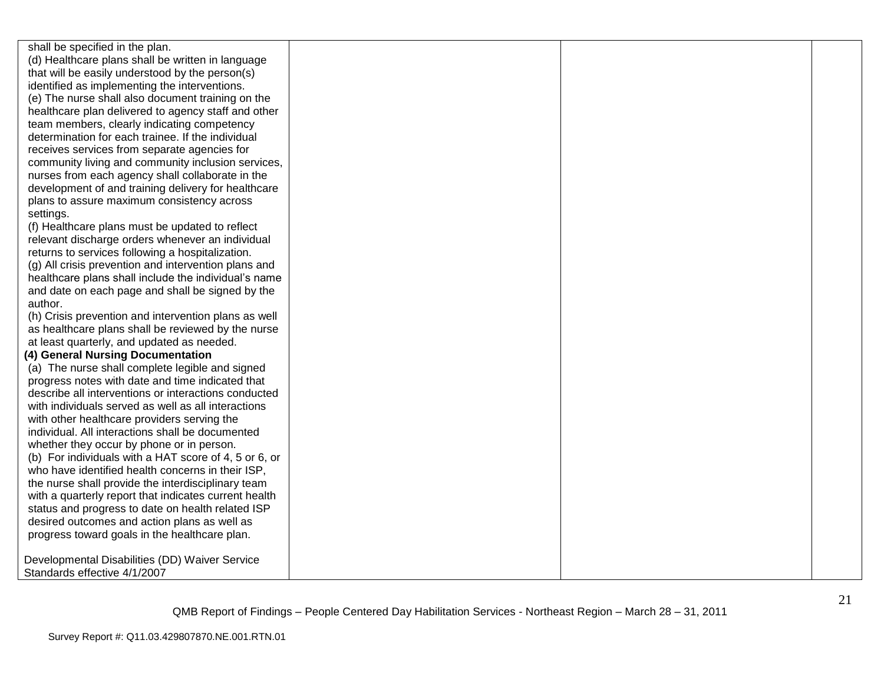| | | | |
|---|---|---|---|
| shall be specified in the plan.<br>(d) Healthcare plans shall be written in language that will be easily understood by the person(s) identified as implementing the interventions.<br>(e) The nurse shall also document training on the healthcare plan delivered to agency staff and other team members, clearly indicating competency determination for each trainee. If the individual receives services from separate agencies for community living and community inclusion services, nurses from each agency shall collaborate in the development of and training delivery for healthcare plans to assure maximum consistency across settings.<br>(f) Healthcare plans must be updated to reflect relevant discharge orders whenever an individual returns to services following a hospitalization.<br>(g) All crisis prevention and intervention plans and healthcare plans shall include the individual's name and date on each page and shall be signed by the author.<br>(h) Crisis prevention and intervention plans as well as healthcare plans shall be reviewed by the nurse at least quarterly, and updated as needed.<br>**(4) General Nursing Documentation**<br>(a) The nurse shall complete legible and signed progress notes with date and time indicated that describe all interventions or interactions conducted with individuals served as well as all interactions with other healthcare providers serving the individual. All interactions shall be documented whether they occur by phone or in person.<br>(b) For individuals with a HAT score of 4, 5 or 6, or who have identified health concerns in their ISP, the nurse shall provide the interdisciplinary team with a quarterly report that indicates current health status and progress to date on health related ISP desired outcomes and action plans as well as progress toward goals in the healthcare plan.<br><br>Developmental Disabilities (DD) Waiver Service Standards effective 4/1/2007 | | | |

QMB Report of Findings – People Centered Day Habilitation Services - Northeast Region – March 28 – 31, 2011

Survey Report #: Q11.03.429807870.NE.001.RTN.01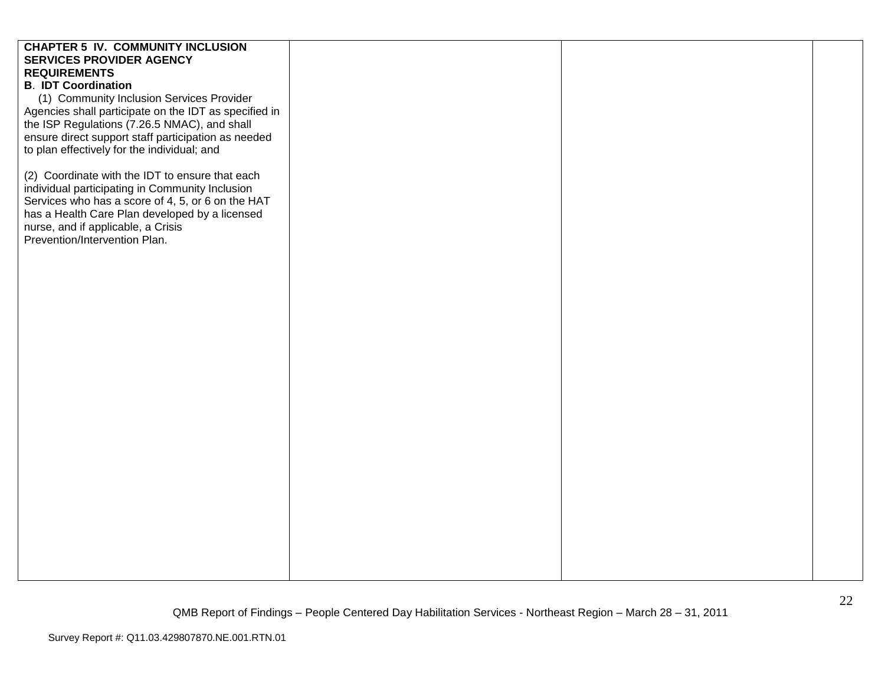| | | | |
|---|---|---|---|
| **CHAPTER 5 IV. COMMUNITY INCLUSION SERVICES PROVIDER AGENCY REQUIREMENTS**<br>**B. IDT Coordination**<br>(1) Community Inclusion Services Provider Agencies shall participate on the IDT as specified in the ISP Regulations (7.26.5 NMAC), and shall ensure direct support staff participation as needed to plan effectively for the individual; and<br><br>(2) Coordinate with the IDT to ensure that each individual participating in Community Inclusion Services who has a score of 4, 5, or 6 on the HAT has a Health Care Plan developed by a licensed nurse, and if applicable, a Crisis Prevention/Intervention Plan. | | | |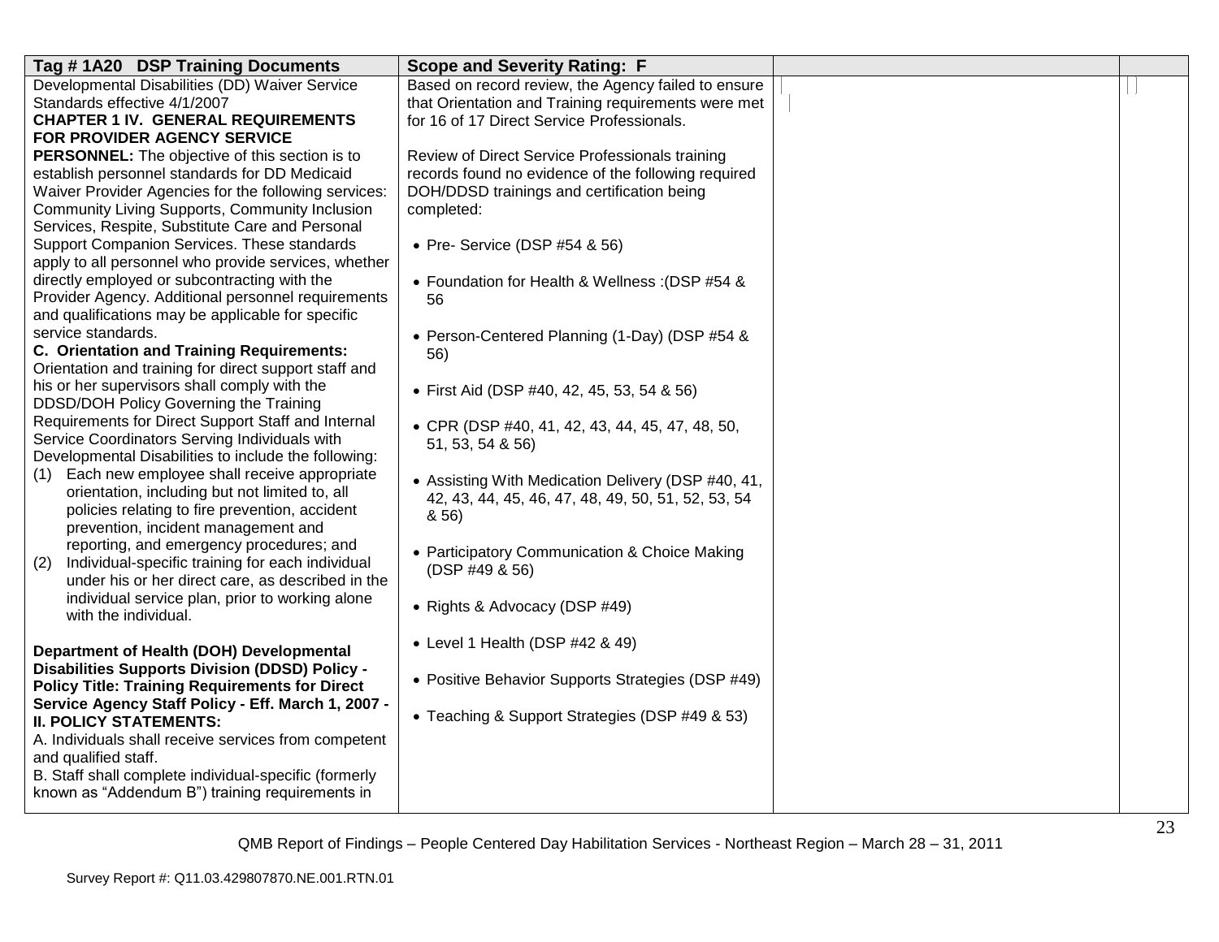| Tag # 1A20 DSP Training Documents | Scope and Severity Rating: F | | |
|---|---|---|---|
| Developmental Disabilities (DD) Waiver Service Standards effective 4/1/2007<br>**CHAPTER 1 IV. GENERAL REQUIREMENTS FOR PROVIDER AGENCY SERVICE PERSONNEL:** The objective of this section is to establish personnel standards for DD Medicaid Waiver Provider Agencies for the following services: Community Living Supports, Community Inclusion Services, Respite, Substitute Care and Personal Support Companion Services. These standards apply to all personnel who provide services, whether directly employed or subcontracting with the Provider Agency. Additional personnel requirements and qualifications may be applicable for specific service standards.<br>**C. Orientation and Training Requirements:** Orientation and training for direct support staff and his or her supervisors shall comply with the DDSD/DOH Policy Governing the Training Requirements for Direct Support Staff and Internal Service Coordinators Serving Individuals with Developmental Disabilities to include the following:<br>(1) Each new employee shall receive appropriate orientation, including but not limited to, all policies relating to fire prevention, accident prevention, incident management and reporting, and emergency procedures; and<br>(2) Individual-specific training for each individual under his or her direct care, as described in the individual service plan, prior to working alone with the individual.<br><br>**Department of Health (DOH) Developmental Disabilities Supports Division (DDSD) Policy - Policy Title: Training Requirements for Direct Service Agency Staff Policy - Eff. March 1, 2007 - II. POLICY STATEMENTS:**<br>A. Individuals shall receive services from competent and qualified staff.<br>B. Staff shall complete individual-specific (formerly known as "Addendum B") training requirements in | Based on record review, the Agency failed to ensure that Orientation and Training requirements were met for 16 of 17 Direct Service Professionals.<br><br>Review of Direct Service Professionals training records found no evidence of the following required DOH/DDSD trainings and certification being completed:<br><br>• Pre- Service (DSP #54 & 56)<br><br>• Foundation for Health & Wellness :(DSP #54 & 56<br><br>• Person-Centered Planning (1-Day) (DSP #54 & 56)<br><br>• First Aid (DSP #40, 42, 45, 53, 54 & 56)<br><br>• CPR (DSP #40, 41, 42, 43, 44, 45, 47, 48, 50, 51, 53, 54 & 56)<br><br>• Assisting With Medication Delivery (DSP #40, 41, 42, 43, 44, 45, 46, 47, 48, 49, 50, 51, 52, 53, 54 & 56)<br><br>• Participatory Communication & Choice Making (DSP #49 & 56)<br><br>• Rights & Advocacy (DSP #49)<br><br>• Level 1 Health (DSP #42 & 49)<br><br>• Positive Behavior Supports Strategies (DSP #49)<br><br>• Teaching & Support Strategies (DSP #49 & 53) | | |

QMB Report of Findings – People Centered Day Habilitation Services - Northeast Region – March 28 – 31, 2011

Survey Report #: Q11.03.429807870.NE.001.RTN.01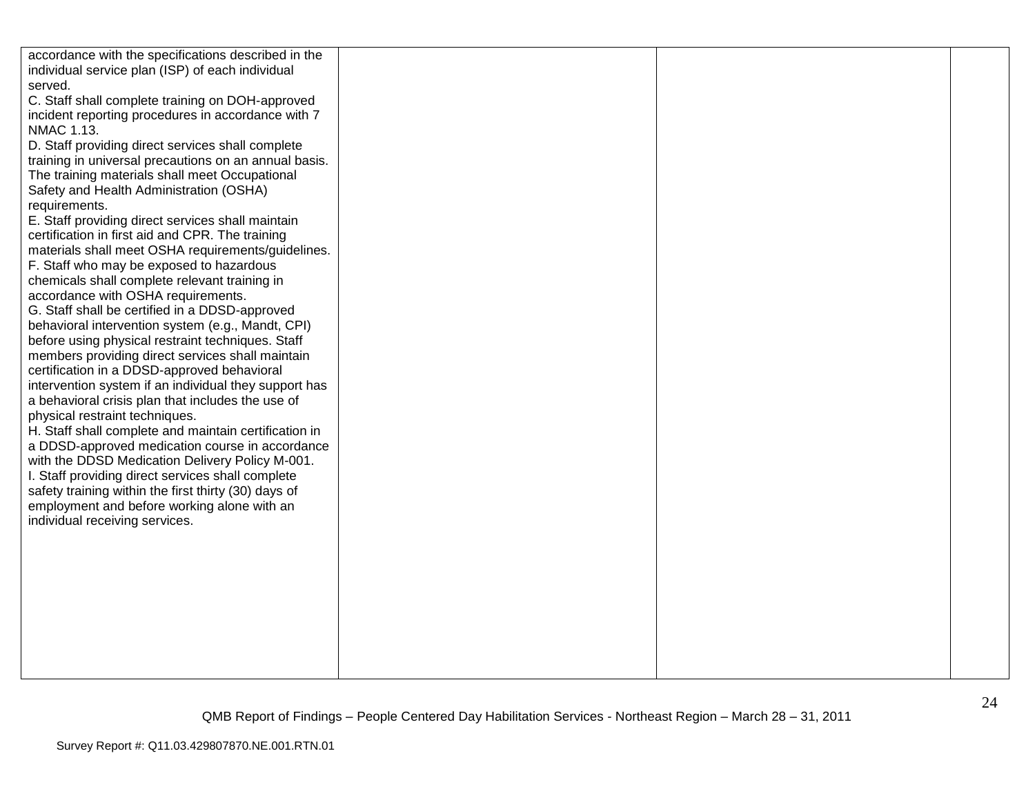| | | | |
|---|---|---|---|
| accordance with the specifications described in the individual service plan (ISP) of each individual served.<br>C. Staff shall complete training on DOH-approved incident reporting procedures in accordance with 7 NMAC 1.13.<br>D. Staff providing direct services shall complete training in universal precautions on an annual basis. The training materials shall meet Occupational Safety and Health Administration (OSHA) requirements.<br>E. Staff providing direct services shall maintain certification in first aid and CPR. The training materials shall meet OSHA requirements/guidelines.<br>F. Staff who may be exposed to hazardous chemicals shall complete relevant training in accordance with OSHA requirements.<br>G. Staff shall be certified in a DDSD-approved behavioral intervention system (e.g., Mandt, CPI) before using physical restraint techniques. Staff members providing direct services shall maintain certification in a DDSD-approved behavioral intervention system if an individual they support has a behavioral crisis plan that includes the use of physical restraint techniques.<br>H. Staff shall complete and maintain certification in a DDSD-approved medication course in accordance with the DDSD Medication Delivery Policy M-001.<br>I. Staff providing direct services shall complete safety training within the first thirty (30) days of employment and before working alone with an individual receiving services. | | | |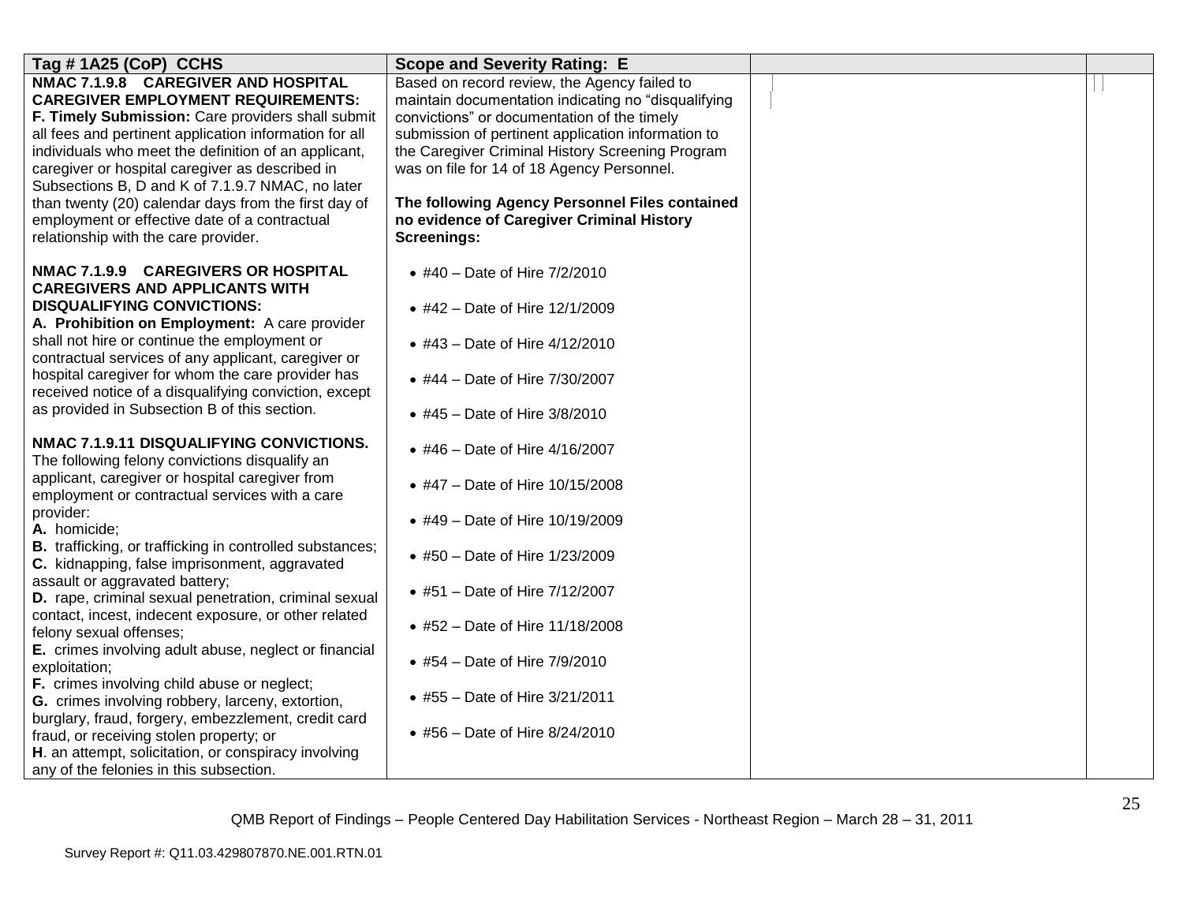| Tag # 1A25 (CoP) CCHS | Scope and Severity Rating: E | | |
|---|---|---|---|
| **NMAC 7.1.9.8 CAREGIVER AND HOSPITAL CAREGIVER EMPLOYMENT REQUIREMENTS:**<br>**F. Timely Submission:** Care providers shall submit all fees and pertinent application information for all individuals who meet the definition of an applicant, caregiver or hospital caregiver as described in Subsections B, D and K of 7.1.9.7 NMAC, no later than twenty (20) calendar days from the first day of employment or effective date of a contractual relationship with the care provider.<br><br>**NMAC 7.1.9.9 CAREGIVERS OR HOSPITAL CAREGIVERS AND APPLICANTS WITH DISQUALIFYING CONVICTIONS:**<br>**A. Prohibition on Employment:** A care provider shall not hire or continue the employment or contractual services of any applicant, caregiver or hospital caregiver for whom the care provider has received notice of a disqualifying conviction, except as provided in Subsection B of this section.<br><br>**NMAC 7.1.9.11 DISQUALIFYING CONVICTIONS.** The following felony convictions disqualify an applicant, caregiver or hospital caregiver from employment or contractual services with a care provider:<br>**A.** homicide;<br>**B.** trafficking, or trafficking in controlled substances;<br>**C.** kidnapping, false imprisonment, aggravated assault or aggravated battery;<br>**D.** rape, criminal sexual penetration, criminal sexual contact, incest, indecent exposure, or other related felony sexual offenses;<br>**E.** crimes involving adult abuse, neglect or financial exploitation;<br>**F.** crimes involving child abuse or neglect;<br>**G.** crimes involving robbery, larceny, extortion, burglary, fraud, forgery, embezzlement, credit card fraud, or receiving stolen property; or<br>**H**. an attempt, solicitation, or conspiracy involving any of the felonies in this subsection. | Based on record review, the Agency failed to maintain documentation indicating no "disqualifying convictions" or documentation of the timely submission of pertinent application information to the Caregiver Criminal History Screening Program was on file for 14 of 18 Agency Personnel.<br><br>**The following Agency Personnel Files contained no evidence of Caregiver Criminal History Screenings:**<br><br>• #40 – Date of Hire 7/2/2010<br>• #42 – Date of Hire 12/1/2009<br>• #43 – Date of Hire 4/12/2010<br>• #44 – Date of Hire 7/30/2007<br>• #45 – Date of Hire 3/8/2010<br>• #46 – Date of Hire 4/16/2007<br>• #47 – Date of Hire 10/15/2008<br>• #49 – Date of Hire 10/19/2009<br>• #50 – Date of Hire 1/23/2009<br>• #51 – Date of Hire 7/12/2007<br>• #52 – Date of Hire 11/18/2008<br>• #54 – Date of Hire 7/9/2010<br>• #55 – Date of Hire 3/21/2011<br>• #56 – Date of Hire 8/24/2010 | | |

QMB Report of Findings – People Centered Day Habilitation Services - Northeast Region – March 28 – 31, 2011

Survey Report #: Q11.03.429807870.NE.001.RTN.01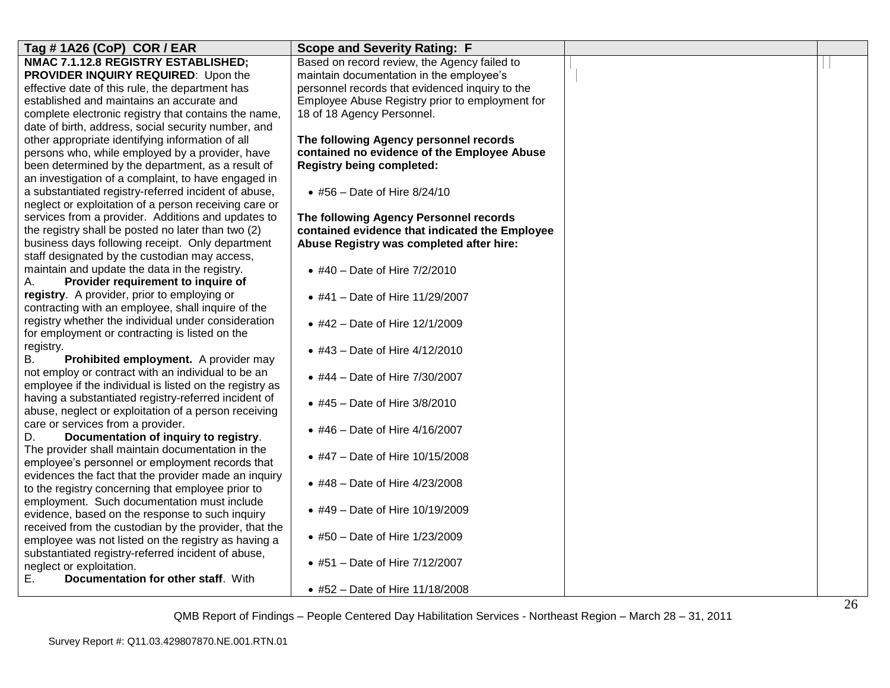| Tag # 1A26 (CoP) COR / EAR | Scope and Severity Rating: F | | |
|---|---|---|---|
| **NMAC 7.1.12.8 REGISTRY ESTABLISHED; PROVIDER INQUIRY REQUIRED**: Upon the effective date of this rule, the department has established and maintains an accurate and complete electronic registry that contains the name, date of birth, address, social security number, and other appropriate identifying information of all persons who, while employed by a provider, have been determined by the department, as a result of an investigation of a complaint, to have engaged in a substantiated registry-referred incident of abuse, neglect or exploitation of a person receiving care or services from a provider. Additions and updates to the registry shall be posted no later than two (2) business days following receipt. Only department staff designated by the custodian may access, maintain and update the data in the registry.<br>A. **Provider requirement to inquire of registry**. A provider, prior to employing or contracting with an employee, shall inquire of the registry whether the individual under consideration for employment or contracting is listed on the registry.<br>B. **Prohibited employment.** A provider may not employ or contract with an individual to be an employee if the individual is listed on the registry as having a substantiated registry-referred incident of abuse, neglect or exploitation of a person receiving care or services from a provider.<br>D. **Documentation of inquiry to registry**. The provider shall maintain documentation in the employee's personnel or employment records that evidences the fact that the provider made an inquiry to the registry concerning that employee prior to employment. Such documentation must include evidence, based on the response to such inquiry received from the custodian by the provider, that the employee was not listed on the registry as having a substantiated registry-referred incident of abuse, neglect or exploitation.<br>E. **Documentation for other staff**. With | Based on record review, the Agency failed to maintain documentation in the employee's personnel records that evidenced inquiry to the Employee Abuse Registry prior to employment for 18 of 18 Agency Personnel.<br><br>**The following Agency personnel records contained no evidence of the Employee Abuse Registry being completed:**<br><br>• #56 – Date of Hire 8/24/10<br><br>**The following Agency Personnel records contained evidence that indicated the Employee Abuse Registry was completed after hire:**<br><br>• #40 – Date of Hire 7/2/2010<br>• #41 – Date of Hire 11/29/2007<br>• #42 – Date of Hire 12/1/2009<br>• #43 – Date of Hire 4/12/2010<br>• #44 – Date of Hire 7/30/2007<br>• #45 – Date of Hire 3/8/2010<br>• #46 – Date of Hire 4/16/2007<br>• #47 – Date of Hire 10/15/2008<br>• #48 – Date of Hire 4/23/2008<br>• #49 – Date of Hire 10/19/2009<br>• #50 – Date of Hire 1/23/2009<br>• #51 – Date of Hire 7/12/2007<br>• #52 – Date of Hire 11/18/2008 | | |

QMB Report of Findings – People Centered Day Habilitation Services - Northeast Region – March 28 – 31, 2011

Survey Report #: Q11.03.429807870.NE.001.RTN.01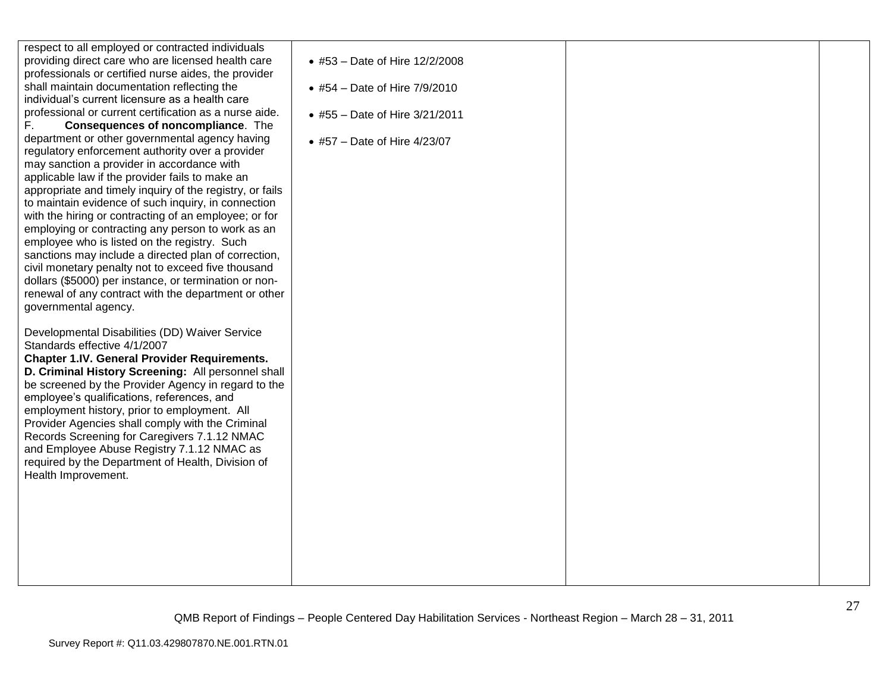| | | | |
|---|---|---|---|
| respect to all employed or contracted individuals providing direct care who are licensed health care professionals or certified nurse aides, the provider shall maintain documentation reflecting the individual's current licensure as a health care professional or current certification as a nurse aide.<br>F. **Consequences of noncompliance**. The department or other governmental agency having regulatory enforcement authority over a provider may sanction a provider in accordance with applicable law if the provider fails to make an appropriate and timely inquiry of the registry, or fails to maintain evidence of such inquiry, in connection with the hiring or contracting of an employee; or for employing or contracting any person to work as an employee who is listed on the registry. Such sanctions may include a directed plan of correction, civil monetary penalty not to exceed five thousand dollars ($5000) per instance, or termination or non-renewal of any contract with the department or other governmental agency.<br><br>Developmental Disabilities (DD) Waiver Service Standards effective 4/1/2007<br>**Chapter 1.IV. General Provider Requirements.**<br>**D. Criminal History Screening:** All personnel shall be screened by the Provider Agency in regard to the employee's qualifications, references, and employment history, prior to employment. All Provider Agencies shall comply with the Criminal Records Screening for Caregivers 7.1.12 NMAC and Employee Abuse Registry 7.1.12 NMAC as required by the Department of Health, Division of Health Improvement. | • #53 – Date of Hire 12/2/2008<br><br>• #54 – Date of Hire 7/9/2010<br><br>• #55 – Date of Hire 3/21/2011<br><br>• #57 – Date of Hire 4/23/07 | | |

QMB Report of Findings – People Centered Day Habilitation Services - Northeast Region – March 28 – 31, 2011

Survey Report #: Q11.03.429807870.NE.001.RTN.01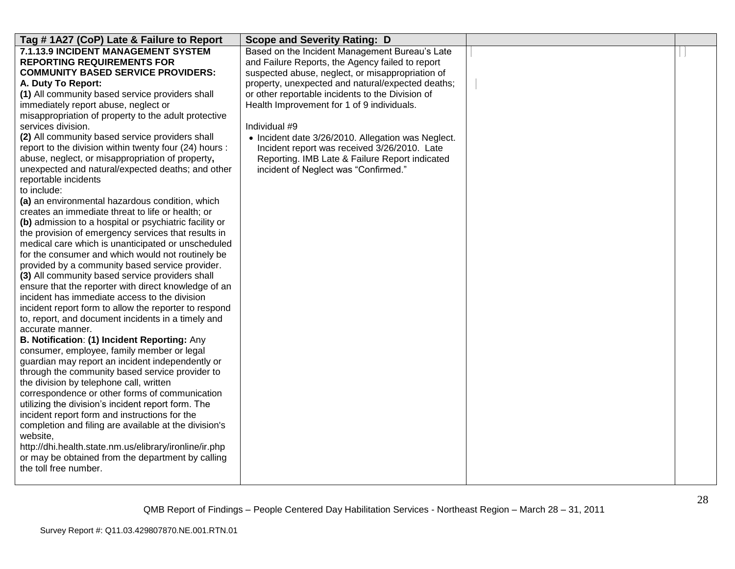| Tag # 1A27 (CoP) Late & Failure to Report | Scope and Severity Rating: D | | |
|---|---|---|---|
| **7.1.13.9 INCIDENT MANAGEMENT SYSTEM REPORTING REQUIREMENTS FOR COMMUNITY BASED SERVICE PROVIDERS:**<br>**A. Duty To Report:**<br>**(1)** All community based service providers shall immediately report abuse, neglect or misappropriation of property to the adult protective services division.<br>**(2)** All community based service providers shall report to the division within twenty four (24) hours : abuse, neglect, or misappropriation of property**,** unexpected and natural/expected deaths; and other reportable incidents<br>to include:<br>**(a)** an environmental hazardous condition, which creates an immediate threat to life or health; or<br>**(b)** admission to a hospital or psychiatric facility or the provision of emergency services that results in medical care which is unanticipated or unscheduled for the consumer and which would not routinely be provided by a community based service provider.<br>**(3)** All community based service providers shall ensure that the reporter with direct knowledge of an incident has immediate access to the division incident report form to allow the reporter to respond to, report, and document incidents in a timely and accurate manner.<br>**B. Notification**: **(1) Incident Reporting:** Any consumer, employee, family member or legal guardian may report an incident independently or through the community based service provider to the division by telephone call, written correspondence or other forms of communication utilizing the division's incident report form. The incident report form and instructions for the completion and filing are available at the division's website,<br>http://dhi.health.state.nm.us/elibrary/ironline/ir.php or may be obtained from the department by calling the toll free number. | Based on the Incident Management Bureau's Late and Failure Reports, the Agency failed to report suspected abuse, neglect, or misappropriation of property, unexpected and natural/expected deaths; or other reportable incidents to the Division of Health Improvement for 1 of 9 individuals.<br><br>Individual #9<br>• Incident date 3/26/2010. Allegation was Neglect. Incident report was received 3/26/2010. Late Reporting. IMB Late & Failure Report indicated incident of Neglect was "Confirmed." | | |

QMB Report of Findings – People Centered Day Habilitation Services - Northeast Region – March 28 – 31, 2011

Survey Report #: Q11.03.429807870.NE.001.RTN.01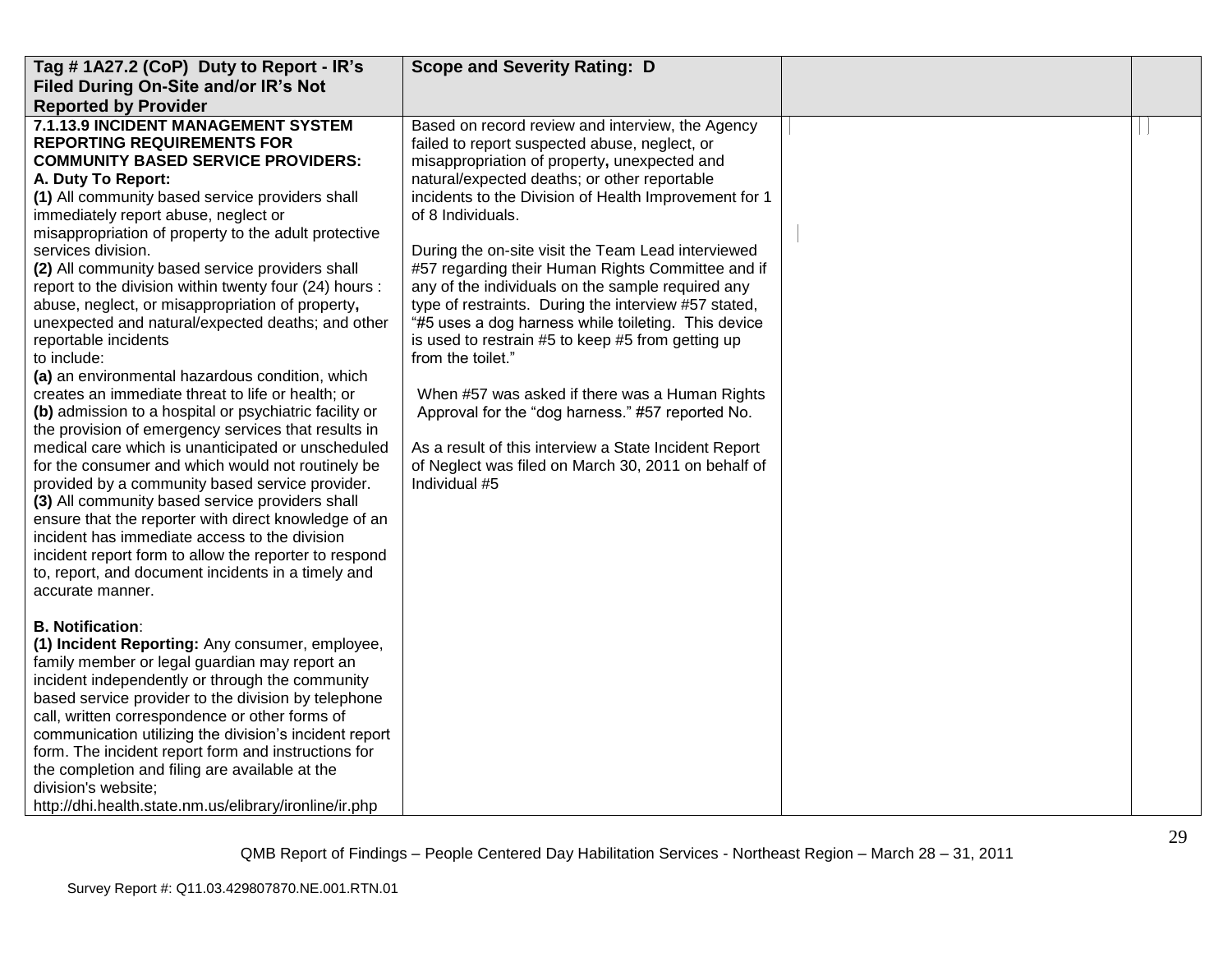| Tag # 1A27.2 (CoP) Duty to Report - IR's Filed During On-Site and/or IR's Not Reported by Provider | Scope and Severity Rating: D | | |
|---|---|---|---|
| **7.1.13.9 INCIDENT MANAGEMENT SYSTEM REPORTING REQUIREMENTS FOR COMMUNITY BASED SERVICE PROVIDERS:**<br>**A. Duty To Report:**<br>**(1)** All community based service providers shall immediately report abuse, neglect or misappropriation of property to the adult protective services division.<br>**(2)** All community based service providers shall report to the division within twenty four (24) hours : abuse, neglect, or misappropriation of property**,** unexpected and natural/expected deaths; and other reportable incidents to include:<br>**(a)** an environmental hazardous condition, which creates an immediate threat to life or health; or<br>**(b)** admission to a hospital or psychiatric facility or the provision of emergency services that results in medical care which is unanticipated or unscheduled for the consumer and which would not routinely be provided by a community based service provider.<br>**(3)** All community based service providers shall ensure that the reporter with direct knowledge of an incident has immediate access to the division incident report form to allow the reporter to respond to, report, and document incidents in a timely and accurate manner.<br><br>**B. Notification**:<br>**(1) Incident Reporting:** Any consumer, employee, family member or legal guardian may report an incident independently or through the community based service provider to the division by telephone call, written correspondence or other forms of communication utilizing the division's incident report form. The incident report form and instructions for the completion and filing are available at the division's website; http://dhi.health.state.nm.us/elibrary/ironline/ir.php | Based on record review and interview, the Agency failed to report suspected abuse, neglect, or misappropriation of property**,** unexpected and natural/expected deaths; or other reportable incidents to the Division of Health Improvement for 1 of 8 Individuals.<br><br>During the on-site visit the Team Lead interviewed #57 regarding their Human Rights Committee and if any of the individuals on the sample required any type of restraints. During the interview #57 stated, "#5 uses a dog harness while toileting. This device is used to restrain #5 to keep #5 from getting up from the toilet."<br><br>When #57 was asked if there was a Human Rights Approval for the "dog harness." #57 reported No.<br><br>As a result of this interview a State Incident Report of Neglect was filed on March 30, 2011 on behalf of Individual #5 | | |

QMB Report of Findings – People Centered Day Habilitation Services - Northeast Region – March 28 – 31, 2011

Survey Report #: Q11.03.429807870.NE.001.RTN.01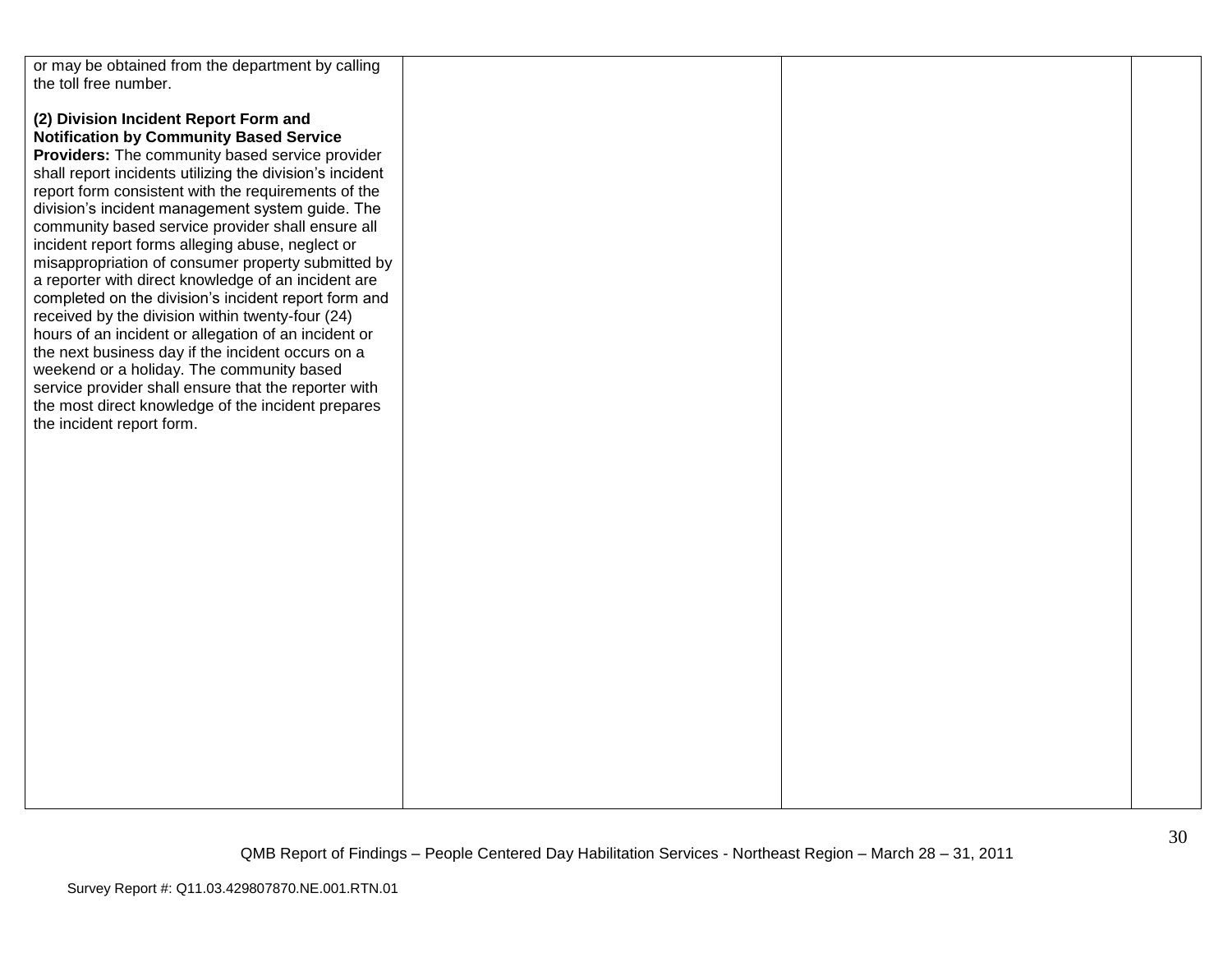| | | | |
|---|---|---|---|
| or may be obtained from the department by calling the toll free number.<br><br>**(2) Division Incident Report Form and Notification by Community Based Service Providers:** The community based service provider shall report incidents utilizing the division's incident report form consistent with the requirements of the division's incident management system guide. The community based service provider shall ensure all incident report forms alleging abuse, neglect or misappropriation of consumer property submitted by a reporter with direct knowledge of an incident are completed on the division's incident report form and received by the division within twenty-four (24) hours of an incident or allegation of an incident or the next business day if the incident occurs on a weekend or a holiday. The community based service provider shall ensure that the reporter with the most direct knowledge of the incident prepares the incident report form. | | | |

QMB Report of Findings – People Centered Day Habilitation Services - Northeast Region – March 28 – 31, 2011

Survey Report #: Q11.03.429807870.NE.001.RTN.01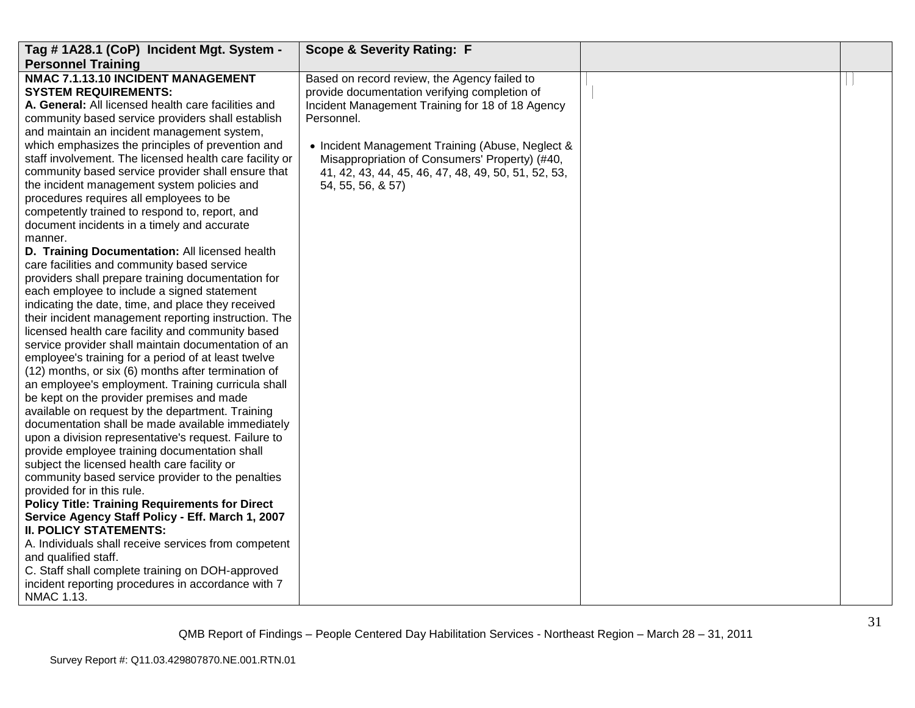| Tag # 1A28.1 (CoP) Incident Mgt. System - Personnel Training | Scope & Severity Rating: F | | |
|---|---|---|---|
| **NMAC 7.1.13.10 INCIDENT MANAGEMENT SYSTEM REQUIREMENTS:**<br>**A. General:** All licensed health care facilities and community based service providers shall establish and maintain an incident management system, which emphasizes the principles of prevention and staff involvement. The licensed health care facility or community based service provider shall ensure that the incident management system policies and procedures requires all employees to be competently trained to respond to, report, and document incidents in a timely and accurate manner.<br>**D. Training Documentation:** All licensed health care facilities and community based service providers shall prepare training documentation for each employee to include a signed statement indicating the date, time, and place they received their incident management reporting instruction. The licensed health care facility and community based service provider shall maintain documentation of an employee's training for a period of at least twelve (12) months, or six (6) months after termination of an employee's employment. Training curricula shall be kept on the provider premises and made available on request by the department. Training documentation shall be made available immediately upon a division representative's request. Failure to provide employee training documentation shall subject the licensed health care facility or community based service provider to the penalties provided for in this rule.<br>**Policy Title: Training Requirements for Direct Service Agency Staff Policy - Eff. March 1, 2007**<br>**II. POLICY STATEMENTS:**<br>A. Individuals shall receive services from competent and qualified staff.<br>C. Staff shall complete training on DOH-approved incident reporting procedures in accordance with 7 NMAC 1.13. | Based on record review, the Agency failed to provide documentation verifying completion of Incident Management Training for 18 of 18 Agency Personnel.<br><br>• Incident Management Training (Abuse, Neglect & Misappropriation of Consumers' Property) (#40, 41, 42, 43, 44, 45, 46, 47, 48, 49, 50, 51, 52, 53, 54, 55, 56, & 57) | | |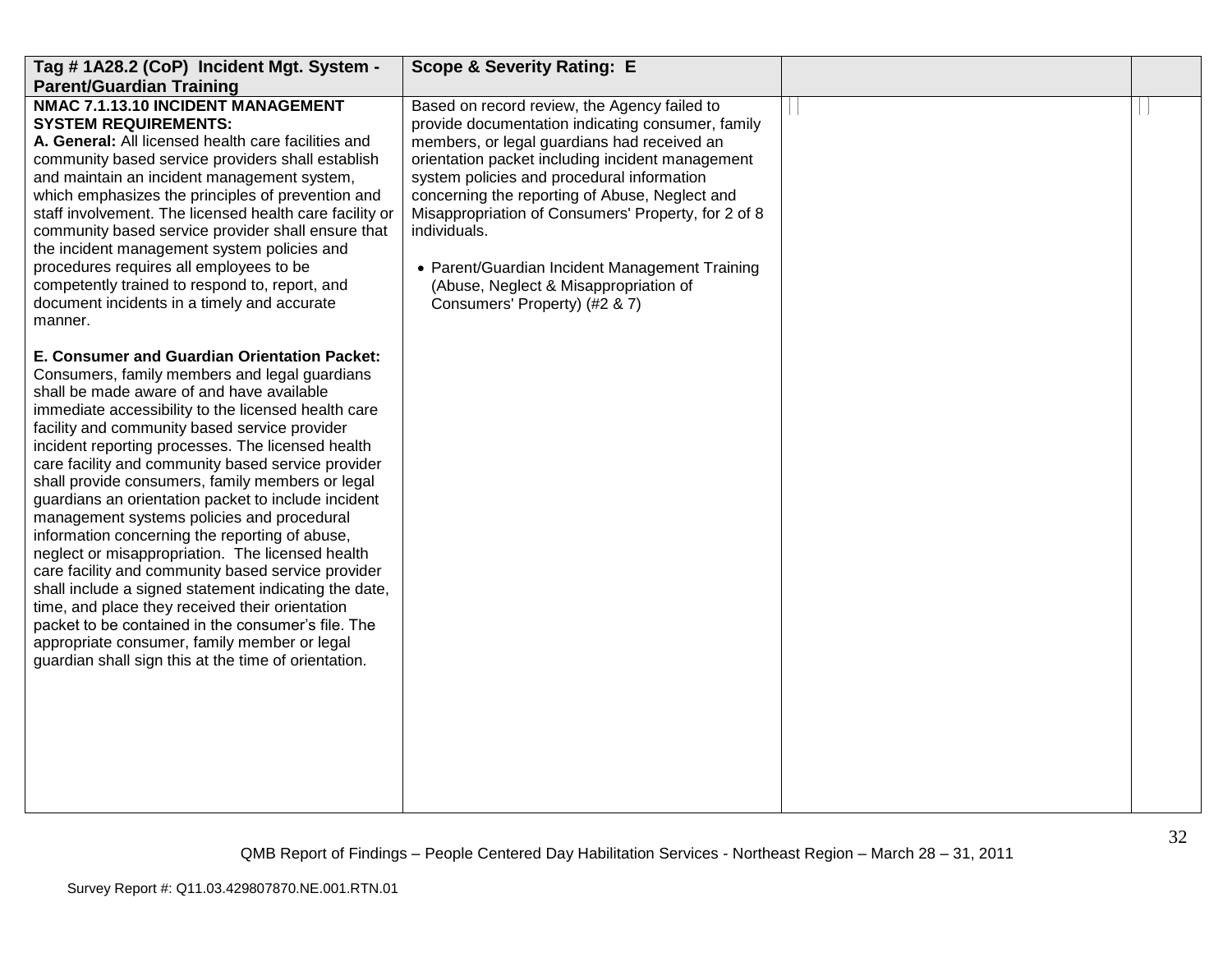| Tag # 1A28.2 (CoP) Incident Mgt. System - Parent/Guardian Training | Scope & Severity Rating: E | | |
|---|---|---|---|
| **NMAC 7.1.13.10 INCIDENT MANAGEMENT SYSTEM REQUIREMENTS:**<br>**A. General:** All licensed health care facilities and community based service providers shall establish and maintain an incident management system, which emphasizes the principles of prevention and staff involvement. The licensed health care facility or community based service provider shall ensure that the incident management system policies and procedures requires all employees to be competently trained to respond to, report, and document incidents in a timely and accurate manner.<br><br>**E. Consumer and Guardian Orientation Packet:** Consumers, family members and legal guardians shall be made aware of and have available immediate accessibility to the licensed health care facility and community based service provider incident reporting processes. The licensed health care facility and community based service provider shall provide consumers, family members or legal guardians an orientation packet to include incident management systems policies and procedural information concerning the reporting of abuse, neglect or misappropriation. The licensed health care facility and community based service provider shall include a signed statement indicating the date, time, and place they received their orientation packet to be contained in the consumer's file. The appropriate consumer, family member or legal guardian shall sign this at the time of orientation. | Based on record review, the Agency failed to provide documentation indicating consumer, family members, or legal guardians had received an orientation packet including incident management system policies and procedural information concerning the reporting of Abuse, Neglect and Misappropriation of Consumers' Property, for 2 of 8 individuals.<br><br>• Parent/Guardian Incident Management Training (Abuse, Neglect & Misappropriation of Consumers' Property) (#2 & 7) | | |

QMB Report of Findings – People Centered Day Habilitation Services - Northeast Region – March 28 – 31, 2011

Survey Report #: Q11.03.429807870.NE.001.RTN.01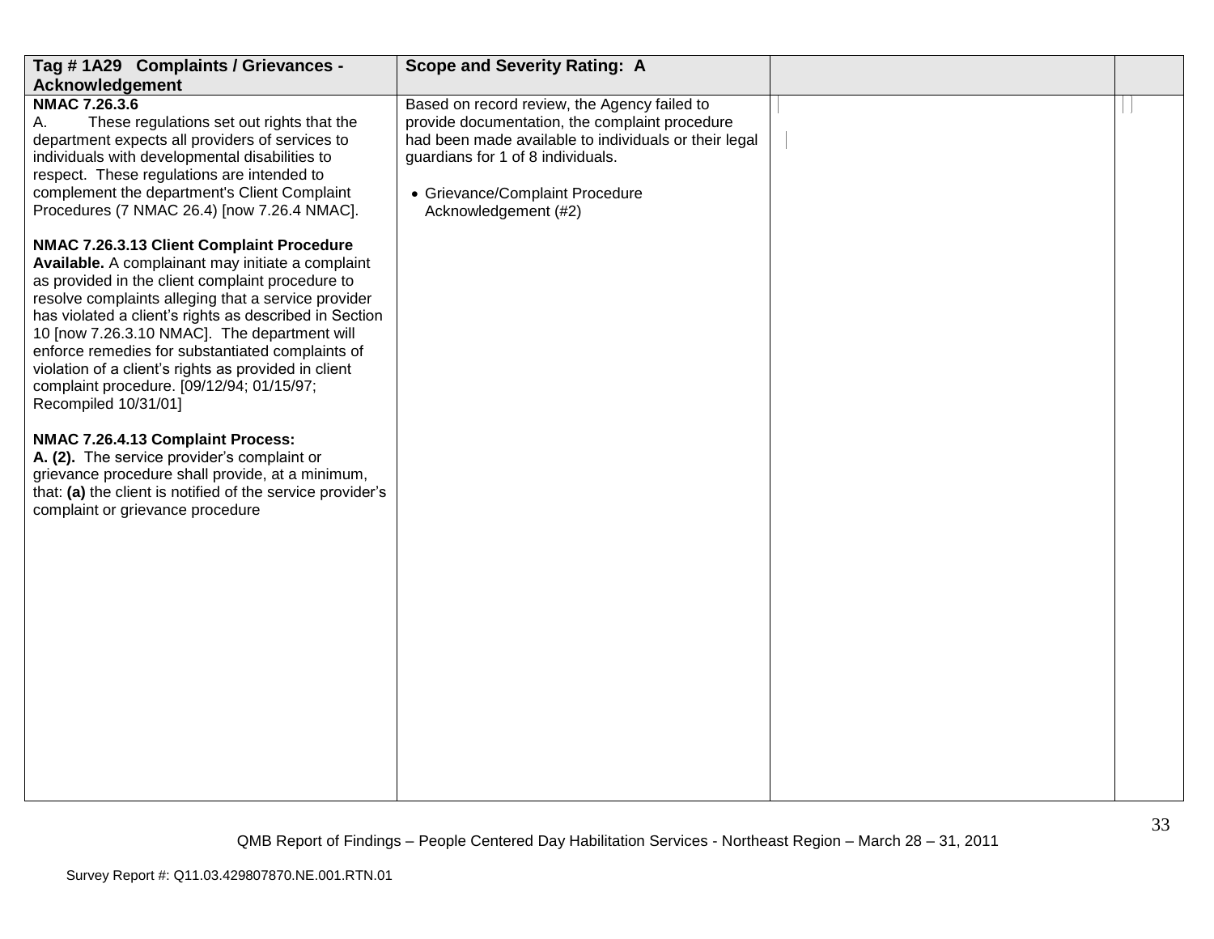| Tag # 1A29 Complaints / Grievances - Acknowledgement | Scope and Severity Rating: A | | |
|---|---|---|---|
| **NMAC 7.26.3.6**<br>A. These regulations set out rights that the department expects all providers of services to individuals with developmental disabilities to respect. These regulations are intended to complement the department's Client Complaint Procedures (7 NMAC 26.4) [now 7.26.4 NMAC].<br><br>**NMAC 7.26.3.13 Client Complaint Procedure Available.** A complainant may initiate a complaint as provided in the client complaint procedure to resolve complaints alleging that a service provider has violated a client's rights as described in Section 10 [now 7.26.3.10 NMAC]. The department will enforce remedies for substantiated complaints of violation of a client's rights as provided in client complaint procedure. [09/12/94; 01/15/97; Recompiled 10/31/01]<br><br>**NMAC 7.26.4.13 Complaint Process:**<br>**A. (2).** The service provider's complaint or grievance procedure shall provide, at a minimum, that: **(a)** the client is notified of the service provider's complaint or grievance procedure | Based on record review, the Agency failed to provide documentation, the complaint procedure had been made available to individuals or their legal guardians for 1 of 8 individuals.<br><br>• Grievance/Complaint Procedure Acknowledgement (#2) | | |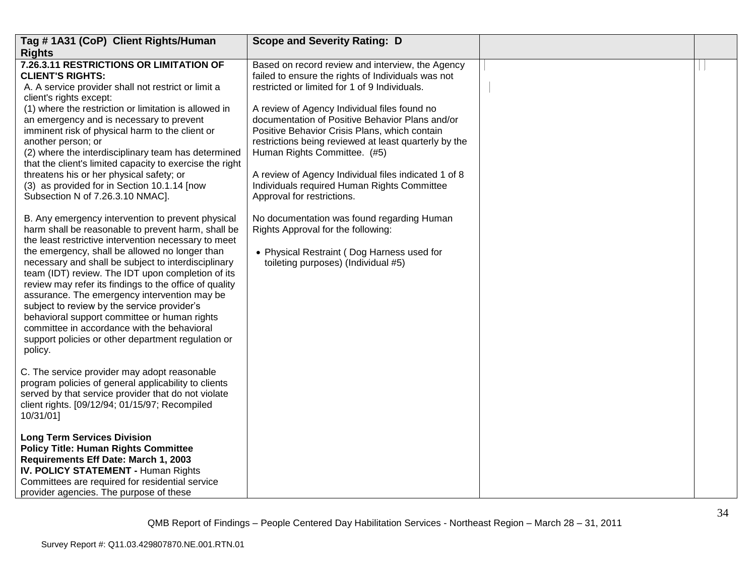| Tag # 1A31 (CoP) Client Rights/Human Rights | Scope and Severity Rating: D | | |
|---|---|---|---|
| **7.26.3.11 RESTRICTIONS OR LIMITATION OF CLIENT'S RIGHTS:**<br>A. A service provider shall not restrict or limit a client's rights except:<br>(1) where the restriction or limitation is allowed in an emergency and is necessary to prevent imminent risk of physical harm to the client or another person; or<br>(2) where the interdisciplinary team has determined that the client's limited capacity to exercise the right threatens his or her physical safety; or<br>(3) as provided for in Section 10.1.14 [now Subsection N of 7.26.3.10 NMAC].<br><br>B. Any emergency intervention to prevent physical harm shall be reasonable to prevent harm, shall be the least restrictive intervention necessary to meet the emergency, shall be allowed no longer than necessary and shall be subject to interdisciplinary team (IDT) review. The IDT upon completion of its review may refer its findings to the office of quality assurance. The emergency intervention may be subject to review by the service provider's behavioral support committee or human rights committee in accordance with the behavioral support policies or other department regulation or policy.<br><br>C. The service provider may adopt reasonable program policies of general applicability to clients served by that service provider that do not violate client rights. [09/12/94; 01/15/97; Recompiled 10/31/01]<br><br>**Long Term Services Division**<br>**Policy Title: Human Rights Committee Requirements Eff Date: March 1, 2003**<br>**IV. POLICY STATEMENT -** Human Rights Committees are required for residential service provider agencies. The purpose of these | Based on record review and interview, the Agency failed to ensure the rights of Individuals was not restricted or limited for 1 of 9 Individuals.<br><br>A review of Agency Individual files found no documentation of Positive Behavior Plans and/or Positive Behavior Crisis Plans, which contain restrictions being reviewed at least quarterly by the Human Rights Committee. (#5)<br><br>A review of Agency Individual files indicated 1 of 8 Individuals required Human Rights Committee Approval for restrictions.<br><br>No documentation was found regarding Human Rights Approval for the following:<br><br>• Physical Restraint ( Dog Harness used for toileting purposes) (Individual #5) | | |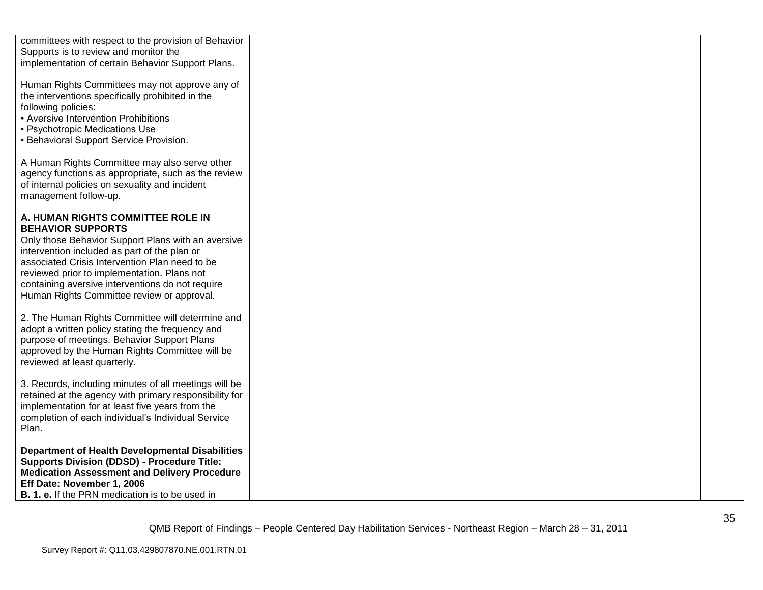| | | | |
|---|---|---|---|
| committees with respect to the provision of Behavior Supports is to review and monitor the implementation of certain Behavior Support Plans.<br><br>Human Rights Committees may not approve any of the interventions specifically prohibited in the following policies:<br>• Aversive Intervention Prohibitions<br>• Psychotropic Medications Use<br>• Behavioral Support Service Provision.<br><br>A Human Rights Committee may also serve other agency functions as appropriate, such as the review of internal policies on sexuality and incident management follow-up.<br><br>**A. HUMAN RIGHTS COMMITTEE ROLE IN BEHAVIOR SUPPORTS**<br>Only those Behavior Support Plans with an aversive intervention included as part of the plan or associated Crisis Intervention Plan need to be reviewed prior to implementation. Plans not containing aversive interventions do not require Human Rights Committee review or approval.<br><br>2. The Human Rights Committee will determine and adopt a written policy stating the frequency and purpose of meetings. Behavior Support Plans approved by the Human Rights Committee will be reviewed at least quarterly.<br><br>3. Records, including minutes of all meetings will be retained at the agency with primary responsibility for implementation for at least five years from the completion of each individual's Individual Service Plan.<br><br>**Department of Health Developmental Disabilities Supports Division (DDSD) - Procedure Title: Medication Assessment and Delivery Procedure Eff Date: November 1, 2006**<br>**B. 1. e.** If the PRN medication is to be used in | | | |

QMB Report of Findings – People Centered Day Habilitation Services - Northeast Region – March 28 – 31, 2011

Survey Report #: Q11.03.429807870.NE.001.RTN.01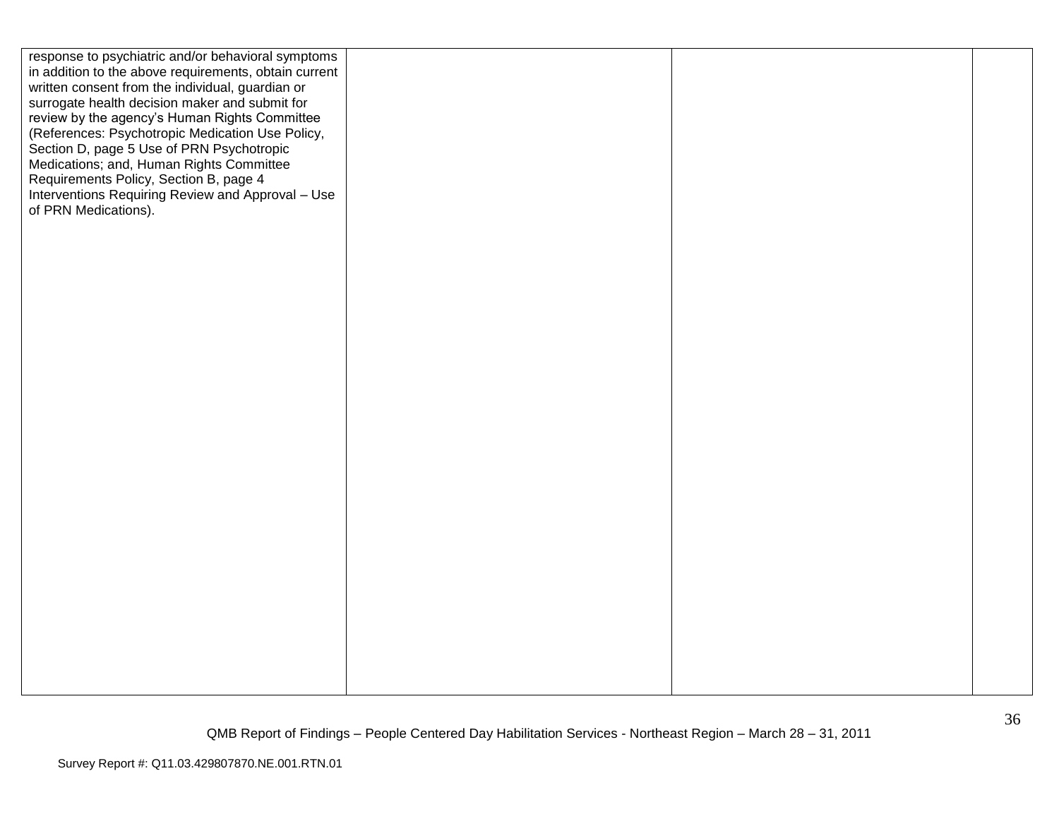| | | | |
|---|---|---|---|
| response to psychiatric and/or behavioral symptoms in addition to the above requirements, obtain current written consent from the individual, guardian or surrogate health decision maker and submit for review by the agency's Human Rights Committee (References: Psychotropic Medication Use Policy, Section D, page 5 Use of PRN Psychotropic Medications; and, Human Rights Committee Requirements Policy, Section B, page 4 Interventions Requiring Review and Approval – Use of PRN Medications). | | | |

QMB Report of Findings – People Centered Day Habilitation Services - Northeast Region – March 28 – 31, 2011

Survey Report #: Q11.03.429807870.NE.001.RTN.01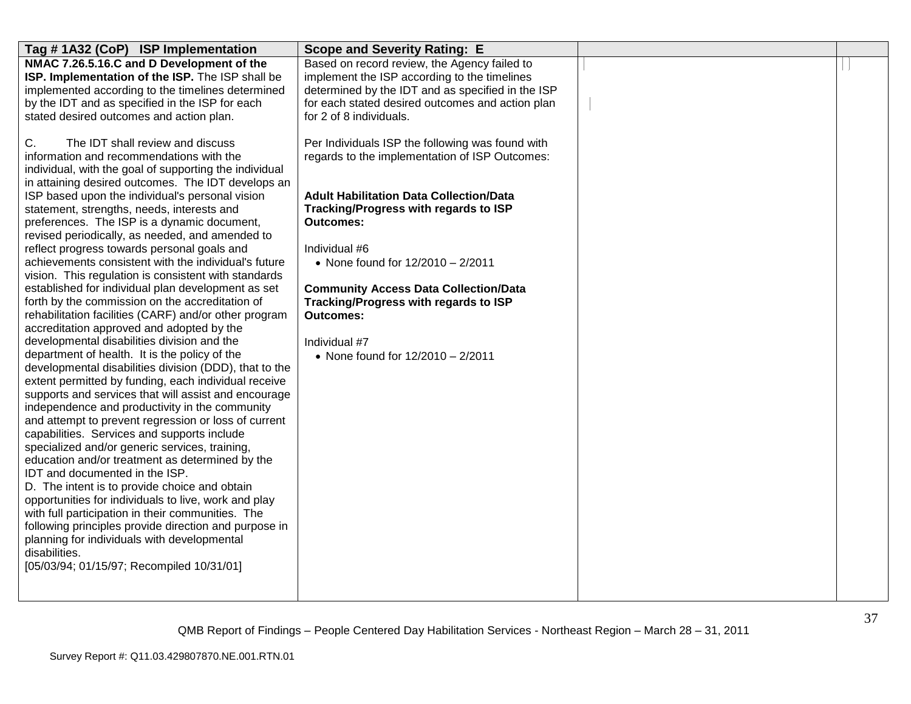| Tag # 1A32 (CoP) ISP Implementation | Scope and Severity Rating: E | | |
|---|---|---|---|
| **NMAC 7.26.5.16.C and D Development of the ISP. Implementation of the ISP.** The ISP shall be implemented according to the timelines determined by the IDT and as specified in the ISP for each stated desired outcomes and action plan.<br><br>C. The IDT shall review and discuss information and recommendations with the individual, with the goal of supporting the individual in attaining desired outcomes. The IDT develops an ISP based upon the individual's personal vision statement, strengths, needs, interests and preferences. The ISP is a dynamic document, revised periodically, as needed, and amended to reflect progress towards personal goals and achievements consistent with the individual's future vision. This regulation is consistent with standards established for individual plan development as set forth by the commission on the accreditation of rehabilitation facilities (CARF) and/or other program accreditation approved and adopted by the developmental disabilities division and the department of health. It is the policy of the developmental disabilities division (DDD), that to the extent permitted by funding, each individual receive supports and services that will assist and encourage independence and productivity in the community and attempt to prevent regression or loss of current capabilities. Services and supports include specialized and/or generic services, training, education and/or treatment as determined by the IDT and documented in the ISP.<br>D. The intent is to provide choice and obtain opportunities for individuals to live, work and play with full participation in their communities. The following principles provide direction and purpose in planning for individuals with developmental disabilities.<br>[05/03/94; 01/15/97; Recompiled 10/31/01] | Based on record review, the Agency failed to implement the ISP according to the timelines determined by the IDT and as specified in the ISP for each stated desired outcomes and action plan for 2 of 8 individuals.<br><br>Per Individuals ISP the following was found with regards to the implementation of ISP Outcomes:<br><br>**Adult Habilitation Data Collection/Data Tracking/Progress with regards to ISP Outcomes:**<br><br>Individual #6<br>• None found for 12/2010 – 2/2011<br><br>**Community Access Data Collection/Data Tracking/Progress with regards to ISP Outcomes:**<br><br>Individual #7<br>• None found for 12/2010 – 2/2011 | | |

QMB Report of Findings – People Centered Day Habilitation Services - Northeast Region – March 28 – 31, 2011

Survey Report #: Q11.03.429807870.NE.001.RTN.01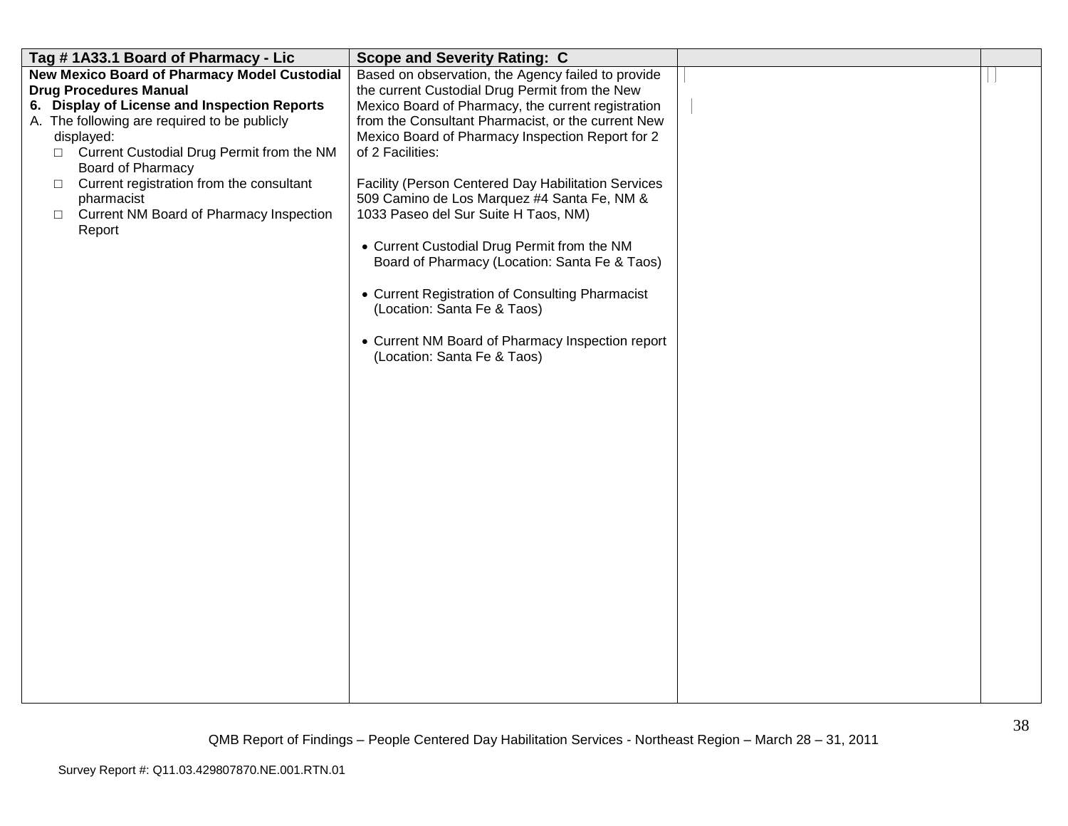| Tag # 1A33.1 Board of Pharmacy - Lic | Scope and Severity Rating: C | | |
|---|---|---|---|
| **New Mexico Board of Pharmacy Model Custodial Drug Procedures Manual**<br>**6. Display of License and Inspection Reports**<br>A. The following are required to be publicly displayed:<br>□ Current Custodial Drug Permit from the NM Board of Pharmacy<br>□ Current registration from the consultant pharmacist<br>□ Current NM Board of Pharmacy Inspection Report | Based on observation, the Agency failed to provide the current Custodial Drug Permit from the New Mexico Board of Pharmacy, the current registration from the Consultant Pharmacist, or the current New Mexico Board of Pharmacy Inspection Report for 2 of 2 Facilities:<br><br>Facility (Person Centered Day Habilitation Services 509 Camino de Los Marquez #4 Santa Fe, NM & 1033 Paseo del Sur Suite H Taos, NM)<br><br>• Current Custodial Drug Permit from the NM Board of Pharmacy (Location: Santa Fe & Taos)<br><br>• Current Registration of Consulting Pharmacist (Location: Santa Fe & Taos)<br><br>• Current NM Board of Pharmacy Inspection report (Location: Santa Fe & Taos) | | |

QMB Report of Findings – People Centered Day Habilitation Services - Northeast Region – March 28 – 31, 2011

Survey Report #: Q11.03.429807870.NE.001.RTN.01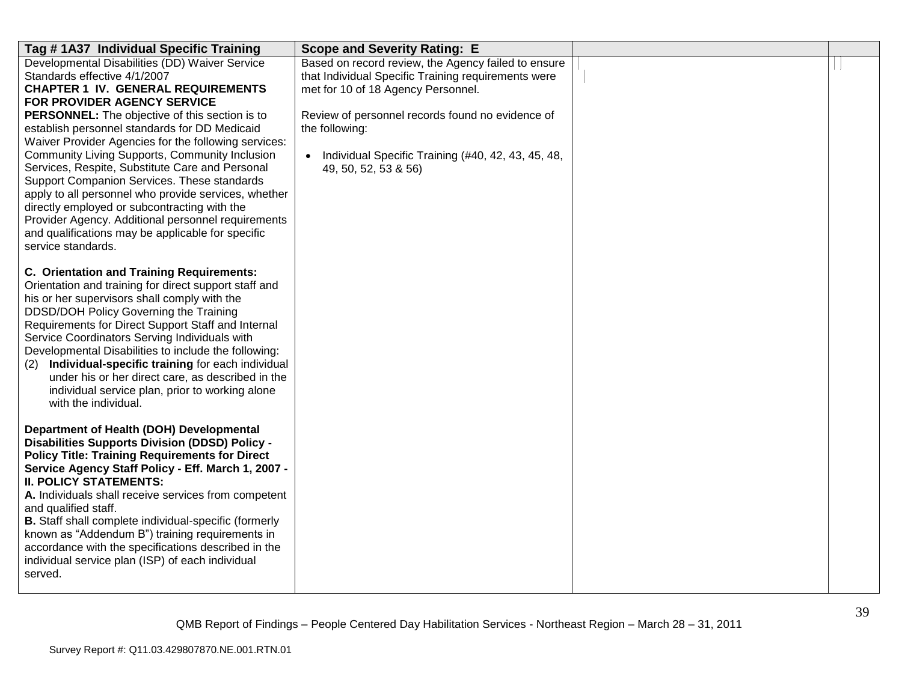| Tag # 1A37 Individual Specific Training | Scope and Severity Rating: E | | |
|---|---|---|---|
| Developmental Disabilities (DD) Waiver Service Standards effective 4/1/2007<br>**CHAPTER 1 IV. GENERAL REQUIREMENTS FOR PROVIDER AGENCY SERVICE PERSONNEL:** The objective of this section is to establish personnel standards for DD Medicaid Waiver Provider Agencies for the following services: Community Living Supports, Community Inclusion Services, Respite, Substitute Care and Personal Support Companion Services. These standards apply to all personnel who provide services, whether directly employed or subcontracting with the Provider Agency. Additional personnel requirements and qualifications may be applicable for specific service standards.<br><br>**C. Orientation and Training Requirements:** Orientation and training for direct support staff and his or her supervisors shall comply with the DDSD/DOH Policy Governing the Training Requirements for Direct Support Staff and Internal Service Coordinators Serving Individuals with Developmental Disabilities to include the following:<br>(2) **Individual-specific training** for each individual under his or her direct care, as described in the individual service plan, prior to working alone with the individual.<br><br>**Department of Health (DOH) Developmental Disabilities Supports Division (DDSD) Policy - Policy Title: Training Requirements for Direct Service Agency Staff Policy - Eff. March 1, 2007 - II. POLICY STATEMENTS:**<br>**A.** Individuals shall receive services from competent and qualified staff.<br>**B.** Staff shall complete individual-specific (formerly known as "Addendum B") training requirements in accordance with the specifications described in the individual service plan (ISP) of each individual served. | Based on record review, the Agency failed to ensure that Individual Specific Training requirements were met for 10 of 18 Agency Personnel.<br><br>Review of personnel records found no evidence of the following:<br><br>• Individual Specific Training (#40, 42, 43, 45, 48, 49, 50, 52, 53 & 56) | | |

QMB Report of Findings – People Centered Day Habilitation Services - Northeast Region – March 28 – 31, 2011

Survey Report #: Q11.03.429807870.NE.001.RTN.01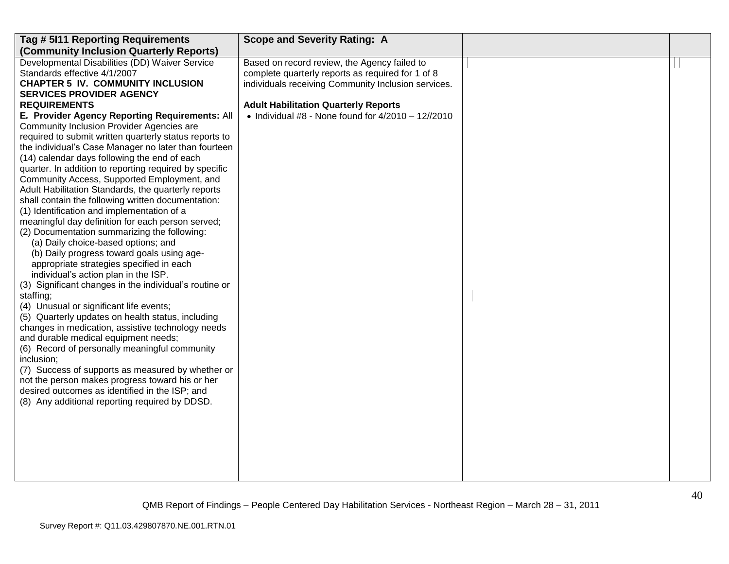| Tag # 5I11 Reporting Requirements (Community Inclusion Quarterly Reports) | Scope and Severity Rating: A | | |
|---|---|---|---|
| Developmental Disabilities (DD) Waiver Service Standards effective 4/1/2007<br>**CHAPTER 5 IV. COMMUNITY INCLUSION SERVICES PROVIDER AGENCY REQUIREMENTS**<br>**E. Provider Agency Reporting Requirements:** All Community Inclusion Provider Agencies are required to submit written quarterly status reports to the individual's Case Manager no later than fourteen (14) calendar days following the end of each quarter. In addition to reporting required by specific Community Access, Supported Employment, and Adult Habilitation Standards, the quarterly reports shall contain the following written documentation:<br>(1) Identification and implementation of a meaningful day definition for each person served;<br>(2) Documentation summarizing the following:<br>(a) Daily choice-based options; and<br>(b) Daily progress toward goals using age-appropriate strategies specified in each individual's action plan in the ISP.<br>(3) Significant changes in the individual's routine or staffing;<br>(4) Unusual or significant life events;<br>(5) Quarterly updates on health status, including changes in medication, assistive technology needs and durable medical equipment needs;<br>(6) Record of personally meaningful community inclusion;<br>(7) Success of supports as measured by whether or not the person makes progress toward his or her desired outcomes as identified in the ISP; and<br>(8) Any additional reporting required by DDSD. | Based on record review, the Agency failed to complete quarterly reports as required for 1 of 8 individuals receiving Community Inclusion services.<br><br>**Adult Habilitation Quarterly Reports**<br>• Individual #8 - None found for 4/2010 – 12//2010 | | |

QMB Report of Findings – People Centered Day Habilitation Services - Northeast Region – March 28 – 31, 2011

Survey Report #: Q11.03.429807870.NE.001.RTN.01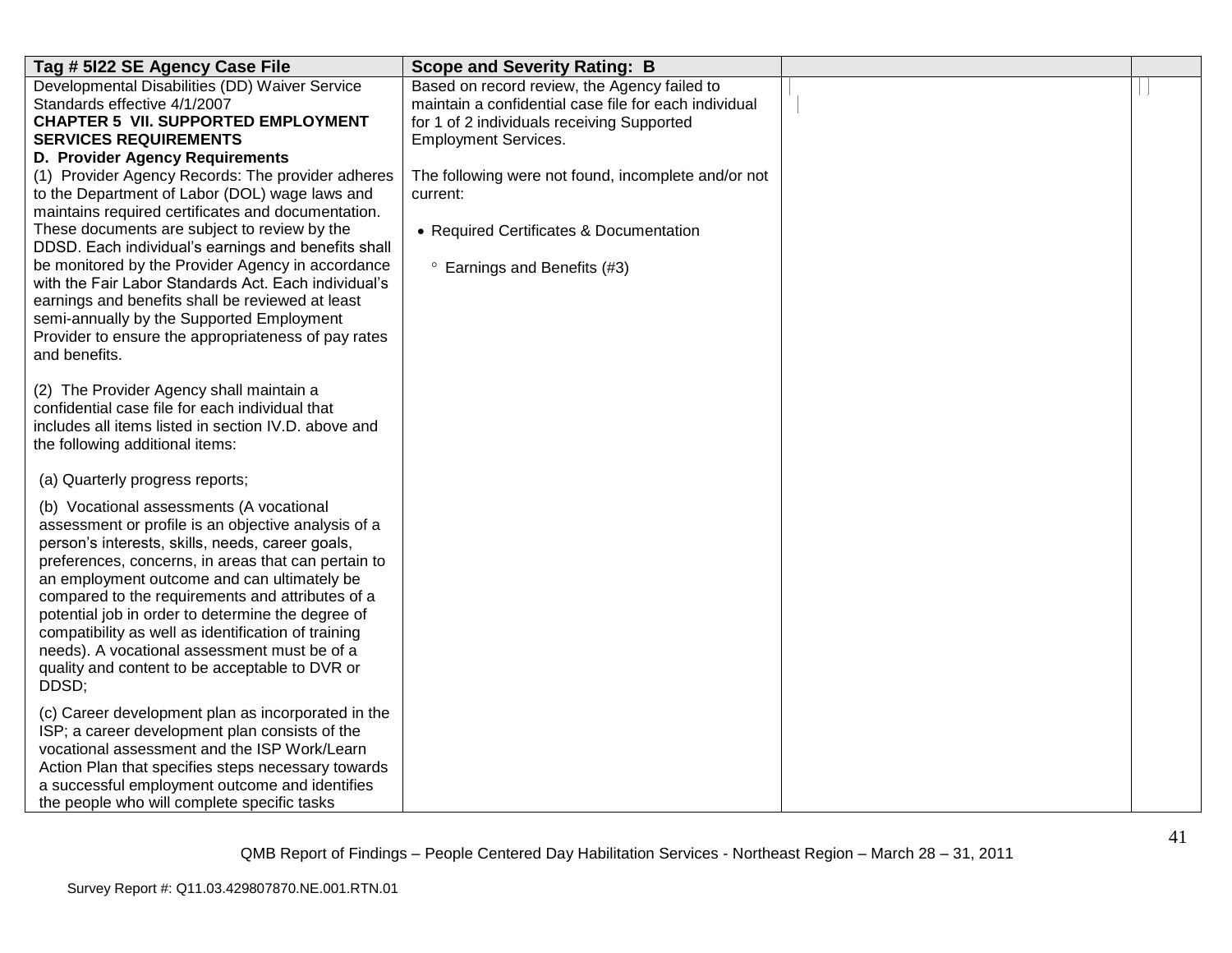| Tag # 5I22 SE Agency Case File | Scope and Severity Rating: B | | |
|---|---|---|---|
| Developmental Disabilities (DD) Waiver Service Standards effective 4/1/2007<br>**CHAPTER 5 VII. SUPPORTED EMPLOYMENT SERVICES REQUIREMENTS**<br>**D. Provider Agency Requirements**<br>(1) Provider Agency Records: The provider adheres to the Department of Labor (DOL) wage laws and maintains required certificates and documentation. These documents are subject to review by the DDSD. Each individual's earnings and benefits shall be monitored by the Provider Agency in accordance with the Fair Labor Standards Act. Each individual's earnings and benefits shall be reviewed at least semi-annually by the Supported Employment Provider to ensure the appropriateness of pay rates and benefits.<br><br>(2) The Provider Agency shall maintain a confidential case file for each individual that includes all items listed in section IV.D. above and the following additional items:<br><br>(a) Quarterly progress reports;<br><br>(b) Vocational assessments (A vocational assessment or profile is an objective analysis of a person's interests, skills, needs, career goals, preferences, concerns, in areas that can pertain to an employment outcome and can ultimately be compared to the requirements and attributes of a potential job in order to determine the degree of compatibility as well as identification of training needs). A vocational assessment must be of a quality and content to be acceptable to DVR or DDSD;<br><br>(c) Career development plan as incorporated in the ISP; a career development plan consists of the vocational assessment and the ISP Work/Learn Action Plan that specifies steps necessary towards a successful employment outcome and identifies the people who will complete specific tasks | Based on record review, the Agency failed to maintain a confidential case file for each individual for 1 of 2 individuals receiving Supported Employment Services.<br><br>The following were not found, incomplete and/or not current:<br><br>• Required Certificates & Documentation<br><br>° Earnings and Benefits (#3) | | |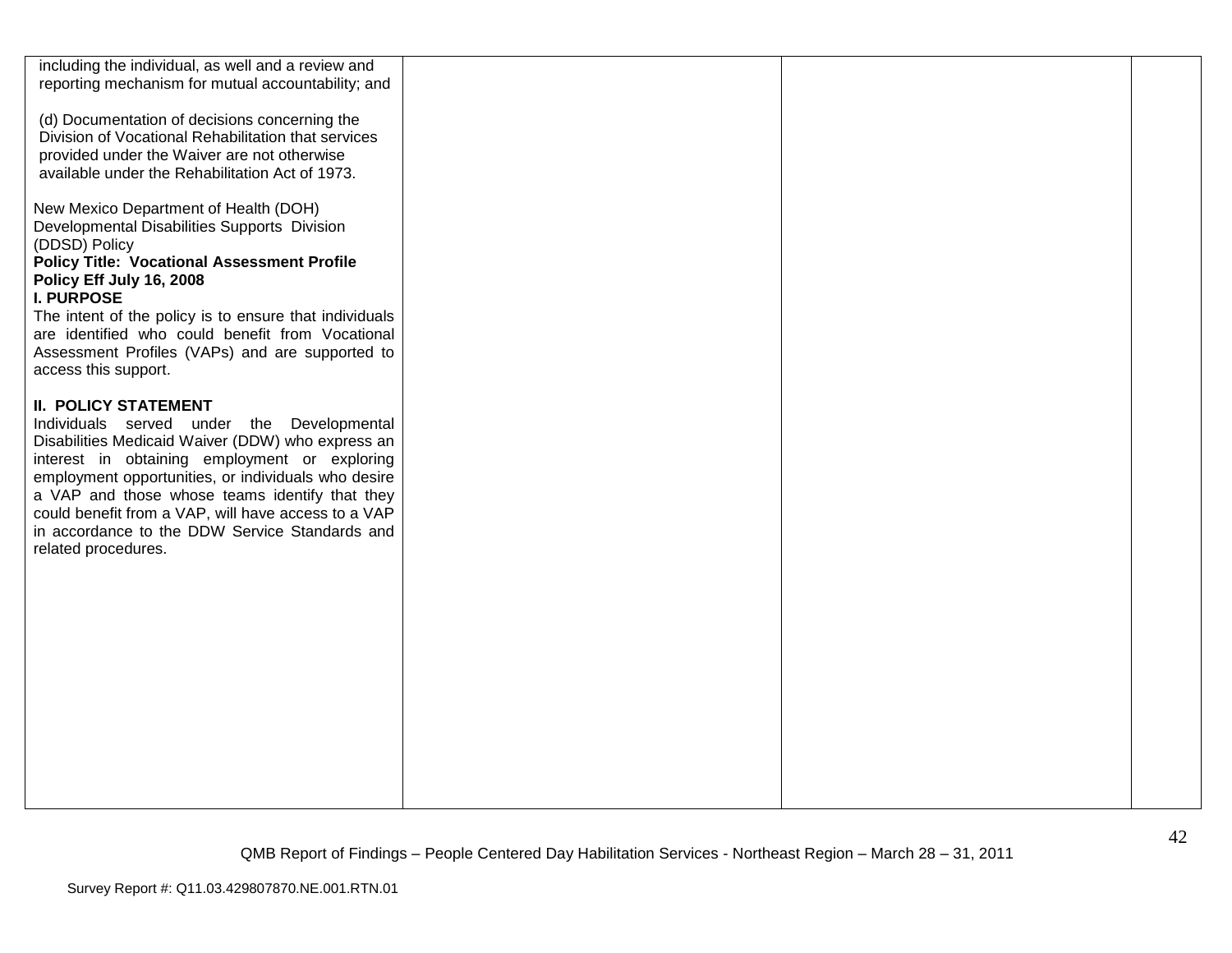| | | | |
|---|---|---|---|
| including the individual, as well and a review and reporting mechanism for mutual accountability; and<br><br>(d) Documentation of decisions concerning the Division of Vocational Rehabilitation that services provided under the Waiver are not otherwise available under the Rehabilitation Act of 1973.<br><br>New Mexico Department of Health (DOH) Developmental Disabilities Supports Division (DDSD) Policy<br>**Policy Title: Vocational Assessment Profile Policy Eff July 16, 2008**<br>**I. PURPOSE**<br>The intent of the policy is to ensure that individuals are identified who could benefit from Vocational Assessment Profiles (VAPs) and are supported to access this support.<br><br>**II. POLICY STATEMENT**<br>Individuals served under the Developmental Disabilities Medicaid Waiver (DDW) who express an interest in obtaining employment or exploring employment opportunities, or individuals who desire a VAP and those whose teams identify that they could benefit from a VAP, will have access to a VAP in accordance to the DDW Service Standards and related procedures. | | | |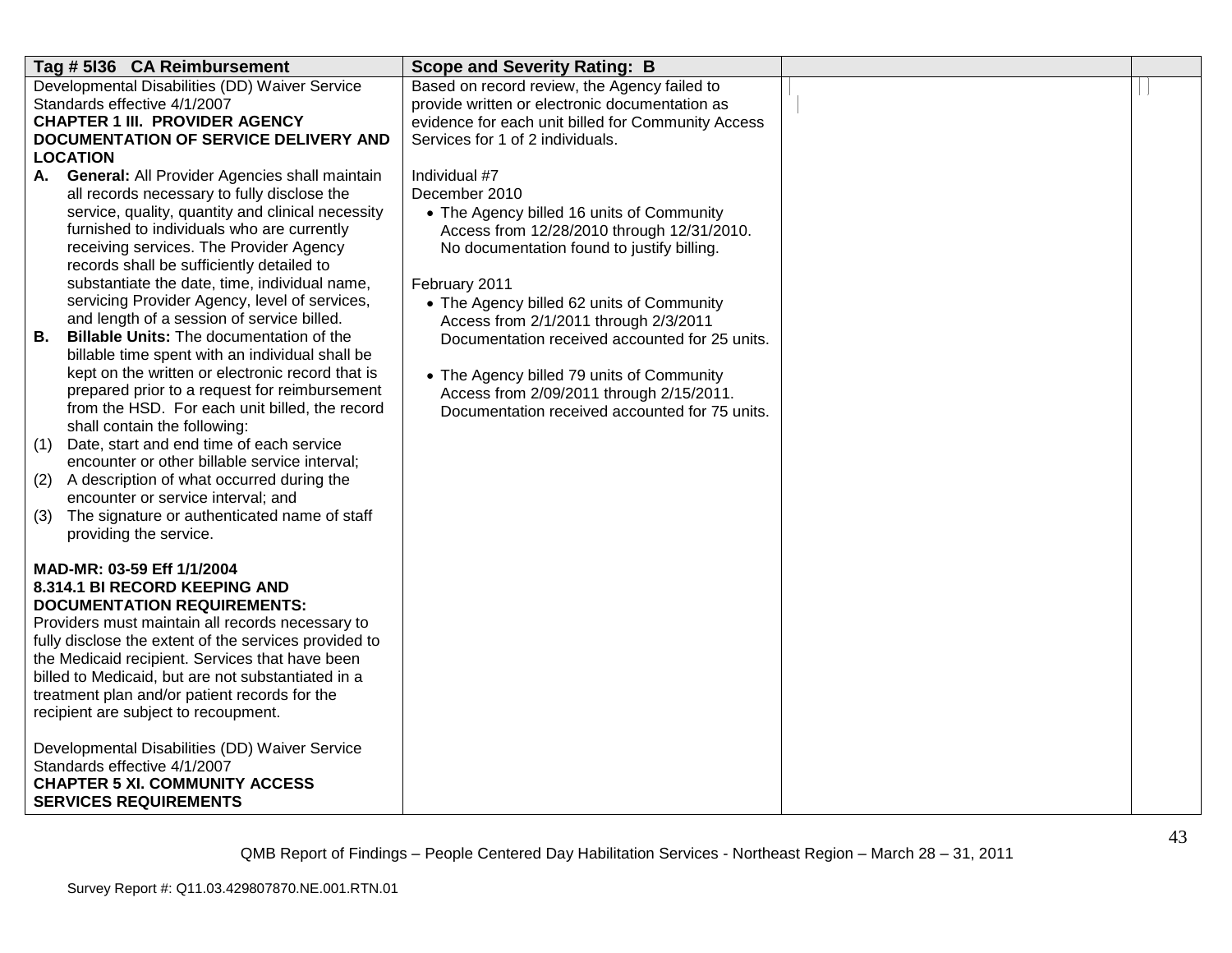| Tag # 5I36 CA Reimbursement | Scope and Severity Rating: B | | |
|---|---|---|---|
| Developmental Disabilities (DD) Waiver Service Standards effective 4/1/2007<br>**CHAPTER 1 III. PROVIDER AGENCY DOCUMENTATION OF SERVICE DELIVERY AND LOCATION**<br>**A. General:** All Provider Agencies shall maintain all records necessary to fully disclose the service, quality, quantity and clinical necessity furnished to individuals who are currently receiving services. The Provider Agency records shall be sufficiently detailed to substantiate the date, time, individual name, servicing Provider Agency, level of services, and length of a session of service billed.<br>**B. Billable Units:** The documentation of the billable time spent with an individual shall be kept on the written or electronic record that is prepared prior to a request for reimbursement from the HSD. For each unit billed, the record shall contain the following:<br>(1) Date, start and end time of each service encounter or other billable service interval;<br>(2) A description of what occurred during the encounter or service interval; and<br>(3) The signature or authenticated name of staff providing the service.<br><br>**MAD-MR: 03-59 Eff 1/1/2004**<br>**8.314.1 BI RECORD KEEPING AND DOCUMENTATION REQUIREMENTS:**<br>Providers must maintain all records necessary to fully disclose the extent of the services provided to the Medicaid recipient. Services that have been billed to Medicaid, but are not substantiated in a treatment plan and/or patient records for the recipient are subject to recoupment.<br><br>Developmental Disabilities (DD) Waiver Service Standards effective 4/1/2007<br>**CHAPTER 5 XI. COMMUNITY ACCESS SERVICES REQUIREMENTS** | Based on record review, the Agency failed to provide written or electronic documentation as evidence for each unit billed for Community Access Services for 1 of 2 individuals.<br><br>Individual #7<br>December 2010<br>• The Agency billed 16 units of Community Access from 12/28/2010 through 12/31/2010. No documentation found to justify billing.<br><br>February 2011<br>• The Agency billed 62 units of Community Access from 2/1/2011 through 2/3/2011 Documentation received accounted for 25 units.<br><br>• The Agency billed 79 units of Community Access from 2/09/2011 through 2/15/2011. Documentation received accounted for 75 units. | | |

QMB Report of Findings – People Centered Day Habilitation Services - Northeast Region – March 28 – 31, 2011

Survey Report #: Q11.03.429807870.NE.001.RTN.01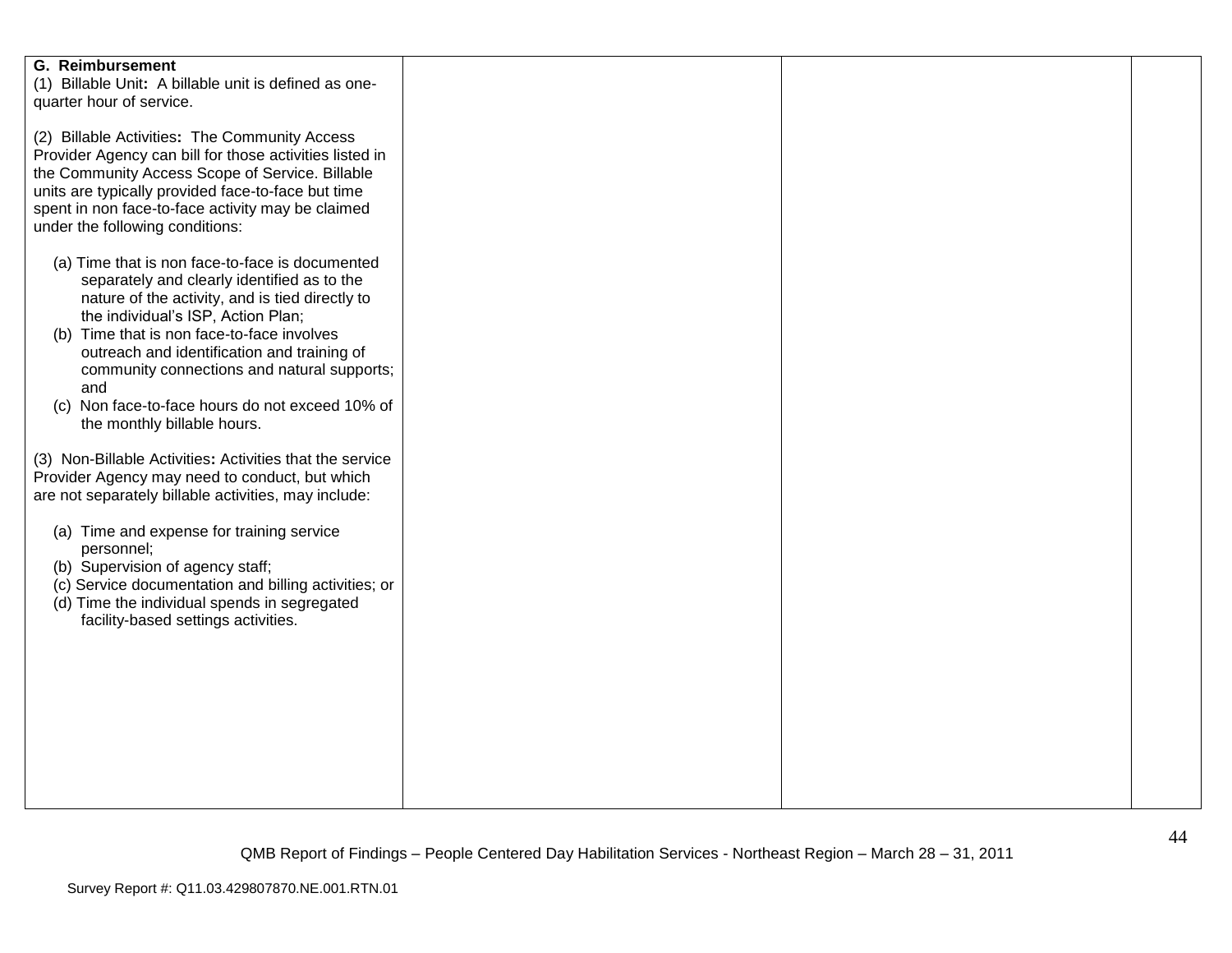| | | | |
|---|---|---|---|
| **G. Reimbursement**<br>(1) Billable Unit**:** A billable unit is defined as one-quarter hour of service.<br><br>(2) Billable Activities**:** The Community Access Provider Agency can bill for those activities listed in the Community Access Scope of Service. Billable units are typically provided face-to-face but time spent in non face-to-face activity may be claimed under the following conditions:<br><br>(a) Time that is non face-to-face is documented separately and clearly identified as to the nature of the activity, and is tied directly to the individual's ISP, Action Plan;<br>(b) Time that is non face-to-face involves outreach and identification and training of community connections and natural supports; and<br>(c) Non face-to-face hours do not exceed 10% of the monthly billable hours.<br><br>(3) Non-Billable Activities**:** Activities that the service Provider Agency may need to conduct, but which are not separately billable activities, may include:<br><br>(a) Time and expense for training service personnel;<br>(b) Supervision of agency staff;<br>(c) Service documentation and billing activities; or<br>(d) Time the individual spends in segregated facility-based settings activities. | | | |

QMB Report of Findings – People Centered Day Habilitation Services - Northeast Region – March 28 – 31, 2011

Survey Report #: Q11.03.429807870.NE.001.RTN.01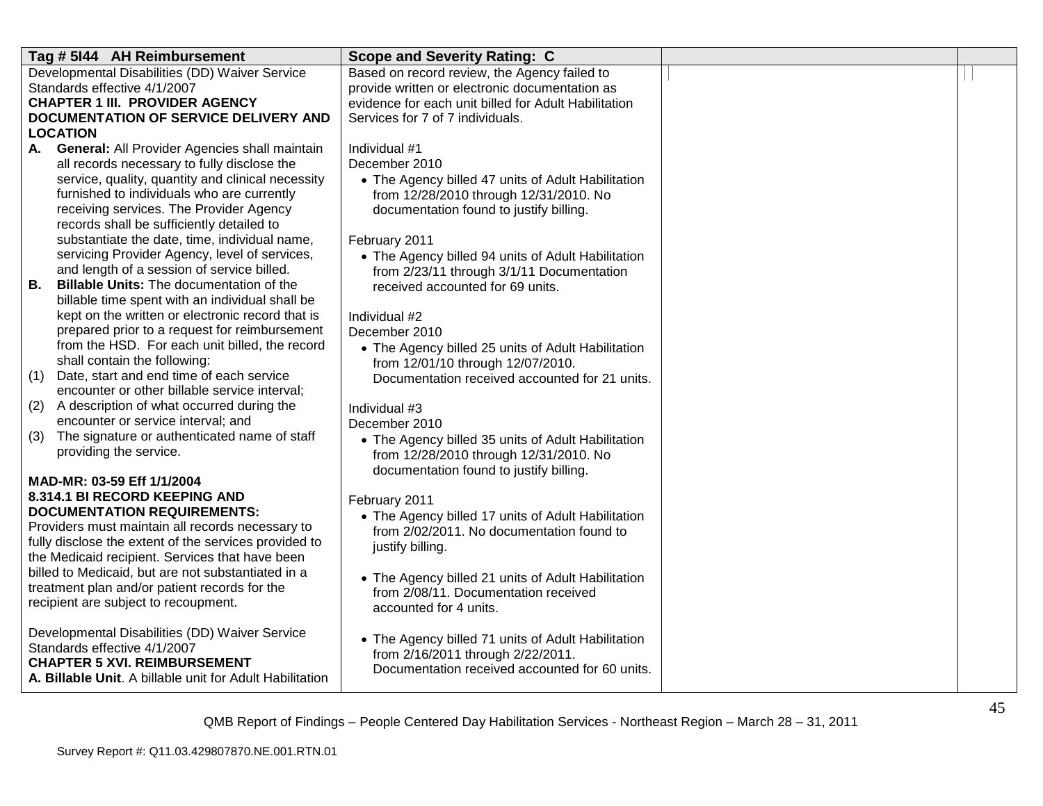| Tag # 5I44 AH Reimbursement | Scope and Severity Rating: C | | |
|---|---|---|---|
| Developmental Disabilities (DD) Waiver Service Standards effective 4/1/2007<br>**CHAPTER 1 III. PROVIDER AGENCY DOCUMENTATION OF SERVICE DELIVERY AND LOCATION**<br>**A. General:** All Provider Agencies shall maintain all records necessary to fully disclose the service, quality, quantity and clinical necessity furnished to individuals who are currently receiving services. The Provider Agency records shall be sufficiently detailed to substantiate the date, time, individual name, servicing Provider Agency, level of services, and length of a session of service billed.<br>**B. Billable Units:** The documentation of the billable time spent with an individual shall be kept on the written or electronic record that is prepared prior to a request for reimbursement from the HSD. For each unit billed, the record shall contain the following:<br>(1) Date, start and end time of each service encounter or other billable service interval;<br>(2) A description of what occurred during the encounter or service interval; and<br>(3) The signature or authenticated name of staff providing the service.<br><br>**MAD-MR: 03-59 Eff 1/1/2004**<br>**8.314.1 BI RECORD KEEPING AND DOCUMENTATION REQUIREMENTS:**<br>Providers must maintain all records necessary to fully disclose the extent of the services provided to the Medicaid recipient. Services that have been billed to Medicaid, but are not substantiated in a treatment plan and/or patient records for the recipient are subject to recoupment.<br><br>Developmental Disabilities (DD) Waiver Service Standards effective 4/1/2007<br>**CHAPTER 5 XVI. REIMBURSEMENT**<br>**A. Billable Unit**. A billable unit for Adult Habilitation | Based on record review, the Agency failed to provide written or electronic documentation as evidence for each unit billed for Adult Habilitation Services for 7 of 7 individuals.<br><br>Individual #1<br>December 2010<br>• The Agency billed 47 units of Adult Habilitation from 12/28/2010 through 12/31/2010. No documentation found to justify billing.<br><br>February 2011<br>• The Agency billed 94 units of Adult Habilitation from 2/23/11 through 3/1/11 Documentation received accounted for 69 units.<br><br>Individual #2<br>December 2010<br>• The Agency billed 25 units of Adult Habilitation from 12/01/10 through 12/07/2010. Documentation received accounted for 21 units.<br><br>Individual #3<br>December 2010<br>• The Agency billed 35 units of Adult Habilitation from 12/28/2010 through 12/31/2010. No documentation found to justify billing.<br><br>February 2011<br>• The Agency billed 17 units of Adult Habilitation from 2/02/2011. No documentation found to justify billing.<br><br>• The Agency billed 21 units of Adult Habilitation from 2/08/11. Documentation received accounted for 4 units.<br><br>• The Agency billed 71 units of Adult Habilitation from 2/16/2011 through 2/22/2011. Documentation received accounted for 60 units. | | |

QMB Report of Findings – People Centered Day Habilitation Services - Northeast Region – March 28 – 31, 2011

Survey Report #: Q11.03.429807870.NE.001.RTN.01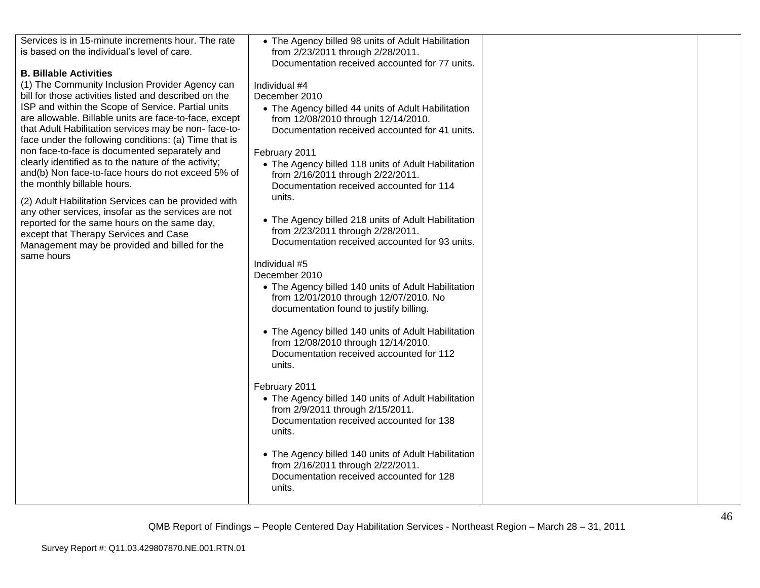| | | | |
|---|---|---|---|
| Services is in 15-minute increments hour. The rate is based on the individual's level of care.<br><br>**B. Billable Activities**<br>(1) The Community Inclusion Provider Agency can bill for those activities listed and described on the ISP and within the Scope of Service. Partial units are allowable. Billable units are face-to-face, except that Adult Habilitation services may be non- face-to-face under the following conditions: (a) Time that is non face-to-face is documented separately and clearly identified as to the nature of the activity; and(b) Non face-to-face hours do not exceed 5% of the monthly billable hours.<br><br>(2) Adult Habilitation Services can be provided with any other services, insofar as the services are not reported for the same hours on the same day, except that Therapy Services and Case Management may be provided and billed for the same hours | • The Agency billed 98 units of Adult Habilitation from 2/23/2011 through 2/28/2011. Documentation received accounted for 77 units.<br><br>Individual #4<br>December 2010<br>• The Agency billed 44 units of Adult Habilitation from 12/08/2010 through 12/14/2010. Documentation received accounted for 41 units.<br><br>February 2011<br>• The Agency billed 118 units of Adult Habilitation from 2/16/2011 through 2/22/2011. Documentation received accounted for 114 units.<br><br>• The Agency billed 218 units of Adult Habilitation from 2/23/2011 through 2/28/2011. Documentation received accounted for 93 units.<br><br>Individual #5<br>December 2010<br>• The Agency billed 140 units of Adult Habilitation from 12/01/2010 through 12/07/2010. No documentation found to justify billing.<br><br>• The Agency billed 140 units of Adult Habilitation from 12/08/2010 through 12/14/2010. Documentation received accounted for 112 units.<br><br>February 2011<br>• The Agency billed 140 units of Adult Habilitation from 2/9/2011 through 2/15/2011. Documentation received accounted for 138 units.<br><br>• The Agency billed 140 units of Adult Habilitation from 2/16/2011 through 2/22/2011. Documentation received accounted for 128 units. | | |

QMB Report of Findings – People Centered Day Habilitation Services - Northeast Region – March 28 – 31, 2011

Survey Report #: Q11.03.429807870.NE.001.RTN.01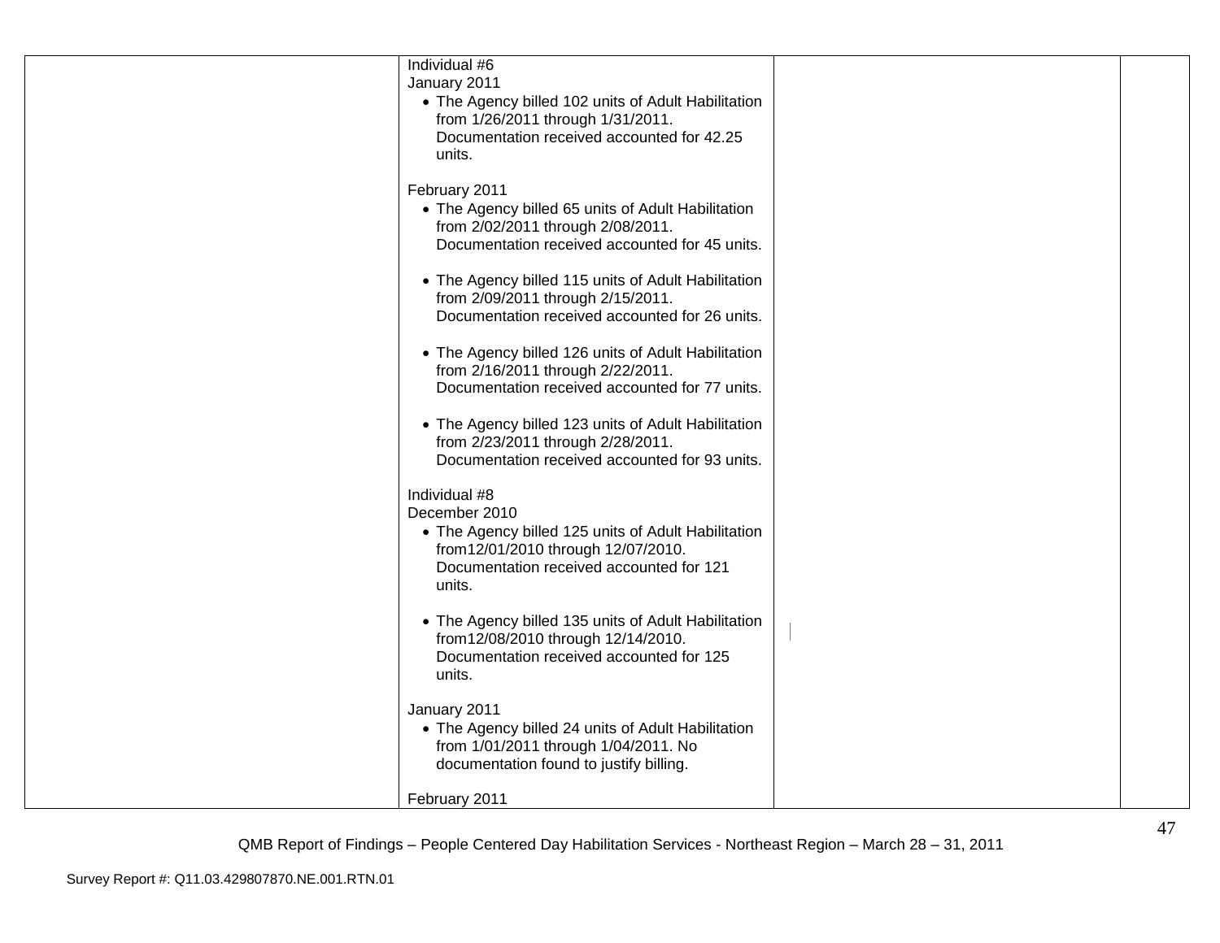| | | | |
|---|---|---|---|
| | Individual #6<br>January 2011<br>• The Agency billed 102 units of Adult Habilitation from 1/26/2011 through 1/31/2011. Documentation received accounted for 42.25 units.<br><br>February 2011<br>• The Agency billed 65 units of Adult Habilitation from 2/02/2011 through 2/08/2011. Documentation received accounted for 45 units.<br><br>• The Agency billed 115 units of Adult Habilitation from 2/09/2011 through 2/15/2011. Documentation received accounted for 26 units.<br><br>• The Agency billed 126 units of Adult Habilitation from 2/16/2011 through 2/22/2011. Documentation received accounted for 77 units.<br><br>• The Agency billed 123 units of Adult Habilitation from 2/23/2011 through 2/28/2011. Documentation received accounted for 93 units.<br><br>Individual #8<br>December 2010<br>• The Agency billed 125 units of Adult Habilitation from12/01/2010 through 12/07/2010. Documentation received accounted for 121 units.<br><br>• The Agency billed 135 units of Adult Habilitation from12/08/2010 through 12/14/2010. Documentation received accounted for 125 units.<br><br>January 2011<br>• The Agency billed 24 units of Adult Habilitation from 1/01/2011 through 1/04/2011. No documentation found to justify billing.<br><br>February 2011 | | |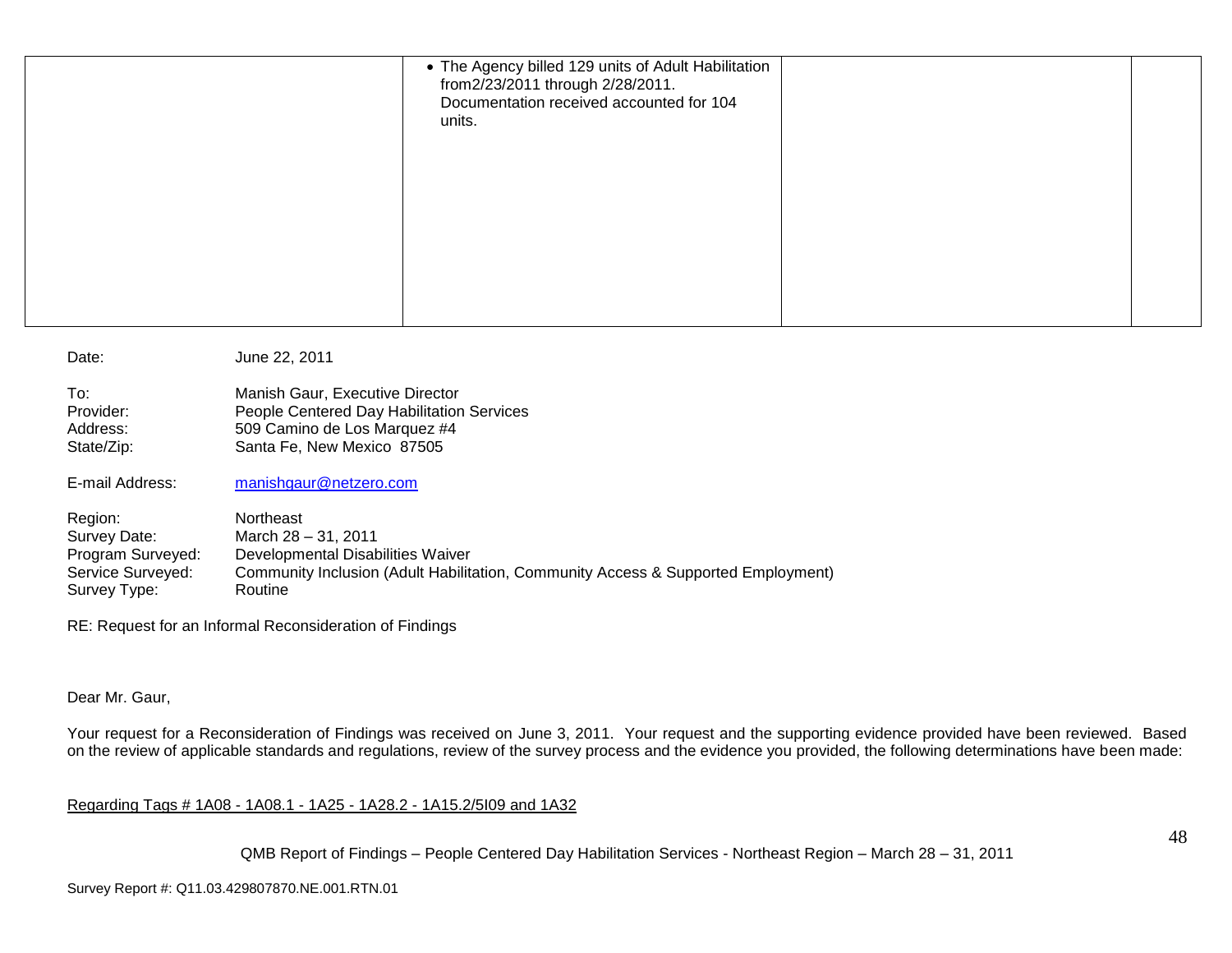| | | | |
|---|---|---|---|
| | • The Agency billed 129 units of Adult Habilitation from2/23/2011 through 2/28/2011. Documentation received accounted for 104 units. | | |

Date: June 22, 2011

To: Manish Gaur, Executive Director
Provider: People Centered Day Habilitation Services
Address: 509 Camino de Los Marquez #4
State/Zip: Santa Fe, New Mexico 87505

E-mail Address: manishgaur@netzero.com

Region: Northeast
Survey Date: March 28 – 31, 2011
Program Surveyed: Developmental Disabilities Waiver
Service Surveyed: Community Inclusion (Adult Habilitation, Community Access & Supported Employment)
Survey Type: Routine

RE: Request for an Informal Reconsideration of Findings

Dear Mr. Gaur,

Your request for a Reconsideration of Findings was received on June 3, 2011. Your request and the supporting evidence provided have been reviewed. Based on the review of applicable standards and regulations, review of the survey process and the evidence you provided, the following determinations have been made:

Regarding Tags # 1A08 - 1A08.1 - 1A25 - 1A28.2 - 1A15.2/5I09 and 1A32

Survey Report #: Q11.03.429807870.NE.001.RTN.01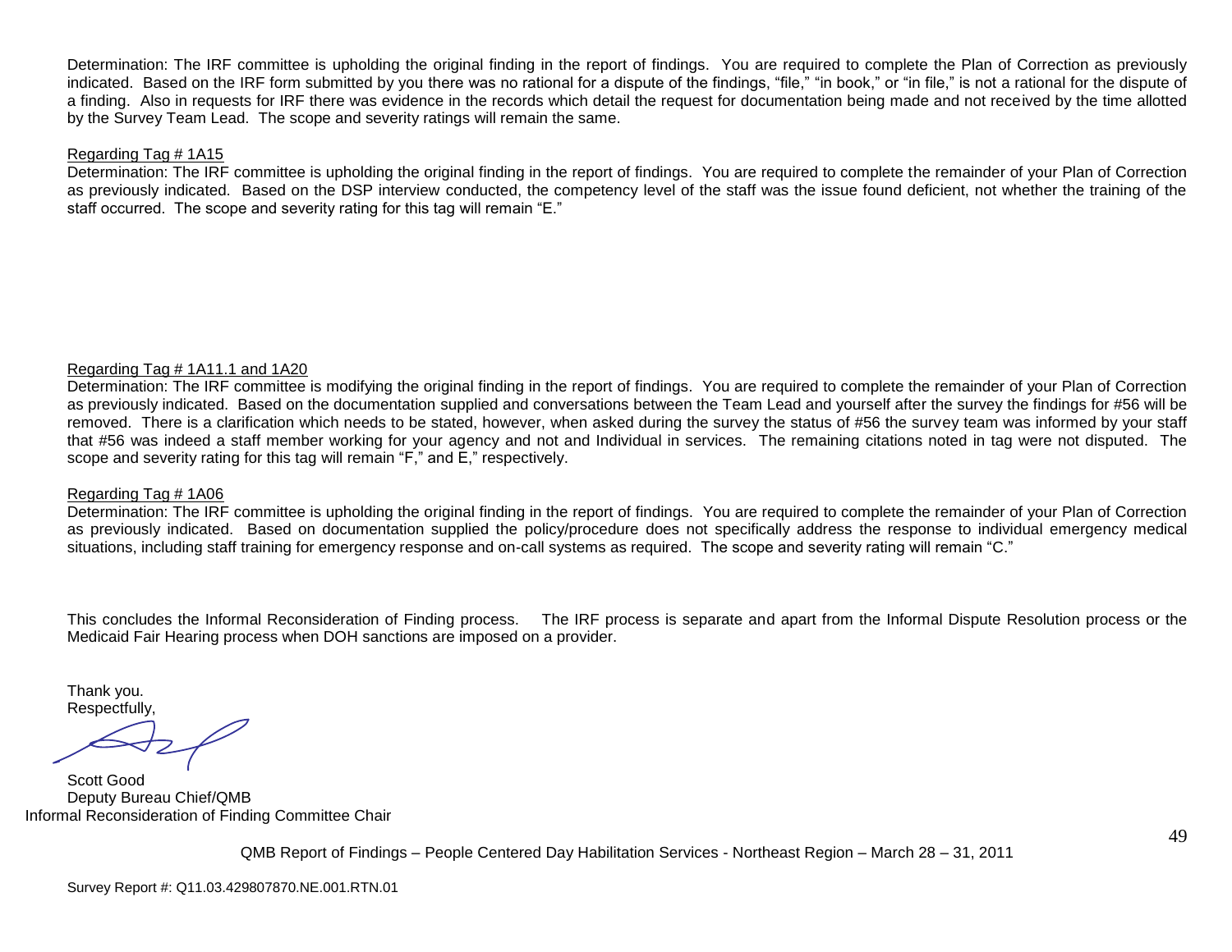Determination: The IRF committee is upholding the original finding in the report of findings. You are required to complete the Plan of Correction as previously indicated. Based on the IRF form submitted by you there was no rational for a dispute of the findings, "file," "in book," or "in file," is not a rational for the dispute of a finding. Also in requests for IRF there was evidence in the records which detail the request for documentation being made and not received by the time allotted by the Survey Team Lead. The scope and severity ratings will remain the same.

Regarding Tag # 1A15

Determination: The IRF committee is upholding the original finding in the report of findings. You are required to complete the remainder of your Plan of Correction as previously indicated. Based on the DSP interview conducted, the competency level of the staff was the issue found deficient, not whether the training of the staff occurred. The scope and severity rating for this tag will remain "E."

Regarding Tag # 1A11.1 and 1A20

Determination: The IRF committee is modifying the original finding in the report of findings. You are required to complete the remainder of your Plan of Correction as previously indicated. Based on the documentation supplied and conversations between the Team Lead and yourself after the survey the findings for #56 will be removed. There is a clarification which needs to be stated, however, when asked during the survey the status of #56 the survey team was informed by your staff that #56 was indeed a staff member working for your agency and not and Individual in services. The remaining citations noted in tag were not disputed. The scope and severity rating for this tag will remain "F," and E," respectively.

Regarding Tag # 1A06

Determination: The IRF committee is upholding the original finding in the report of findings. You are required to complete the remainder of your Plan of Correction as previously indicated. Based on documentation supplied the policy/procedure does not specifically address the response to individual emergency medical situations, including staff training for emergency response and on-call systems as required. The scope and severity rating will remain "C."

This concludes the Informal Reconsideration of Finding process. The IRF process is separate and apart from the Informal Dispute Resolution process or the Medicaid Fair Hearing process when DOH sanctions are imposed on a provider.

Thank you.
Respectfully,

Scott Good
Deputy Bureau Chief/QMB
Informal Reconsideration of Finding Committee Chair

QMB Report of Findings – People Centered Day Habilitation Services - Northeast Region – March 28 – 31, 2011

Survey Report #: Q11.03.429807870.NE.001.RTN.01